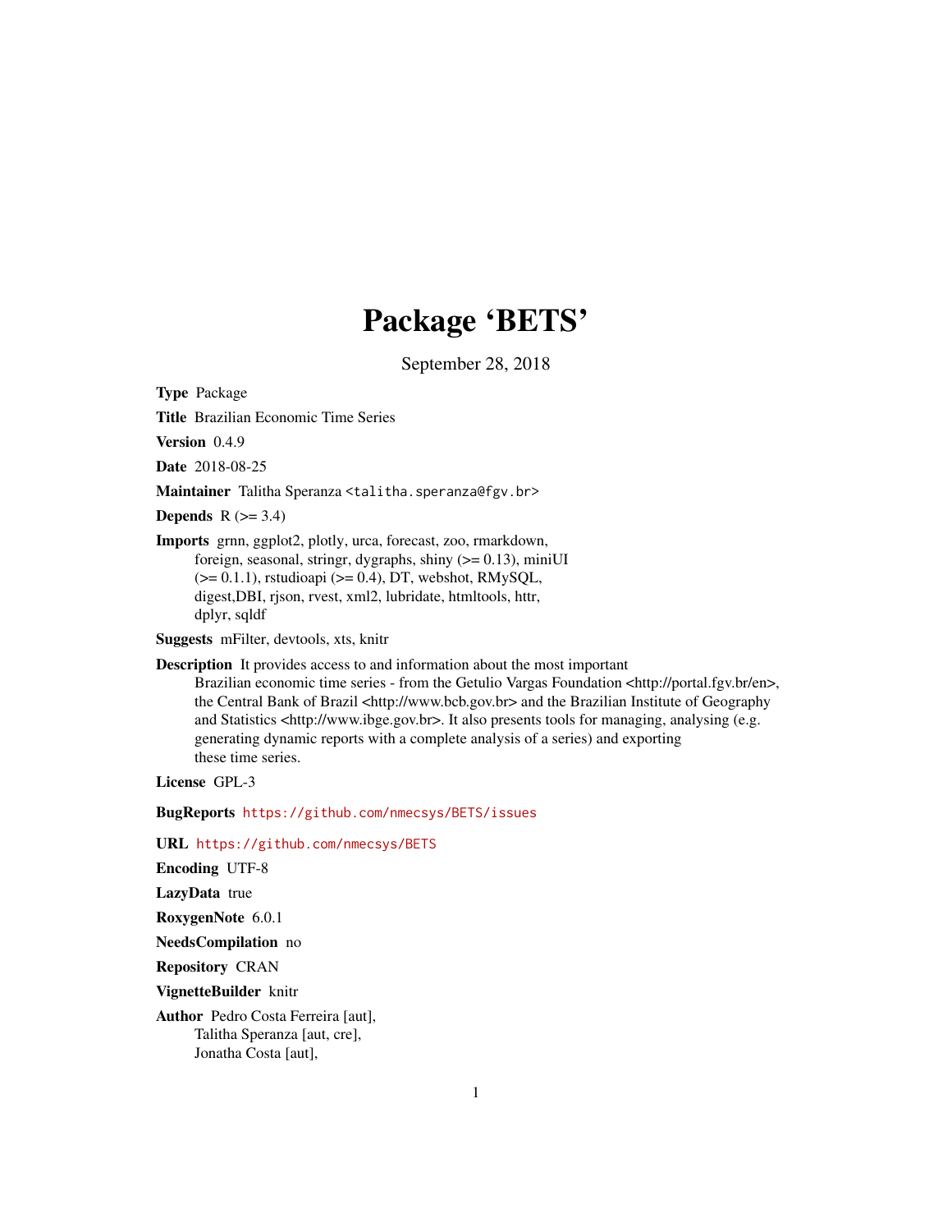# Package 'BETS'

September 28, 2018

**Type** Package

**Title** Brazilian Economic Time Series

**Version** 0.4.9

**Date** 2018-08-25

**Maintainer** Talitha Speranza <talitha.speranza@fgv.br>

**Depends** R (>= 3.4)

**Imports** grnn, ggplot2, plotly, urca, forecast, zoo, rmarkdown, foreign, seasonal, stringr, dygraphs, shiny (>= 0.13), miniUI (>= 0.1.1), rstudioapi (>= 0.4), DT, webshot, RMySQL, digest,DBI, rjson, rvest, xml2, lubridate, htmltools, httr, dplyr, sqldf

**Suggests** mFilter, devtools, xts, knitr

**Description** It provides access to and information about the most important Brazilian economic time series - from the Getulio Vargas Foundation <http://portal.fgv.br/en>, the Central Bank of Brazil <http://www.bcb.gov.br> and the Brazilian Institute of Geography and Statistics <http://www.ibge.gov.br>. It also presents tools for managing, analysing (e.g. generating dynamic reports with a complete analysis of a series) and exporting these time series.

**License** GPL-3

**BugReports** https://github.com/nmecsys/BETS/issues

**URL** https://github.com/nmecsys/BETS

**Encoding** UTF-8

**LazyData** true

**RoxygenNote** 6.0.1

**NeedsCompilation** no

**Repository** CRAN

**VignetteBuilder** knitr

**Author** Pedro Costa Ferreira [aut],
Talitha Speranza [aut, cre],
Jonatha Costa [aut],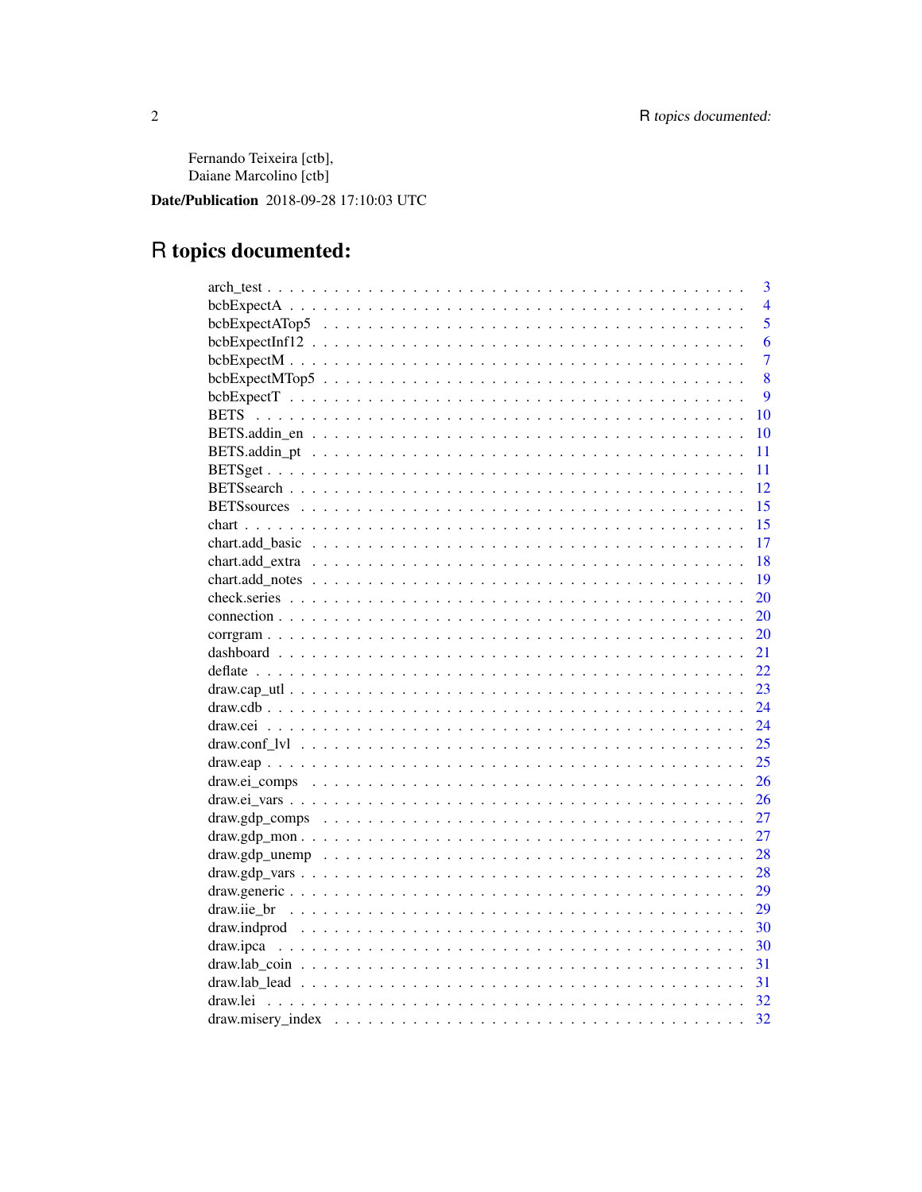Fernando Teixeira [ctb],
Daiane Marcolino [ctb]

**Date/Publication** 2018-09-28 17:10:03 UTC

# R topics documented:

| | |
|---|---|
| arch_test | 3 |
| bcbExpectA | 4 |
| bcbExpectATop5 | 5 |
| bcbExpectInf12 | 6 |
| bcbExpectM | 7 |
| bcbExpectMTop5 | 8 |
| bcbExpectT | 9 |
| BETS | 10 |
| BETS.addin_en | 10 |
| BETS.addin_pt | 11 |
| BETSget | 11 |
| BETSsearch | 12 |
| BETSsources | 15 |
| chart | 15 |
| chart.add_basic | 17 |
| chart.add_extra | 18 |
| chart.add_notes | 19 |
| check.series | 20 |
| connection | 20 |
| corrgram | 20 |
| dashboard | 21 |
| deflate | 22 |
| draw.cap_utl | 23 |
| draw.cdb | 24 |
| draw.cei | 24 |
| draw.conf_lvl | 25 |
| draw.eap | 25 |
| draw.ei_comps | 26 |
| draw.ei_vars | 26 |
| draw.gdp_comps | 27 |
| draw.gdp_mon | 27 |
| draw.gdp_unemp | 28 |
| draw.gdp_vars | 28 |
| draw.generic | 29 |
| draw.iie_br | 29 |
| draw.indprod | 30 |
| draw.ipca | 30 |
| draw.lab_coin | 31 |
| draw.lab_lead | 31 |
| draw.lei | 32 |
| draw.misery_index | 32 |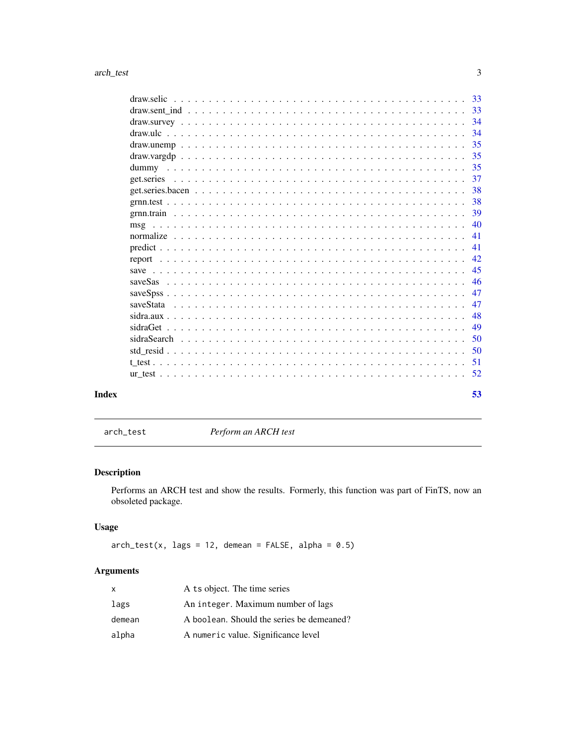| | |
|---|---|
| draw.selic | 33 |
| draw.sent_ind | 33 |
| draw.survey | 34 |
| draw.ulc | 34 |
| draw.unemp | 35 |
| draw.vargdp | 35 |
| dummy | 35 |
| get.series | 37 |
| get.series.bacen | 38 |
| grnn.test | 38 |
| grnn.train | 39 |
| msg | 40 |
| normalize | 41 |
| predict | 41 |
| report | 42 |
| save | 45 |
| saveSas | 46 |
| saveSpss | 47 |
| saveStata | 47 |
| sidra.aux | 48 |
| sidraGet | 49 |
| sidraSearch | 50 |
| std_resid | 50 |
| t_test | 51 |
| ur_test | 52 |

**Index** **53**

---

`arch_test` *Perform an ARCH test*

---

## Description

Performs an ARCH test and show the results. Formerly, this function was part of FinTS, now an obsoleted package.

## Usage

```
arch_test(x, lags = 12, demean = FALSE, alpha = 0.5)
```

## Arguments

| | |
|---|---|
| `x` | A `ts` object. The time series |
| `lags` | An `integer`. Maximum number of lags |
| `demean` | A `boolean`. Should the series be demeaned? |
| `alpha` | A `numeric` value. Significance level |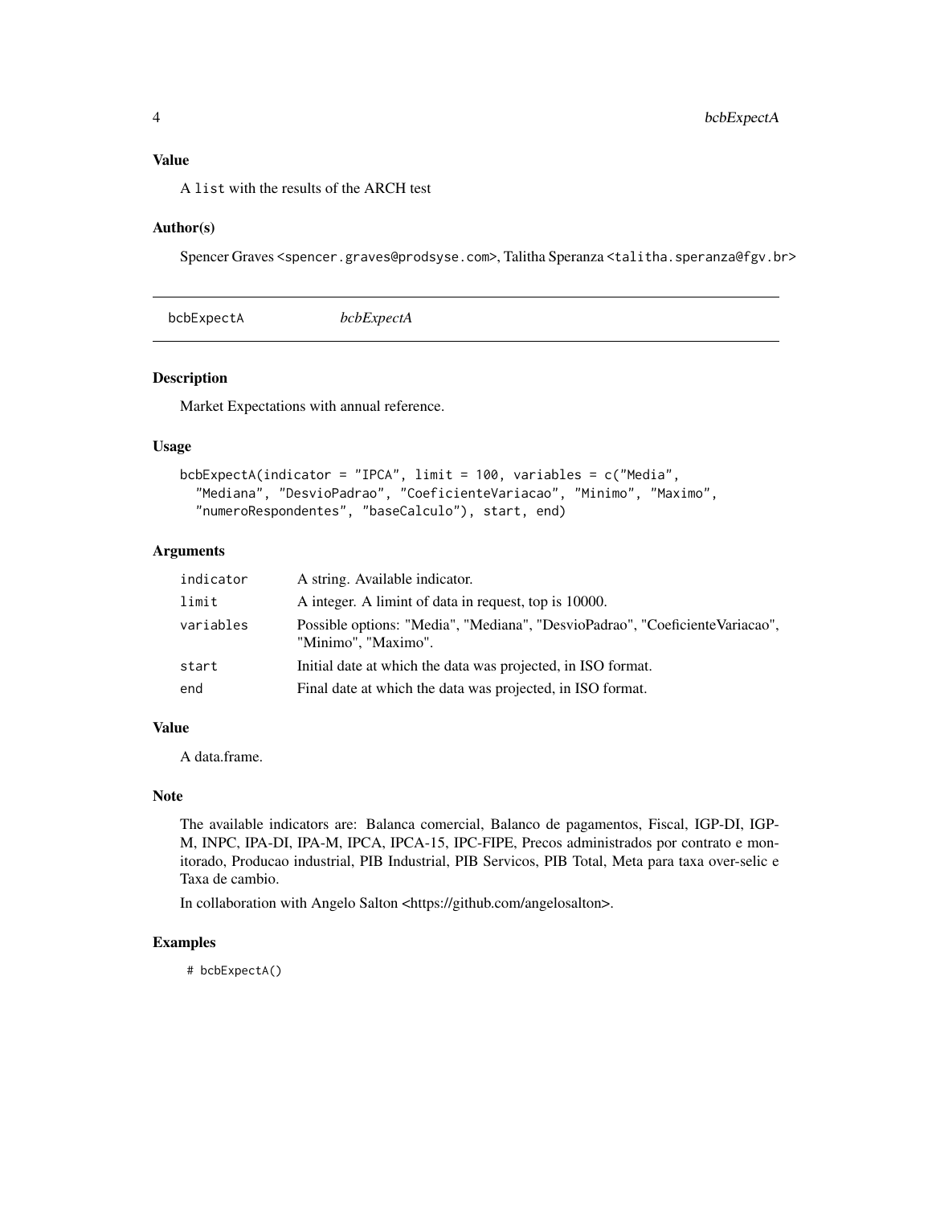### Value

A `list` with the results of the ARCH test

### Author(s)

Spencer Graves <spencer.graves@prodsyse.com>, Talitha Speranza <talitha.speranza@fgv.br>

---

## bcbExpectA — *bcbExpectA*

---

### Description

Market Expectations with annual reference.

### Usage

```
bcbExpectA(indicator = "IPCA", limit = 100, variables = c("Media",
  "Mediana", "DesvioPadrao", "CoeficienteVariacao", "Minimo", "Maximo",
  "numeroRespondentes", "baseCalculo"), start, end)
```

### Arguments

| | |
|---|---|
| `indicator` | A string. Available indicator. |
| `limit` | A integer. A limint of data in request, top is 10000. |
| `variables` | Possible options: "Media", "Mediana", "DesvioPadrao", "CoeficienteVariacao", "Minimo", "Maximo". |
| `start` | Initial date at which the data was projected, in ISO format. |
| `end` | Final date at which the data was projected, in ISO format. |

### Value

A data.frame.

### Note

The available indicators are: Balanca comercial, Balanco de pagamentos, Fiscal, IGP-DI, IGP-M, INPC, IPA-DI, IPA-M, IPCA, IPCA-15, IPC-FIPE, Precos administrados por contrato e monitorado, Producao industrial, PIB Industrial, PIB Servicos, PIB Total, Meta para taxa over-selic e Taxa de cambio.

In collaboration with Angelo Salton <https://github.com/angelosalton>.

### Examples

```
# bcbExpectA()
```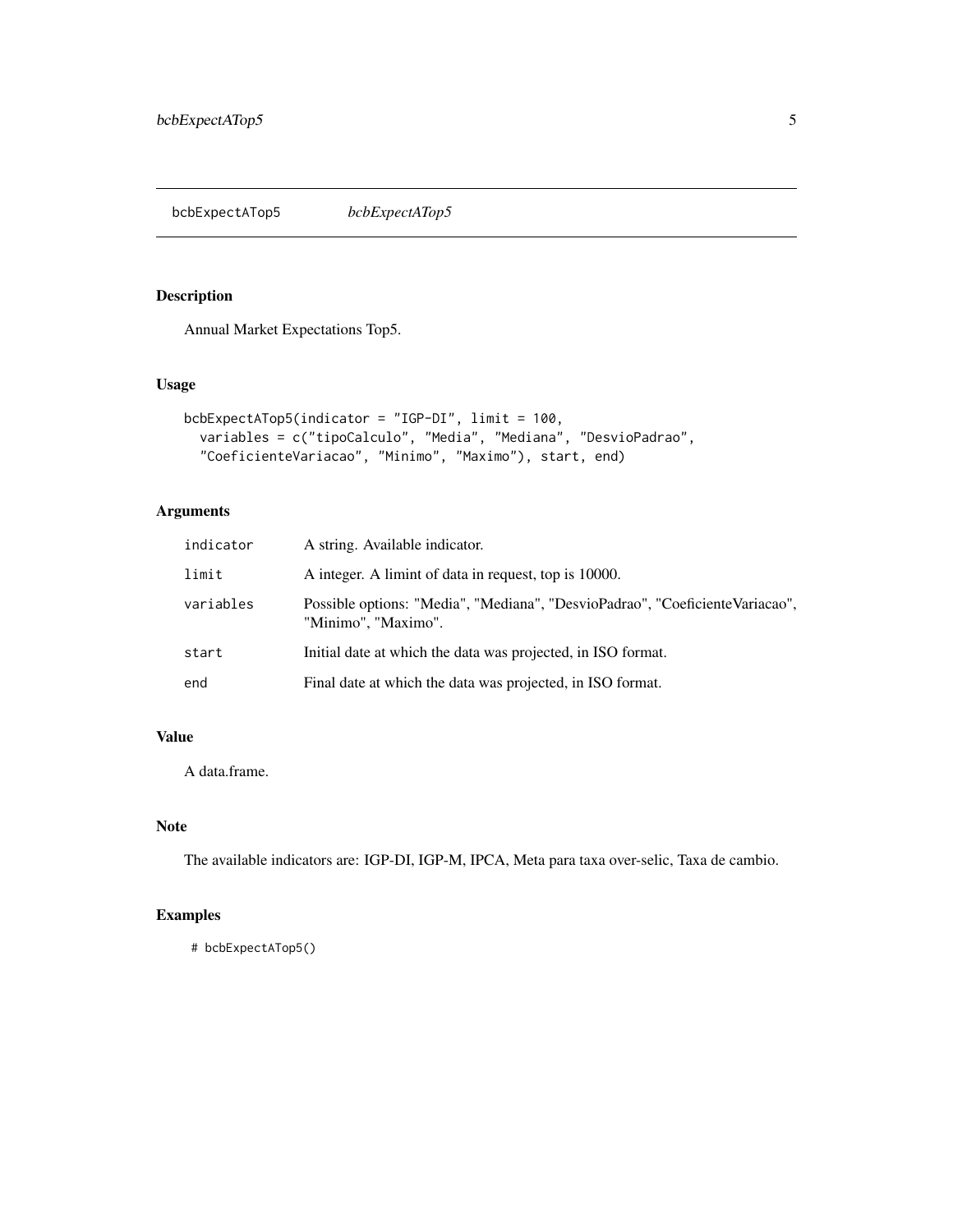bcbExpectATop5 *bcbExpectATop5*

## Description

Annual Market Expectations Top5.

## Usage

```
bcbExpectATop5(indicator = "IGP-DI", limit = 100,
  variables = c("tipoCalculo", "Media", "Mediana", "DesvioPadrao",
  "CoeficienteVariacao", "Minimo", "Maximo"), start, end)
```

## Arguments

| | |
|---|---|
| `indicator` | A string. Available indicator. |
| `limit` | A integer. A limint of data in request, top is 10000. |
| `variables` | Possible options: "Media", "Mediana", "DesvioPadrao", "CoeficienteVariacao", "Minimo", "Maximo". |
| `start` | Initial date at which the data was projected, in ISO format. |
| `end` | Final date at which the data was projected, in ISO format. |

## Value

A data.frame.

## Note

The available indicators are: IGP-DI, IGP-M, IPCA, Meta para taxa over-selic, Taxa de cambio.

## Examples

```
# bcbExpectATop5()
```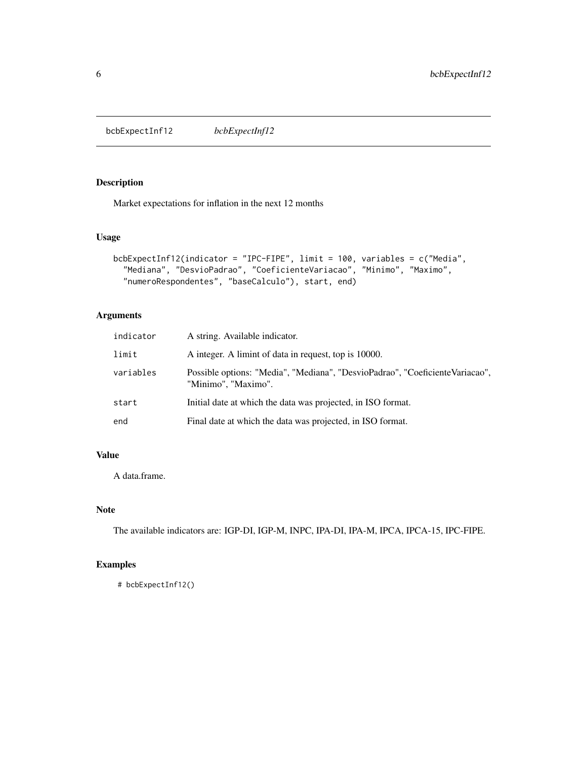## bcbExpectInf12 *bcbExpectInf12*

### Description

Market expectations for inflation in the next 12 months

### Usage

```
bcbExpectInf12(indicator = "IPC-FIPE", limit = 100, variables = c("Media",
  "Mediana", "DesvioPadrao", "CoeficienteVariacao", "Minimo", "Maximo",
  "numeroRespondentes", "baseCalculo"), start, end)
```

### Arguments

| | |
|---|---|
| indicator | A string. Available indicator. |
| limit | A integer. A limint of data in request, top is 10000. |
| variables | Possible options: "Media", "Mediana", "DesvioPadrao", "CoeficienteVariacao", "Minimo", "Maximo". |
| start | Initial date at which the data was projected, in ISO format. |
| end | Final date at which the data was projected, in ISO format. |

### Value

A data.frame.

### Note

The available indicators are: IGP-DI, IGP-M, INPC, IPA-DI, IPA-M, IPCA, IPCA-15, IPC-FIPE.

### Examples

```
# bcbExpectInf12()
```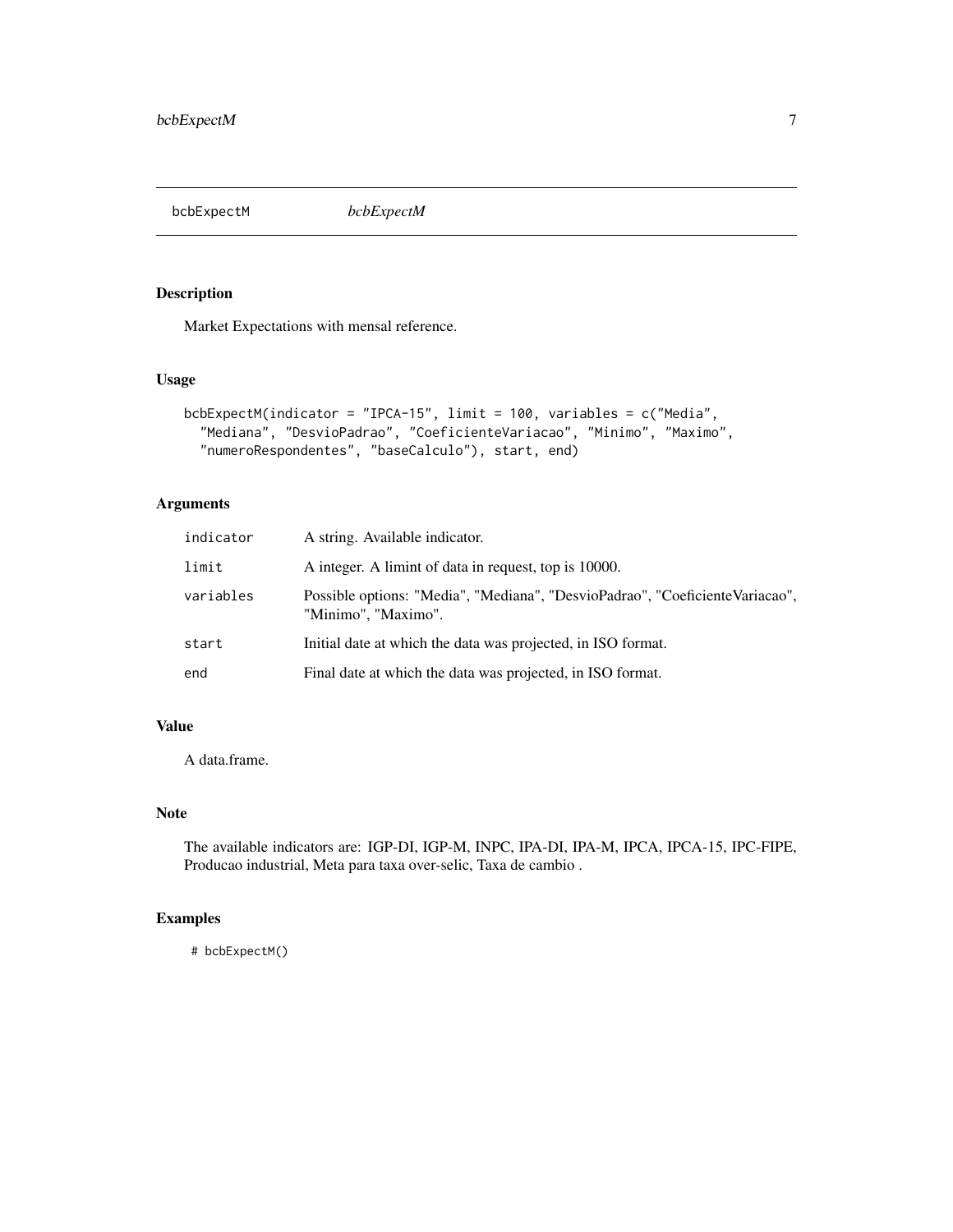# bcbExpectM

*bcbExpectM*

## Description

Market Expectations with mensal reference.

## Usage

```
bcbExpectM(indicator = "IPCA-15", limit = 100, variables = c("Media",
  "Mediana", "DesvioPadrao", "CoeficienteVariacao", "Minimo", "Maximo",
  "numeroRespondentes", "baseCalculo"), start, end)
```

## Arguments

| | |
|---|---|
| `indicator` | A string. Available indicator. |
| `limit` | A integer. A limint of data in request, top is 10000. |
| `variables` | Possible options: "Media", "Mediana", "DesvioPadrao", "CoeficienteVariacao", "Minimo", "Maximo". |
| `start` | Initial date at which the data was projected, in ISO format. |
| `end` | Final date at which the data was projected, in ISO format. |

## Value

A data.frame.

## Note

The available indicators are: IGP-DI, IGP-M, INPC, IPA-DI, IPA-M, IPCA, IPCA-15, IPC-FIPE, Producao industrial, Meta para taxa over-selic, Taxa de cambio .

## Examples

```
# bcbExpectM()
```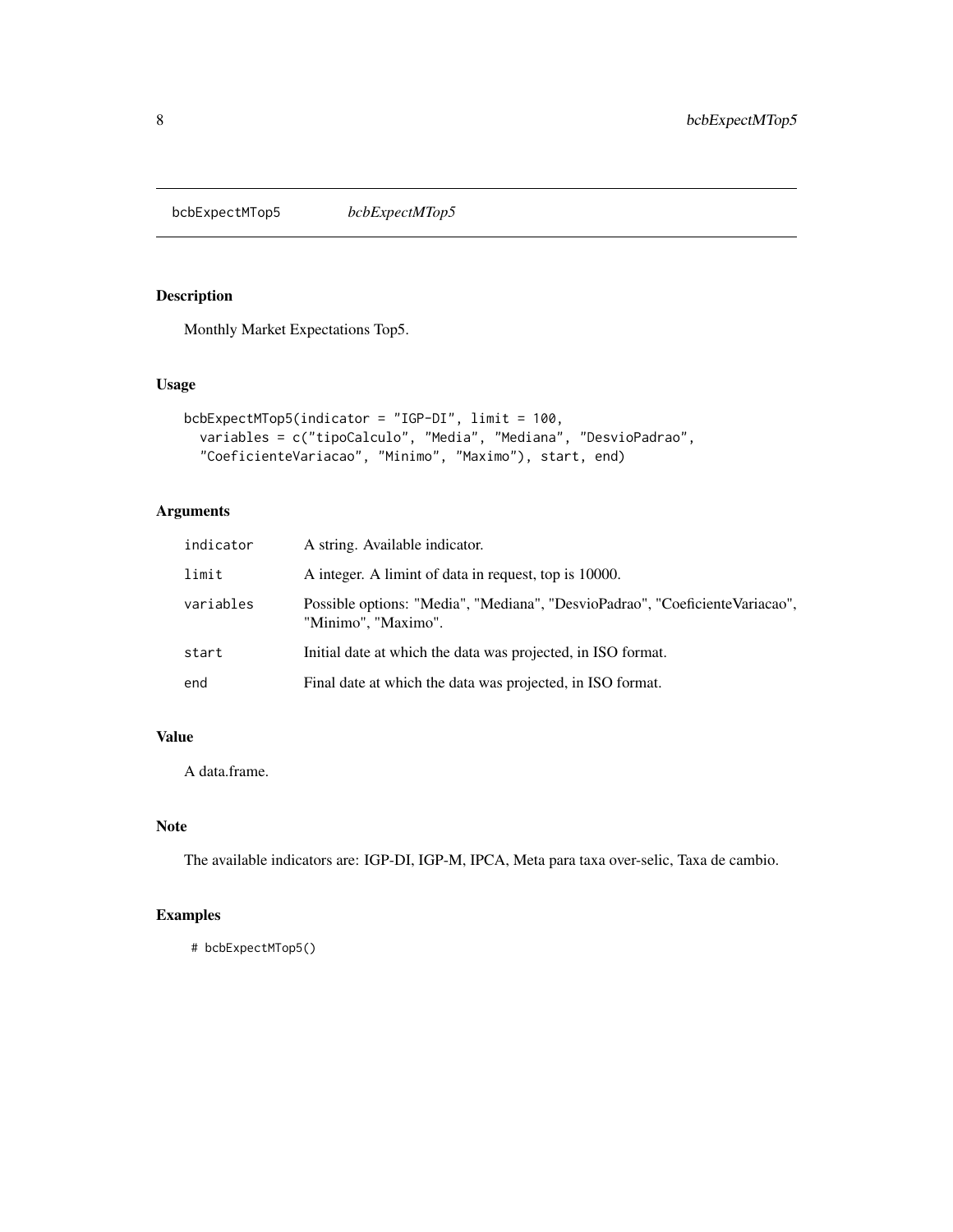## bcbExpectMTop5 *bcbExpectMTop5*

### Description

Monthly Market Expectations Top5.

### Usage

```
bcbExpectMTop5(indicator = "IGP-DI", limit = 100,
  variables = c("tipoCalculo", "Media", "Mediana", "DesvioPadrao",
  "CoeficienteVariacao", "Minimo", "Maximo"), start, end)
```

### Arguments

| | |
|---|---|
| indicator | A string. Available indicator. |
| limit | A integer. A limint of data in request, top is 10000. |
| variables | Possible options: "Media", "Mediana", "DesvioPadrao", "CoeficienteVariacao", "Minimo", "Maximo". |
| start | Initial date at which the data was projected, in ISO format. |
| end | Final date at which the data was projected, in ISO format. |

### Value

A data.frame.

### Note

The available indicators are: IGP-DI, IGP-M, IPCA, Meta para taxa over-selic, Taxa de cambio.

### Examples

```
# bcbExpectMTop5()
```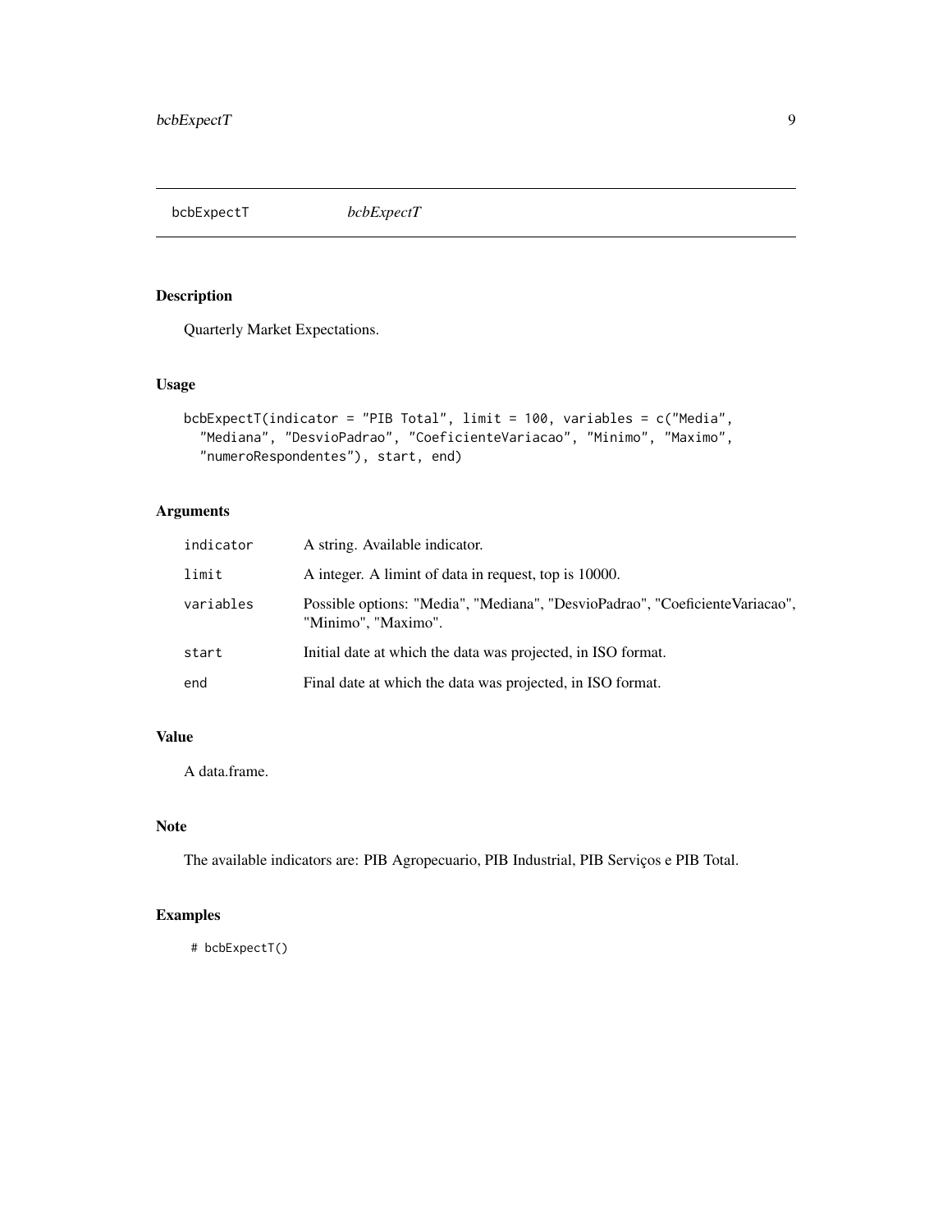## bcbExpectT — *bcbExpectT*

### Description

Quarterly Market Expectations.

### Usage

```
bcbExpectT(indicator = "PIB Total", limit = 100, variables = c("Media",
  "Mediana", "DesvioPadrao", "CoeficienteVariacao", "Minimo", "Maximo",
  "numeroRespondentes"), start, end)
```

### Arguments

| | |
|---|---|
| `indicator` | A string. Available indicator. |
| `limit` | A integer. A limint of data in request, top is 10000. |
| `variables` | Possible options: "Media", "Mediana", "DesvioPadrao", "CoeficienteVariacao", "Minimo", "Maximo". |
| `start` | Initial date at which the data was projected, in ISO format. |
| `end` | Final date at which the data was projected, in ISO format. |

### Value

A data.frame.

### Note

The available indicators are: PIB Agropecuario, PIB Industrial, PIB Serviços e PIB Total.

### Examples

```
# bcbExpectT()
```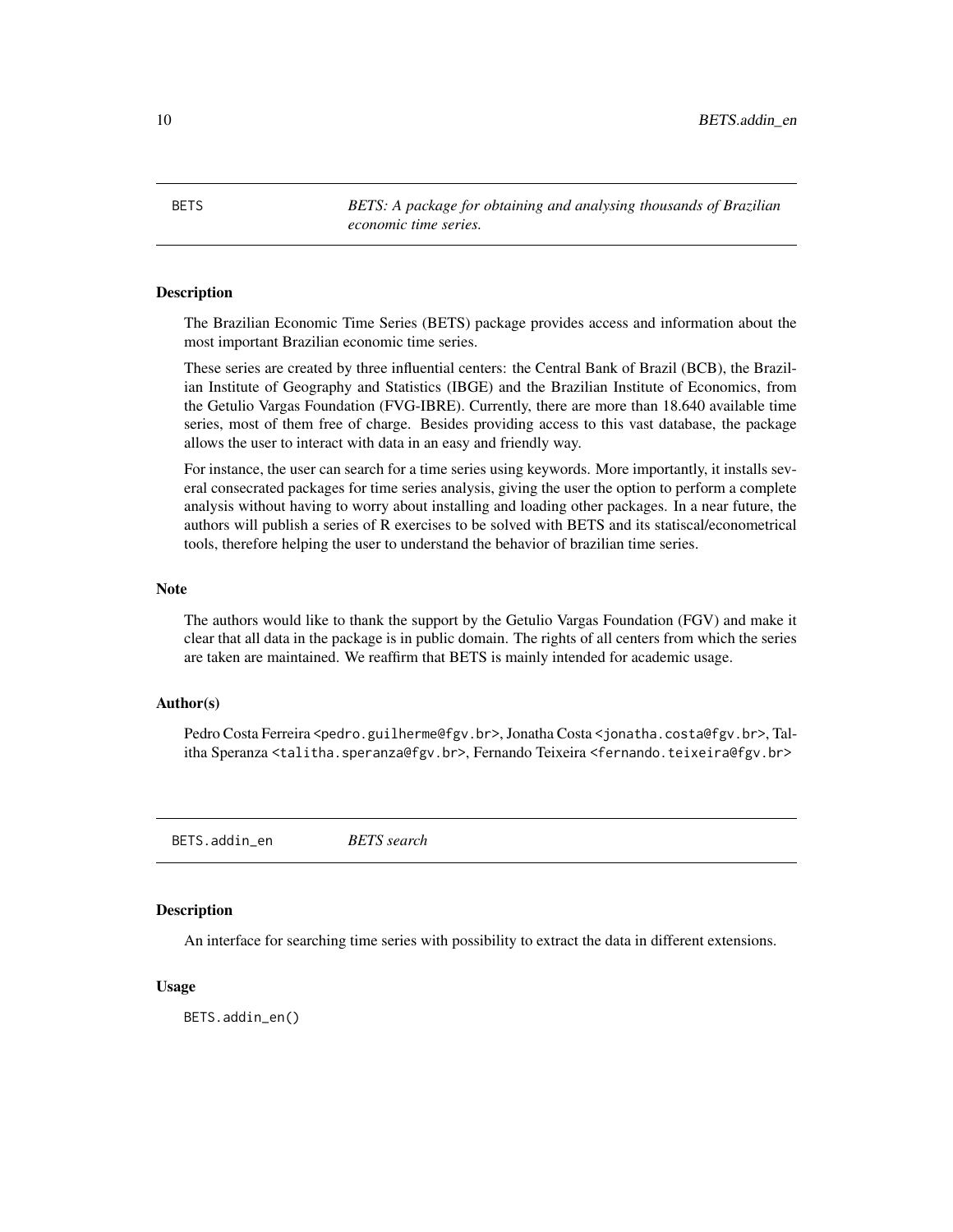## BETS — *BETS: A package for obtaining and analysing thousands of Brazilian economic time series.*

### Description

The Brazilian Economic Time Series (BETS) package provides access and information about the most important Brazilian economic time series.

These series are created by three influential centers: the Central Bank of Brazil (BCB), the Brazilian Institute of Geography and Statistics (IBGE) and the Brazilian Institute of Economics, from the Getulio Vargas Foundation (FVG-IBRE). Currently, there are more than 18.640 available time series, most of them free of charge. Besides providing access to this vast database, the package allows the user to interact with data in an easy and friendly way.

For instance, the user can search for a time series using keywords. More importantly, it installs several consecrated packages for time series analysis, giving the user the option to perform a complete analysis without having to worry about installing and loading other packages. In a near future, the authors will publish a series of R exercises to be solved with BETS and its statiscal/econometrical tools, therefore helping the user to understand the behavior of brazilian time series.

### Note

The authors would like to thank the support by the Getulio Vargas Foundation (FGV) and make it clear that all data in the package is in public domain. The rights of all centers from which the series are taken are maintained. We reaffirm that BETS is mainly intended for academic usage.

### Author(s)

Pedro Costa Ferreira <pedro.guilherme@fgv.br>, Jonatha Costa <jonatha.costa@fgv.br>, Talitha Speranza <talitha.speranza@fgv.br>, Fernando Teixeira <fernando.teixeira@fgv.br>

## BETS.addin_en — *BETS search*

### Description

An interface for searching time series with possibility to extract the data in different extensions.

### Usage

```
BETS.addin_en()
```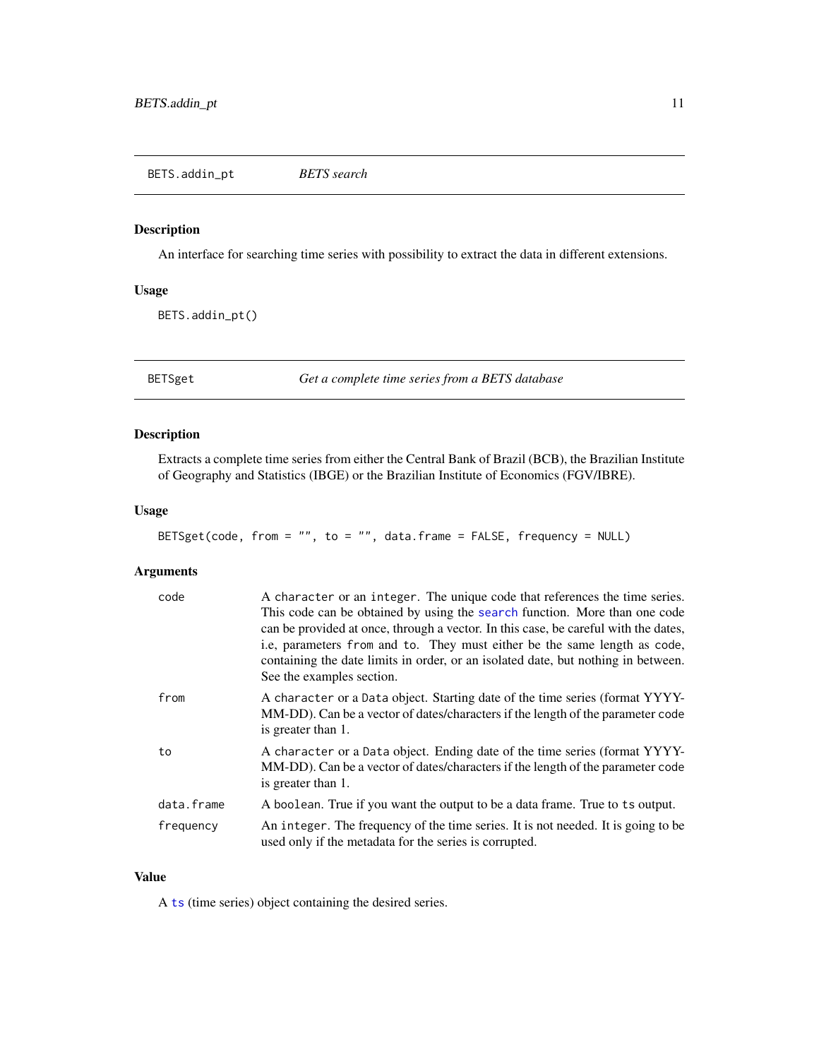## BETS.addin_pt — *BETS search*

### Description

An interface for searching time series with possibility to extract the data in different extensions.

### Usage

```
BETS.addin_pt()
```

## BETSget — *Get a complete time series from a BETS database*

### Description

Extracts a complete time series from either the Central Bank of Brazil (BCB), the Brazilian Institute of Geography and Statistics (IBGE) or the Brazilian Institute of Economics (FGV/IBRE).

### Usage

```
BETSget(code, from = "", to = "", data.frame = FALSE, frequency = NULL)
```

### Arguments

| | |
|---|---|
| `code` | A `character` or an `integer`. The unique code that references the time series. This code can be obtained by using the `search` function. More than one code can be provided at once, through a vector. In this case, be careful with the dates, i.e, parameters `from` and `to`. They must either be the same length as `code`, containing the date limits in order, or an isolated date, but nothing in between. See the examples section. |
| `from` | A `character` or a `Data` object. Starting date of the time series (format YYYY-MM-DD). Can be a vector of dates/characters if the length of the parameter `code` is greater than 1. |
| `to` | A `character` or a `Data` object. Ending date of the time series (format YYYY-MM-DD). Can be a vector of dates/characters if the length of the parameter `code` is greater than 1. |
| `data.frame` | A `boolean`. True if you want the output to be a data frame. True to `ts` output. |
| `frequency` | An `integer`. The frequency of the time series. It is not needed. It is going to be used only if the metadata for the series is corrupted. |

### Value

A `ts` (time series) object containing the desired series.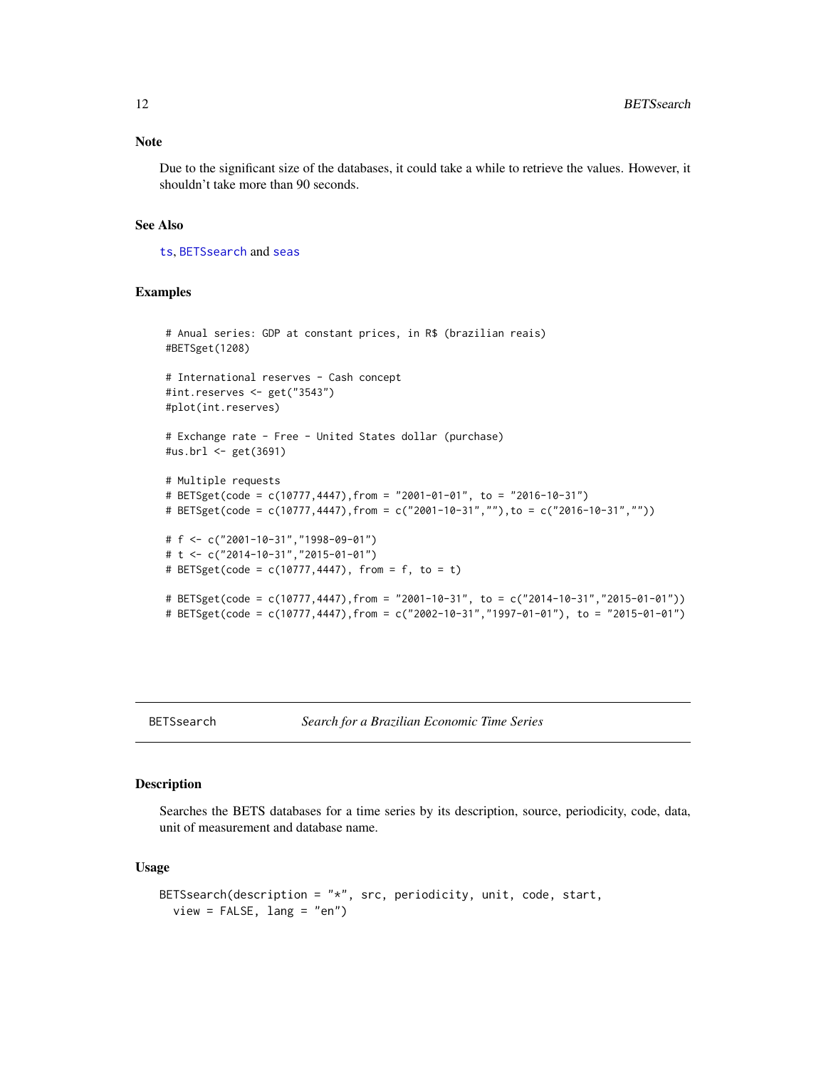## Note

Due to the significant size of the databases, it could take a while to retrieve the values. However, it shouldn't take more than 90 seconds.

## See Also

ts, BETSsearch and seas

## Examples

```
# Anual series: GDP at constant prices, in R$ (brazilian reais)
#BETSget(1208)

# International reserves - Cash concept
#int.reserves <- get("3543")
#plot(int.reserves)

# Exchange rate - Free - United States dollar (purchase)
#us.brl <- get(3691)

# Multiple requests
# BETSget(code = c(10777,4447),from = "2001-01-01", to = "2016-10-31")
# BETSget(code = c(10777,4447),from = c("2001-10-31",""),to = c("2016-10-31",""))

# f <- c("2001-10-31","1998-09-01")
# t <- c("2014-10-31","2015-01-01")
# BETSget(code = c(10777,4447), from = f, to = t)

# BETSget(code = c(10777,4447),from = "2001-10-31", to = c("2014-10-31","2015-01-01"))
# BETSget(code = c(10777,4447),from = c("2002-10-31","1997-01-01"), to = "2015-01-01")
```

---

# BETSsearch — *Search for a Brazilian Economic Time Series*

## Description

Searches the BETS databases for a time series by its description, source, periodicity, code, data, unit of measurement and database name.

## Usage

```
BETSsearch(description = "*", src, periodicity, unit, code, start,
  view = FALSE, lang = "en")
```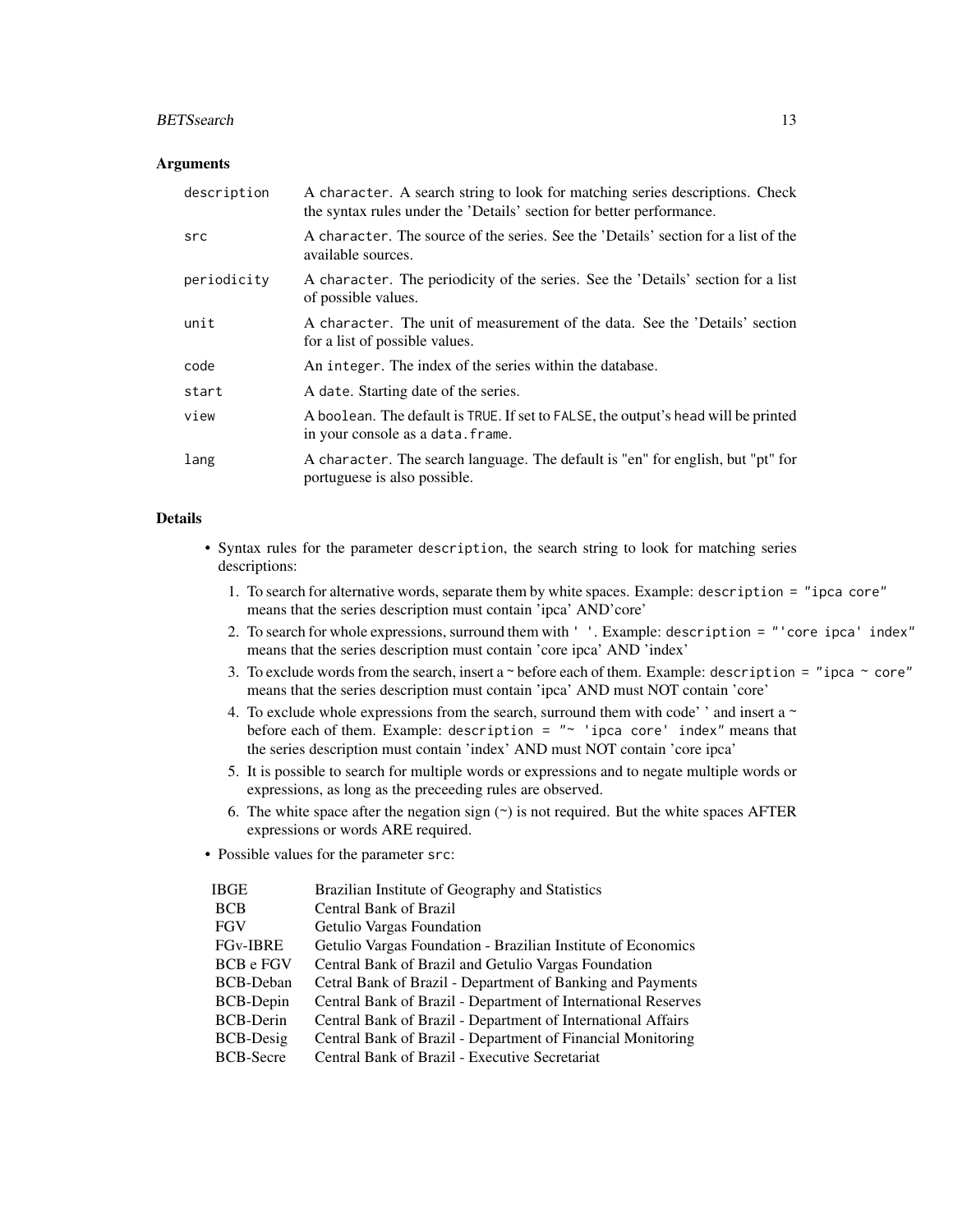## Arguments

| | |
|---|---|
| `description` | A `character`. A search string to look for matching series descriptions. Check the syntax rules under the 'Details' section for better performance. |
| `src` | A `character`. The source of the series. See the 'Details' section for a list of the available sources. |
| `periodicity` | A `character`. The periodicity of the series. See the 'Details' section for a list of possible values. |
| `unit` | A `character`. The unit of measurement of the data. See the 'Details' section for a list of possible values. |
| `code` | An `integer`. The index of the series within the database. |
| `start` | A `date`. Starting date of the series. |
| `view` | A `boolean`. The default is `TRUE`. If set to `FALSE`, the output's head will be printed in your console as a `data.frame`. |
| `lang` | A `character`. The search language. The default is "en" for english, but "pt" for portuguese is also possible. |

## Details

- Syntax rules for the parameter `description`, the search string to look for matching series descriptions:
  1. To search for alternative words, separate them by white spaces. Example: `description = "ipca core"` means that the series description must contain 'ipca' AND'core'
  2. To search for whole expressions, surround them with `' '`. Example: `description = "'core ipca' index"` means that the series description must contain 'core ipca' AND 'index'
  3. To exclude words from the search, insert a ~ before each of them. Example: `description = "ipca ~ core"` means that the series description must contain 'ipca' AND must NOT contain 'core'
  4. To exclude whole expressions from the search, surround them with code' ' and insert a ~ before each of them. Example: `description = "~ 'ipca core' index"` means that the series description must contain 'index' AND must NOT contain 'core ipca'
  5. It is possible to search for multiple words or expressions and to negate multiple words or expressions, as long as the preceeding rules are observed.
  6. The white space after the negation sign (~) is not required. But the white spaces AFTER expressions or words ARE required.
- Possible values for the parameter `src`:

| | |
|---|---|
| IBGE | Brazilian Institute of Geography and Statistics |
| BCB | Central Bank of Brazil |
| FGV | Getulio Vargas Foundation |
| FGv-IBRE | Getulio Vargas Foundation - Brazilian Institute of Economics |
| BCB e FGV | Central Bank of Brazil and Getulio Vargas Foundation |
| BCB-Deban | Cetral Bank of Brazil - Department of Banking and Payments |
| BCB-Depin | Central Bank of Brazil - Department of International Reserves |
| BCB-Derin | Central Bank of Brazil - Department of International Affairs |
| BCB-Desig | Central Bank of Brazil - Department of Financial Monitoring |
| BCB-Secre | Central Bank of Brazil - Executive Secretariat |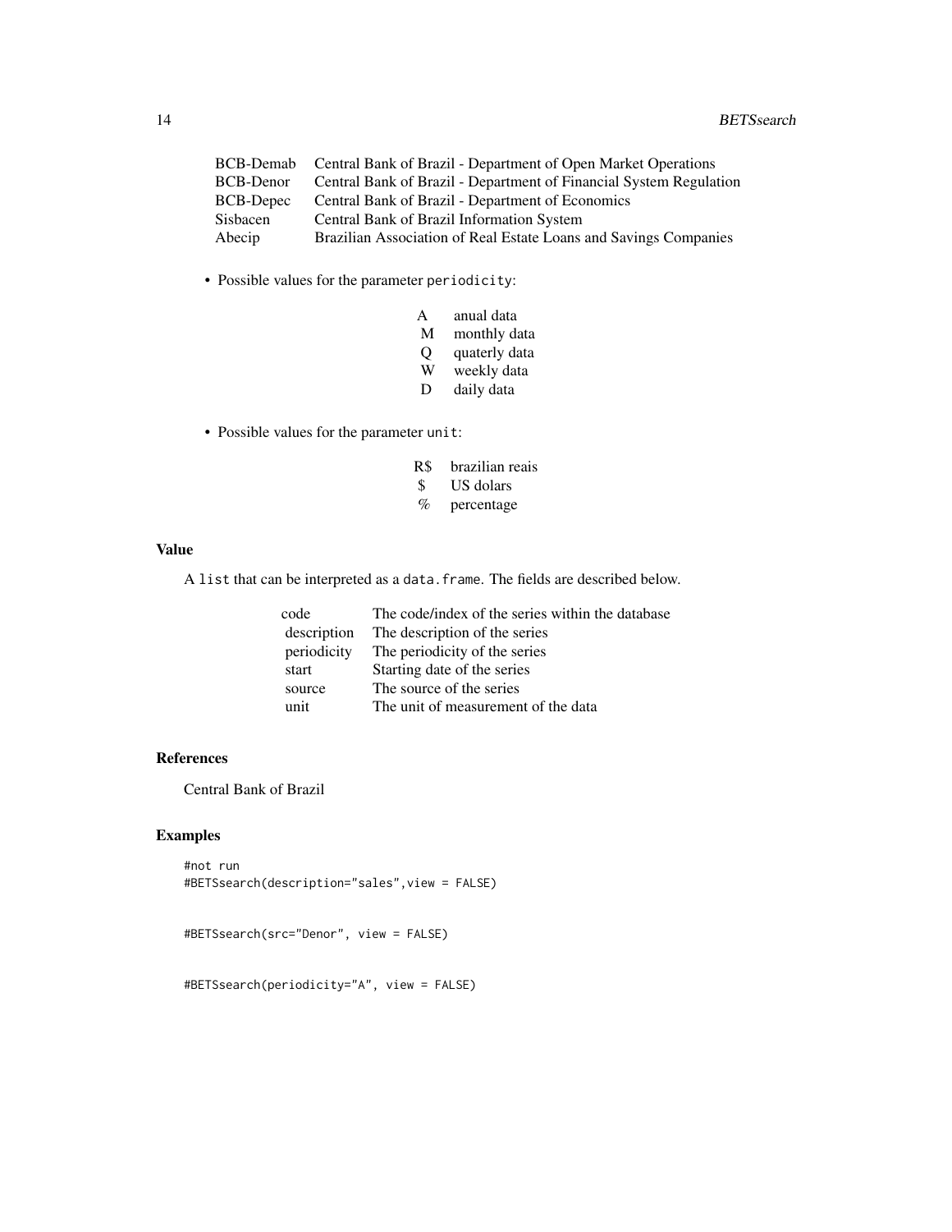| | |
|---|---|
| BCB-Demab | Central Bank of Brazil - Department of Open Market Operations |
| BCB-Denor | Central Bank of Brazil - Department of Financial System Regulation |
| BCB-Depec | Central Bank of Brazil - Department of Economics |
| Sisbacen | Central Bank of Brazil Information System |
| Abecip | Brazilian Association of Real Estate Loans and Savings Companies |

- Possible values for the parameter `periodicity`:

| | |
|---|---|
| A | anual data |
| M | monthly data |
| Q | quaterly data |
| W | weekly data |
| D | daily data |

- Possible values for the parameter `unit`:

| | |
|---|---|
| R$ | brazilian reais |
| $ | US dolars |
| % | percentage |

## Value

A `list` that can be interpreted as a `data.frame`. The fields are described below.

| | |
|---|---|
| code | The code/index of the series within the database |
| description | The description of the series |
| periodicity | The periodicity of the series |
| start | Starting date of the series |
| source | The source of the series |
| unit | The unit of measurement of the data |

## References

Central Bank of Brazil

## Examples

```
#not run
#BETSsearch(description="sales",view = FALSE)


#BETSsearch(src="Denor", view = FALSE)


#BETSsearch(periodicity="A", view = FALSE)
```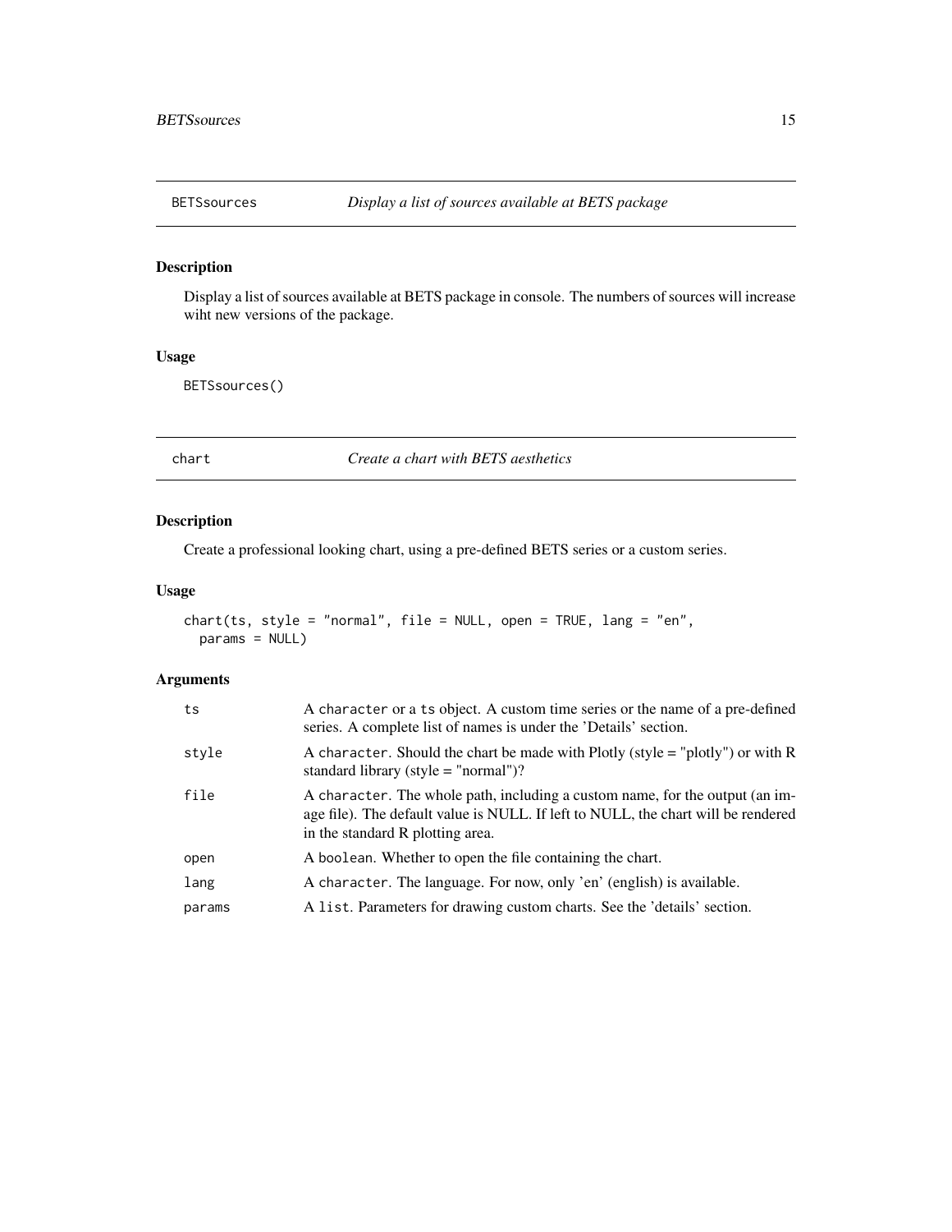## BETSsources — *Display a list of sources available at BETS package*

### Description

Display a list of sources available at BETS package in console. The numbers of sources will increase wiht new versions of the package.

### Usage

```
BETSsources()
```

## chart — *Create a chart with BETS aesthetics*

### Description

Create a professional looking chart, using a pre-defined BETS series or a custom series.

### Usage

```
chart(ts, style = "normal", file = NULL, open = TRUE, lang = "en",
  params = NULL)
```

### Arguments

| | |
|---|---|
| ts | A character or a ts object. A custom time series or the name of a pre-defined series. A complete list of names is under the 'Details' section. |
| style | A character. Should the chart be made with Plotly (style = "plotly") or with R standard library (style = "normal")? |
| file | A character. The whole path, including a custom name, for the output (an image file). The default value is NULL. If left to NULL, the chart will be rendered in the standard R plotting area. |
| open | A boolean. Whether to open the file containing the chart. |
| lang | A character. The language. For now, only 'en' (english) is available. |
| params | A list. Parameters for drawing custom charts. See the 'details' section. |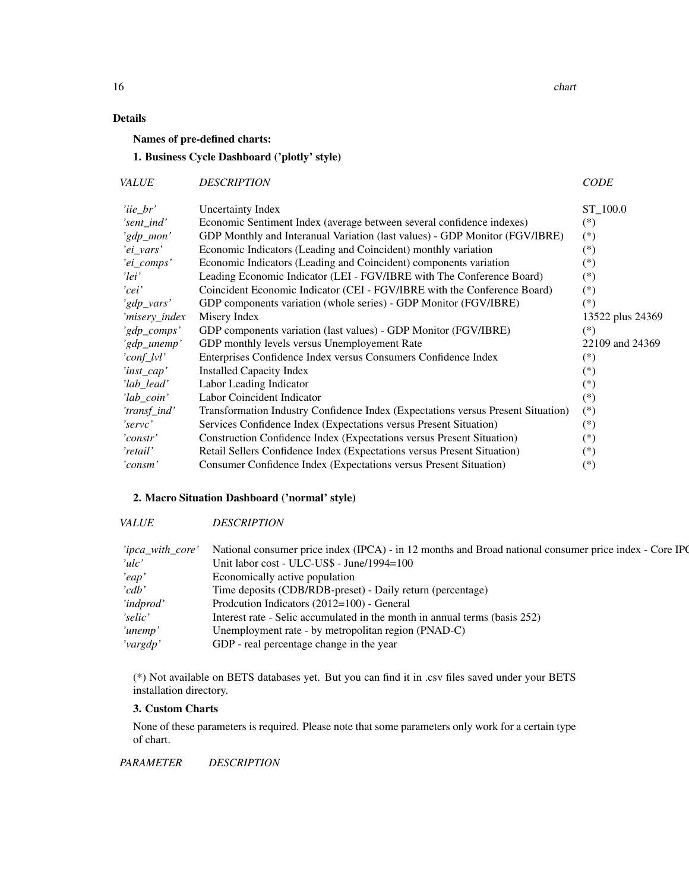## Details

### Names of pre-defined charts:

### 1. Business Cycle Dashboard ('plotly' style)

| *VALUE* | *DESCRIPTION* | *CODE* |
|---|---|---|
| *'iie_br'* | Uncertainty Index | ST_100.0 |
| *'sent_ind'* | Economic Sentiment Index (average between several confidence indexes) | (*) |
| *'gdp_mon'* | GDP Monthly and Interanual Variation (last values) - GDP Monitor (FGV/IBRE) | (*) |
| *'ei_vars'* | Economic Indicators (Leading and Coincident) monthly variation | (*) |
| *'ei_comps'* | Economic Indicators (Leading and Coincident) components variation | (*) |
| *'lei'* | Leading Economic Indicator (LEI - FGV/IBRE with The Conference Board) | (*) |
| *'cei'* | Coincident Economic Indicator (CEI - FGV/IBRE with the Conference Board) | (*) |
| *'gdp_vars'* | GDP components variation (whole series) - GDP Monitor (FGV/IBRE) | (*) |
| *'misery_index* | Misery Index | 13522 plus 24369 |
| *'gdp_comps'* | GDP components variation (last values) - GDP Monitor (FGV/IBRE) | (*) |
| *'gdp_unemp'* | GDP monthly levels versus Unemployement Rate | 22109 and 24369 |
| *'conf_lvl'* | Enterprises Confidence Index versus Consumers Confidence Index | (*) |
| *'inst_cap'* | Installed Capacity Index | (*) |
| *'lab_lead'* | Labor Leading Indicator | (*) |
| *'lab_coin'* | Labor Coincident Indicator | (*) |
| *'transf_ind'* | Transformation Industry Confidence Index (Expectations versus Present Situation) | (*) |
| *'servc'* | Services Confidence Index (Expectations versus Present Situation) | (*) |
| *'constr'* | Construction Confidence Index (Expectations versus Present Situation) | (*) |
| *'retail'* | Retail Sellers Confidence Index (Expectations versus Present Situation) | (*) |
| *'consm'* | Consumer Confidence Index (Expectations versus Present Situation) | (*) |

### 2. Macro Situation Dashboard ('normal' style)

| *VALUE* | *DESCRIPTION* |
|---|---|
| *'ipca_with_core'* | National consumer price index (IPCA) - in 12 months and Broad national consumer price index - Core IPC |
| *'ulc'* | Unit labor cost - ULC-US$ - June/1994=100 |
| *'eap'* | Economically active population |
| *'cdb'* | Time deposits (CDB/RDB-preset) - Daily return (percentage) |
| *'indprod'* | Prodcution Indicators (2012=100) - General |
| *'selic'* | Interest rate - Selic accumulated in the month in annual terms (basis 252) |
| *'unemp'* | Unemployment rate - by metropolitan region (PNAD-C) |
| *'vargdp'* | GDP - real percentage change in the year |

(*) Not available on BETS databases yet. But you can find it in .csv files saved under your BETS installation directory.

### 3. Custom Charts

None of these parameters is required. Please note that some parameters only work for a certain type of chart.

| *PARAMETER* | *DESCRIPTION* |
|---|---|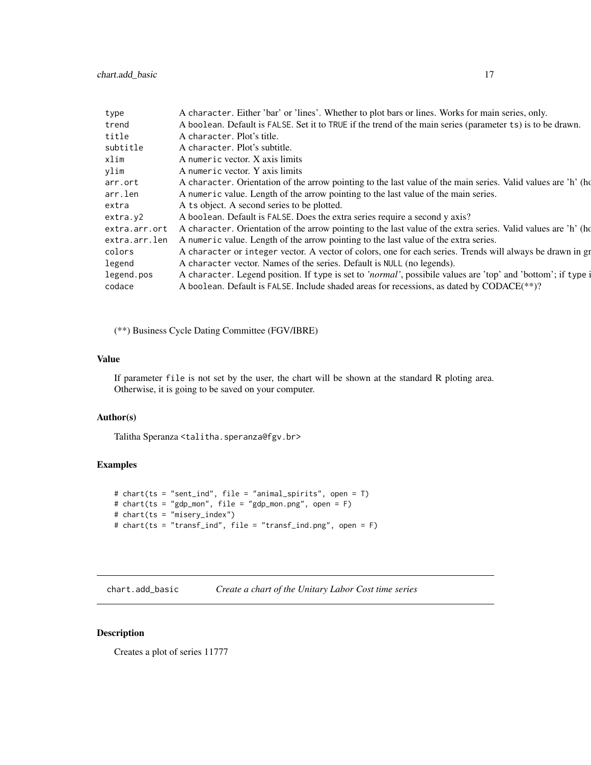| | |
|---|---|
| type | A character. Either 'bar' or 'lines'. Whether to plot bars or lines. Works for main series, only. |
| trend | A boolean. Default is FALSE. Set it to TRUE if the trend of the main series (parameter ts) is to be drawn. |
| title | A character. Plot's title. |
| subtitle | A character. Plot's subtitle. |
| xlim | A numeric vector. X axis limits |
| ylim | A numeric vector. Y axis limits |
| arr.ort | A character. Orientation of the arrow pointing to the last value of the main series. Valid values are 'h' (ho |
| arr.len | A numeric value. Length of the arrow pointing to the last value of the main series. |
| extra | A ts object. A second series to be plotted. |
| extra.y2 | A boolean. Default is FALSE. Does the extra series require a second y axis? |
| extra.arr.ort | A character. Orientation of the arrow pointing to the last value of the extra series. Valid values are 'h' (ho |
| extra.arr.len | A numeric value. Length of the arrow pointing to the last value of the extra series. |
| colors | A character or integer vector. A vector of colors, one for each series. Trends will always be drawn in gr |
| legend | A character vector. Names of the series. Default is NULL (no legends). |
| legend.pos | A character. Legend position. If type is set to *'normal'*, possibile values are 'top' and 'bottom'; if type i |
| codace | A boolean. Default is FALSE. Include shaded areas for recessions, as dated by CODACE(**)? |

(**) Business Cycle Dating Committee (FGV/IBRE)

## Value

If parameter file is not set by the user, the chart will be shown at the standard R ploting area. Otherwise, it is going to be saved on your computer.

## Author(s)

Talitha Speranza <talitha.speranza@fgv.br>

## Examples

```
# chart(ts = "sent_ind", file = "animal_spirits", open = T)
# chart(ts = "gdp_mon", file = "gdp_mon.png", open = F)
# chart(ts = "misery_index")
# chart(ts = "transf_ind", file = "transf_ind.png", open = F)
```

---

# chart.add_basic *Create a chart of the Unitary Labor Cost time series*

## Description

Creates a plot of series 11777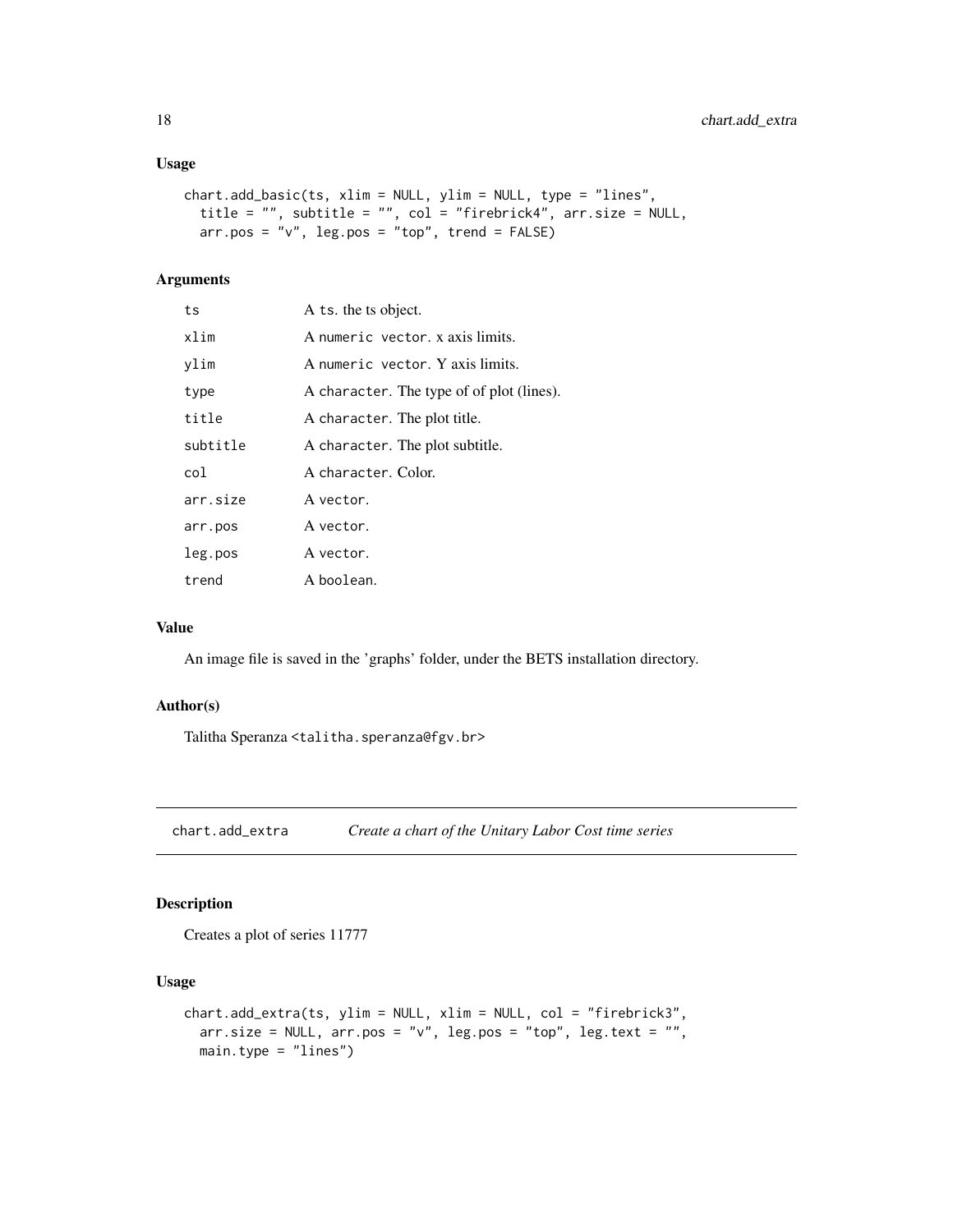### Usage

```
chart.add_basic(ts, xlim = NULL, ylim = NULL, type = "lines",
  title = "", subtitle = "", col = "firebrick4", arr.size = NULL,
  arr.pos = "v", leg.pos = "top", trend = FALSE)
```

### Arguments

| | |
|---|---|
| ts | A ts. the ts object. |
| xlim | A numeric vector. x axis limits. |
| ylim | A numeric vector. Y axis limits. |
| type | A character. The type of of plot (lines). |
| title | A character. The plot title. |
| subtitle | A character. The plot subtitle. |
| col | A character. Color. |
| arr.size | A vector. |
| arr.pos | A vector. |
| leg.pos | A vector. |
| trend | A boolean. |

### Value

An image file is saved in the 'graphs' folder, under the BETS installation directory.

### Author(s)

Talitha Speranza <talitha.speranza@fgv.br>

---

## chart.add_extra *Create a chart of the Unitary Labor Cost time series*

### Description

Creates a plot of series 11777

### Usage

```
chart.add_extra(ts, ylim = NULL, xlim = NULL, col = "firebrick3",
  arr.size = NULL, arr.pos = "v", leg.pos = "top", leg.text = "",
  main.type = "lines")
```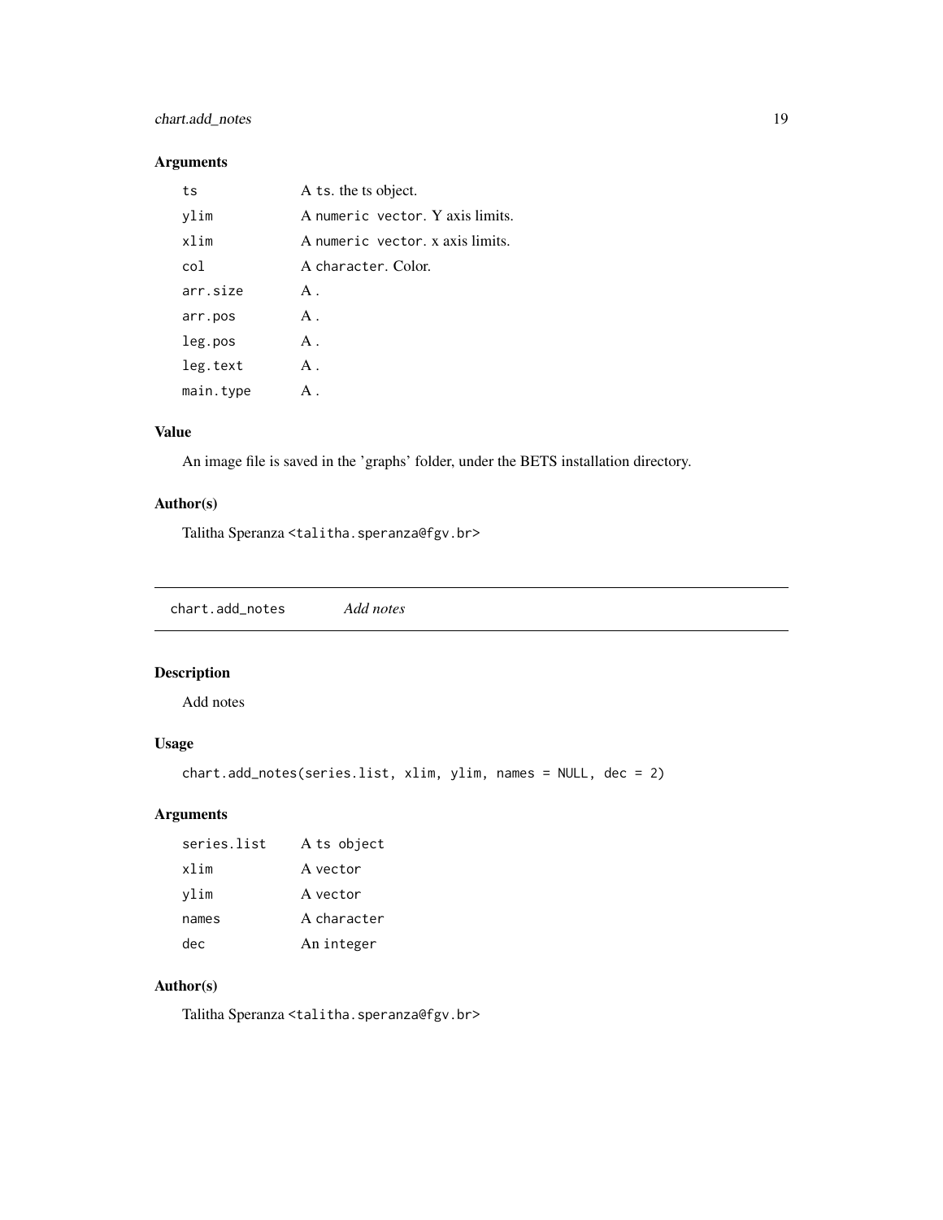### Arguments

| | |
|---|---|
| `ts` | A `ts`. the ts object. |
| `ylim` | A `numeric vector`. Y axis limits. |
| `xlim` | A `numeric vector`. x axis limits. |
| `col` | A `character`. Color. |
| `arr.size` | A . |
| `arr.pos` | A . |
| `leg.pos` | A . |
| `leg.text` | A . |
| `main.type` | A . |

### Value

An image file is saved in the 'graphs' folder, under the BETS installation directory.

### Author(s)

Talitha Speranza <talitha.speranza@fgv.br>

---

## `chart.add_notes` *Add notes*

---

### Description

Add notes

### Usage

```
chart.add_notes(series.list, xlim, ylim, names = NULL, dec = 2)
```

### Arguments

| | |
|---|---|
| `series.list` | A `ts object` |
| `xlim` | A `vector` |
| `ylim` | A `vector` |
| `names` | A `character` |
| `dec` | An `integer` |

### Author(s)

Talitha Speranza <talitha.speranza@fgv.br>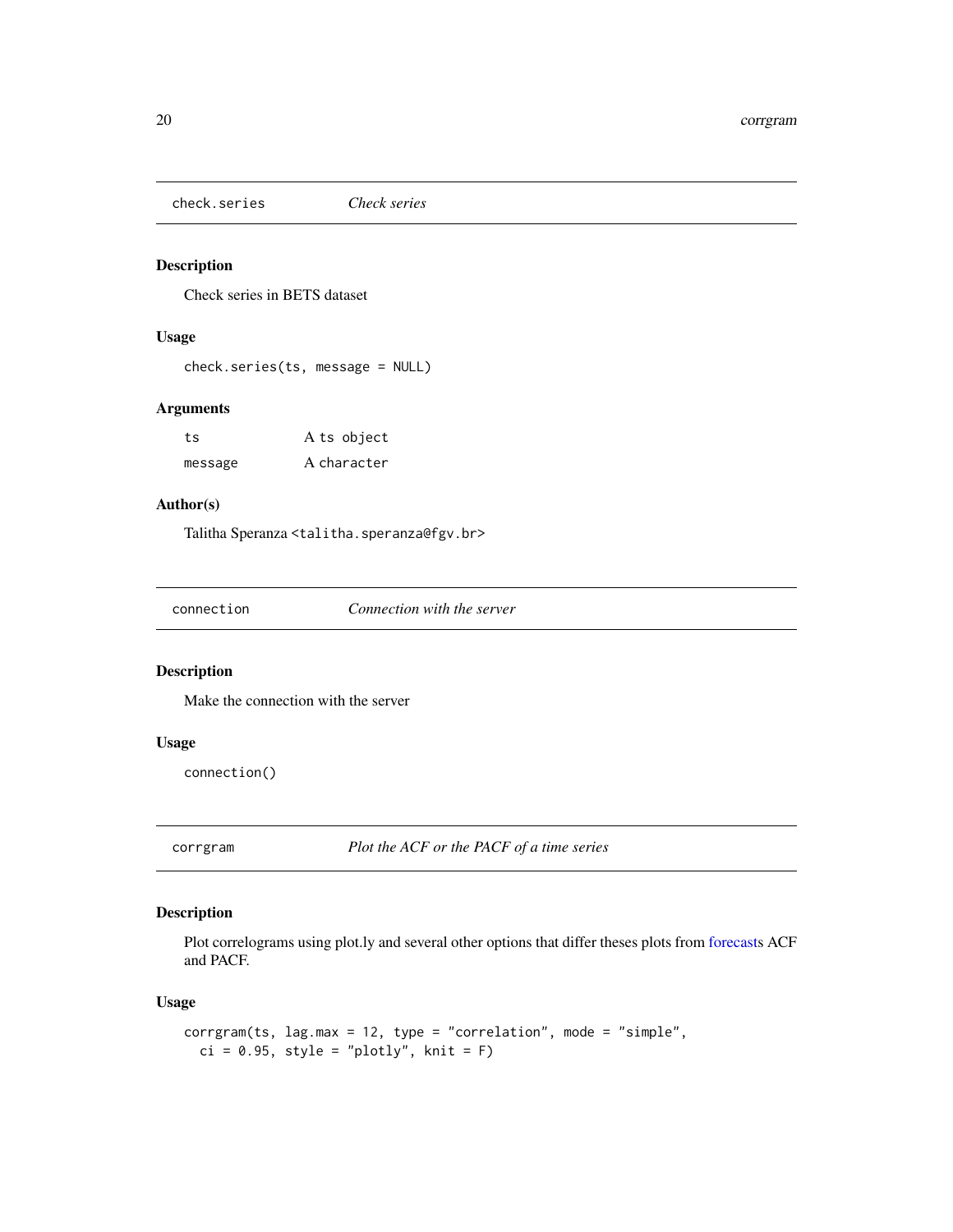## check.series — *Check series*

### Description

Check series in BETS dataset

### Usage

```
check.series(ts, message = NULL)
```

### Arguments

| | |
|---|---|
| ts | A ts object |
| message | A character |

### Author(s)

Talitha Speranza <talitha.speranza@fgv.br>

## connection — *Connection with the server*

### Description

Make the connection with the server

### Usage

```
connection()
```

## corrgram — *Plot the ACF or the PACF of a time series*

### Description

Plot correlograms using plot.ly and several other options that differ theses plots from forecasts ACF and PACF.

### Usage

```
corrgram(ts, lag.max = 12, type = "correlation", mode = "simple",
  ci = 0.95, style = "plotly", knit = F)
```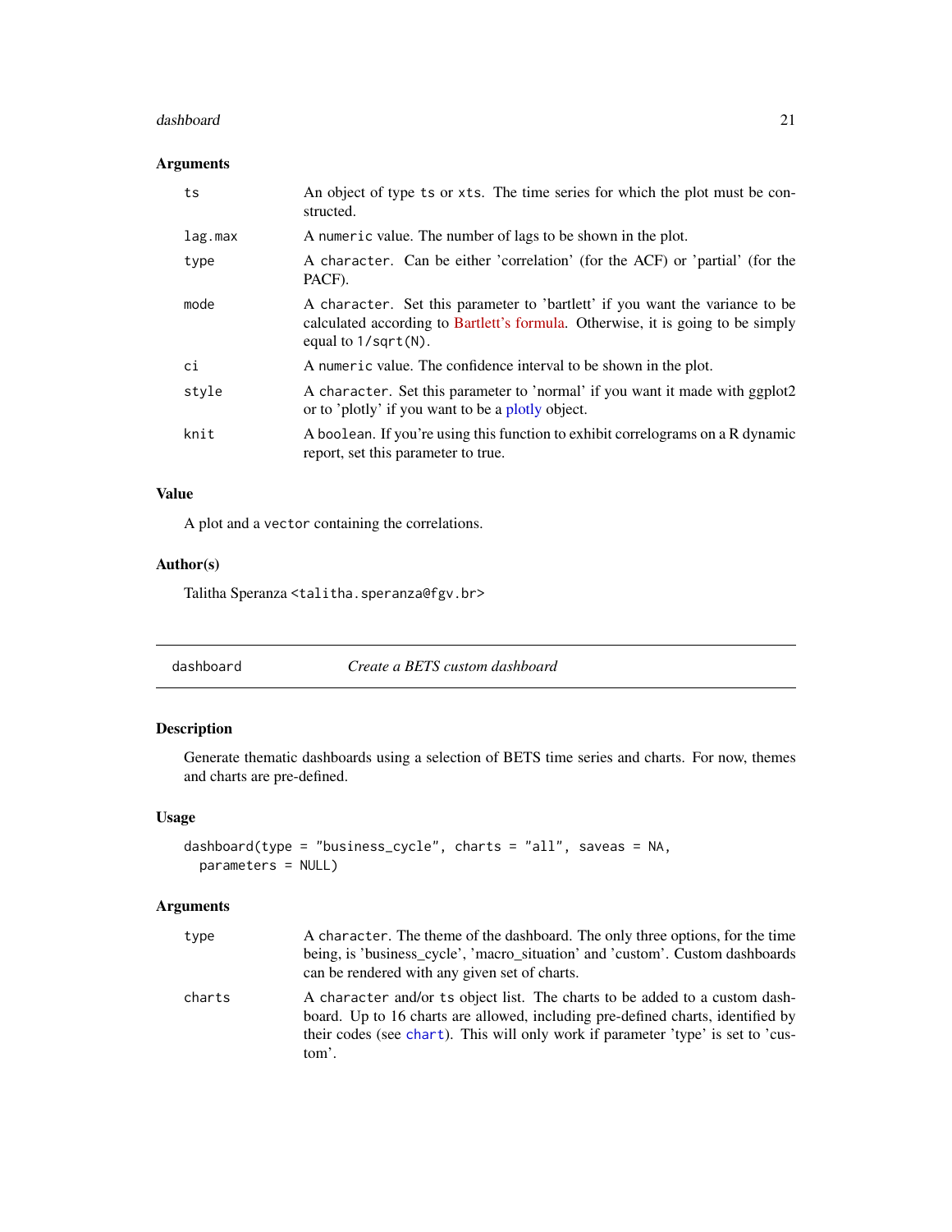## Arguments

| | |
|---|---|
| ts | An object of type ts or xts. The time series for which the plot must be constructed. |
| lag.max | A numeric value. The number of lags to be shown in the plot. |
| type | A character. Can be either 'correlation' (for the ACF) or 'partial' (for the PACF). |
| mode | A character. Set this parameter to 'bartlett' if you want the variance to be calculated according to Bartlett's formula. Otherwise, it is going to be simply equal to 1/sqrt(N). |
| ci | A numeric value. The confidence interval to be shown in the plot. |
| style | A character. Set this parameter to 'normal' if you want it made with ggplot2 or to 'plotly' if you want to be a plotly object. |
| knit | A boolean. If you're using this function to exhibit correlograms on a R dynamic report, set this parameter to true. |

## Value

A plot and a vector containing the correlations.

## Author(s)

Talitha Speranza <talitha.speranza@fgv.br>

---

# dashboard — *Create a BETS custom dashboard*

## Description

Generate thematic dashboards using a selection of BETS time series and charts. For now, themes and charts are pre-defined.

## Usage

```
dashboard(type = "business_cycle", charts = "all", saveas = NA,
  parameters = NULL)
```

## Arguments

| | |
|---|---|
| type | A character. The theme of the dashboard. The only three options, for the time being, is 'business_cycle', 'macro_situation' and 'custom'. Custom dashboards can be rendered with any given set of charts. |
| charts | A character and/or ts object list. The charts to be added to a custom dashboard. Up to 16 charts are allowed, including pre-defined charts, identified by their codes (see chart). This will only work if parameter 'type' is set to 'custom'. |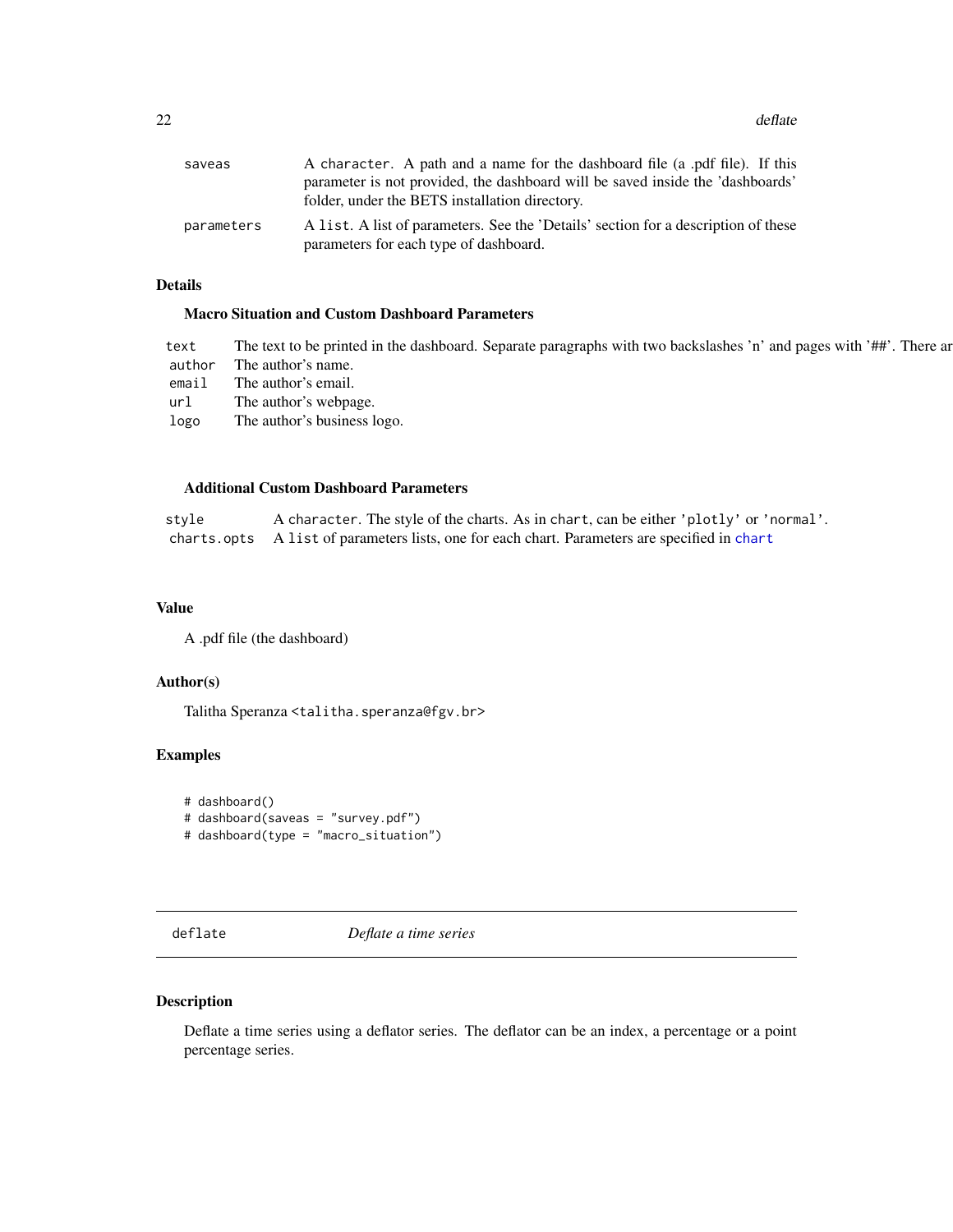| | |
|---|---|
| `saveas` | A `character`. A path and a name for the dashboard file (a .pdf file). If this parameter is not provided, the dashboard will be saved inside the 'dashboards' folder, under the BETS installation directory. |
| `parameters` | A `list`. A list of parameters. See the 'Details' section for a description of these parameters for each type of dashboard. |

### Details

**Macro Situation and Custom Dashboard Parameters**

| | |
|---|---|
| `text` | The text to be printed in the dashboard. Separate paragraphs with two backslashes 'n' and pages with '##'. There ar |
| `author` | The author's name. |
| `email` | The author's email. |
| `url` | The author's webpage. |
| `logo` | The author's business logo. |

**Additional Custom Dashboard Parameters**

| | |
|---|---|
| `style` | A `character`. The style of the charts. As in `chart`, can be either `'plotly'` or `'normal'`. |
| `charts.opts` | A `list` of parameters lists, one for each chart. Parameters are specified in `chart` |

### Value

A .pdf file (the dashboard)

### Author(s)

Talitha Speranza <`talitha.speranza@fgv.br`>

### Examples

```
# dashboard()
# dashboard(saveas = "survey.pdf")
# dashboard(type = "macro_situation")
```

---

## `deflate` *Deflate a time series*

---

### Description

Deflate a time series using a deflator series. The deflator can be an index, a percentage or a point percentage series.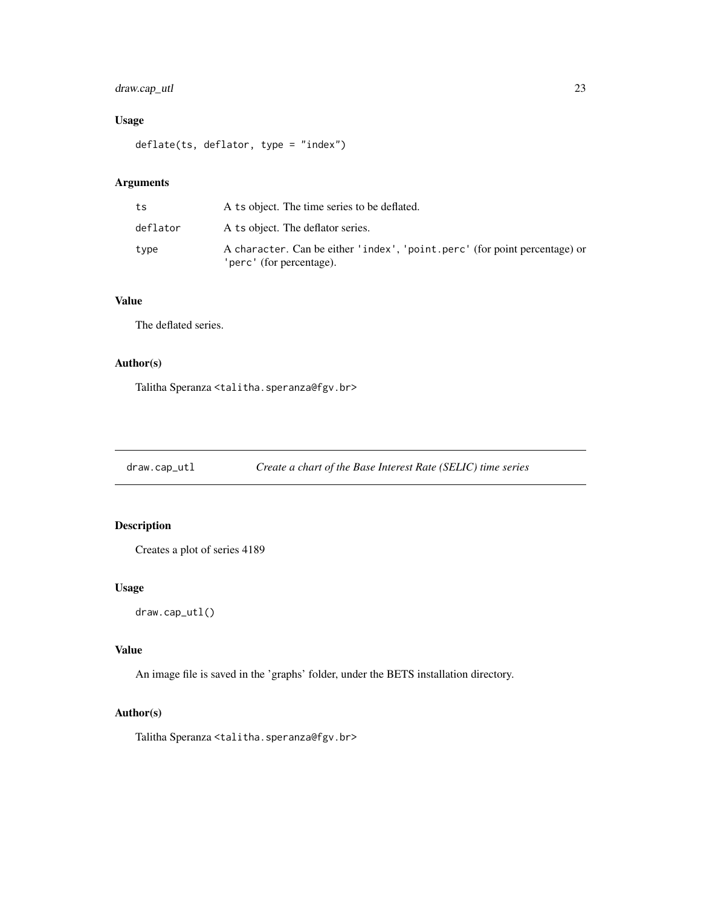## Usage

```
deflate(ts, deflator, type = "index")
```

## Arguments

| | |
|---|---|
| ts | A ts object. The time series to be deflated. |
| deflator | A ts object. The deflator series. |
| type | A character. Can be either 'index', 'point.perc' (for point percentage) or 'perc' (for percentage). |

## Value

The deflated series.

## Author(s)

Talitha Speranza <talitha.speranza@fgv.br>

---

draw.cap_utl *Create a chart of the Base Interest Rate (SELIC) time series*

---

## Description

Creates a plot of series 4189

## Usage

```
draw.cap_utl()
```

## Value

An image file is saved in the 'graphs' folder, under the BETS installation directory.

## Author(s)

Talitha Speranza <talitha.speranza@fgv.br>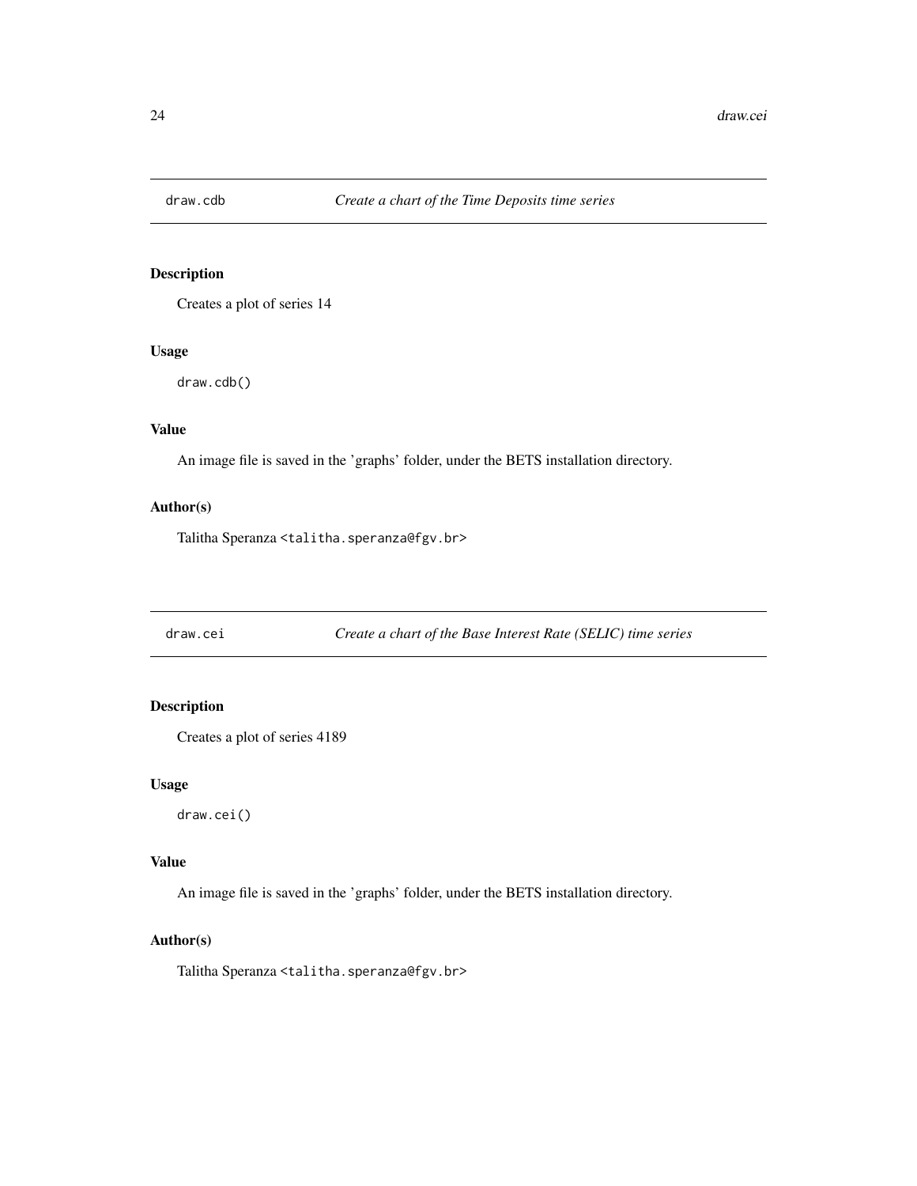## draw.cdb — *Create a chart of the Time Deposits time series*

### Description

Creates a plot of series 14

### Usage

```
draw.cdb()
```

### Value

An image file is saved in the 'graphs' folder, under the BETS installation directory.

### Author(s)

Talitha Speranza <talitha.speranza@fgv.br>

## draw.cei — *Create a chart of the Base Interest Rate (SELIC) time series*

### Description

Creates a plot of series 4189

### Usage

```
draw.cei()
```

### Value

An image file is saved in the 'graphs' folder, under the BETS installation directory.

### Author(s)

Talitha Speranza <talitha.speranza@fgv.br>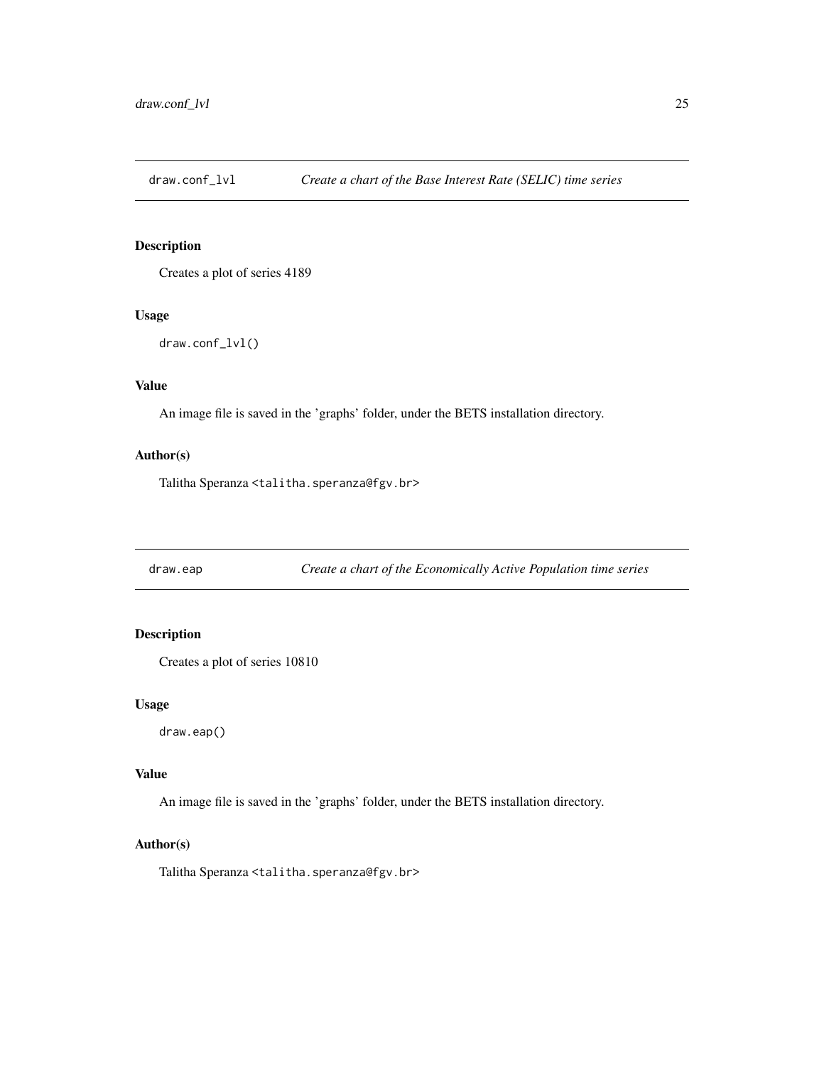## draw.conf_lvl — *Create a chart of the Base Interest Rate (SELIC) time series*

### Description

Creates a plot of series 4189

### Usage

```
draw.conf_lvl()
```

### Value

An image file is saved in the 'graphs' folder, under the BETS installation directory.

### Author(s)

Talitha Speranza <talitha.speranza@fgv.br>

## draw.eap — *Create a chart of the Economically Active Population time series*

### Description

Creates a plot of series 10810

### Usage

```
draw.eap()
```

### Value

An image file is saved in the 'graphs' folder, under the BETS installation directory.

### Author(s)

Talitha Speranza <talitha.speranza@fgv.br>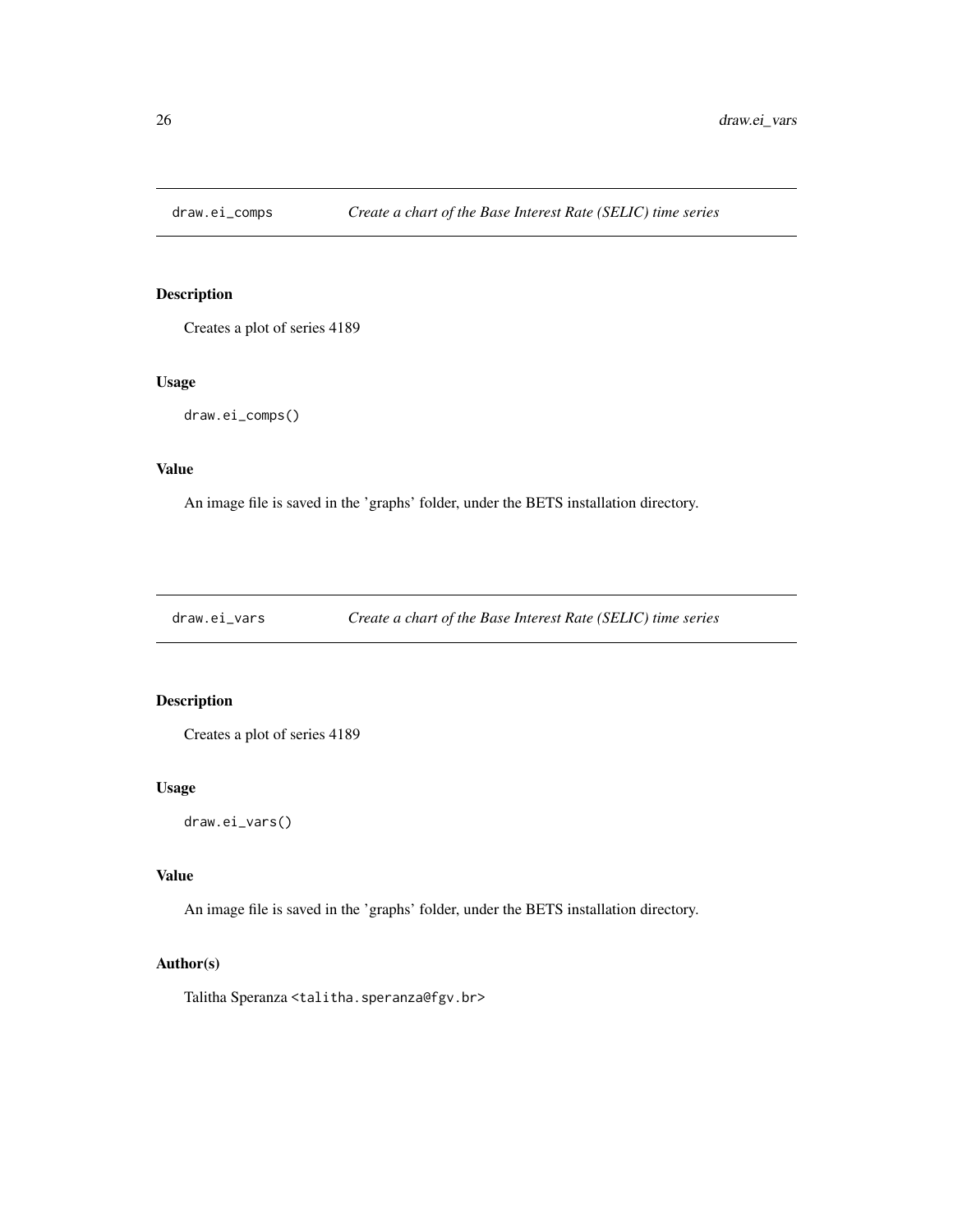## draw.ei_comps    *Create a chart of the Base Interest Rate (SELIC) time series*

### Description

Creates a plot of series 4189

### Usage

```
draw.ei_comps()
```

### Value

An image file is saved in the 'graphs' folder, under the BETS installation directory.

## draw.ei_vars    *Create a chart of the Base Interest Rate (SELIC) time series*

### Description

Creates a plot of series 4189

### Usage

```
draw.ei_vars()
```

### Value

An image file is saved in the 'graphs' folder, under the BETS installation directory.

### Author(s)

Talitha Speranza <talitha.speranza@fgv.br>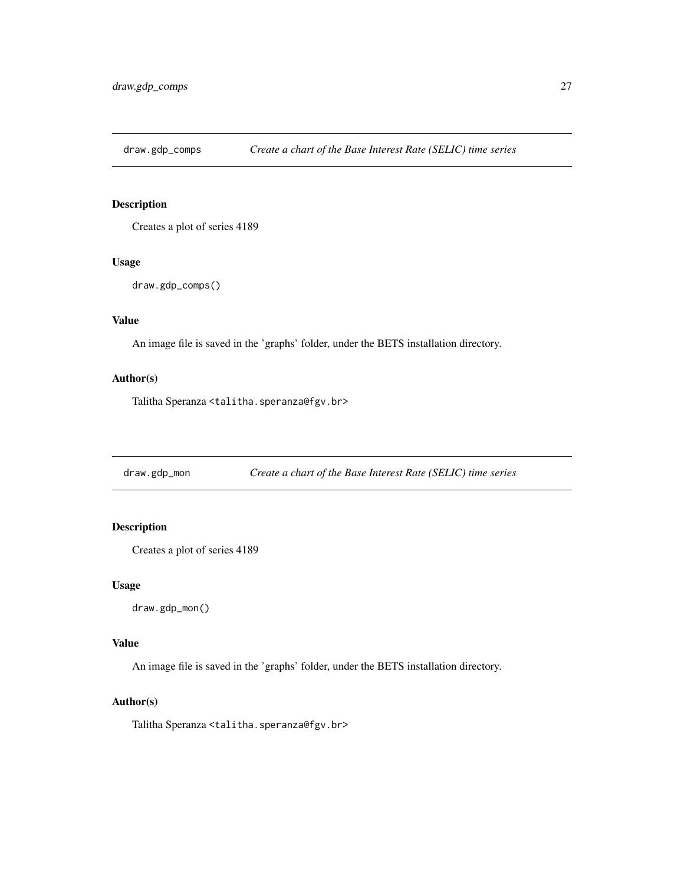## draw.gdp_comps *Create a chart of the Base Interest Rate (SELIC) time series*

### Description

Creates a plot of series 4189

### Usage

```
draw.gdp_comps()
```

### Value

An image file is saved in the 'graphs' folder, under the BETS installation directory.

### Author(s)

Talitha Speranza <talitha.speranza@fgv.br>

## draw.gdp_mon *Create a chart of the Base Interest Rate (SELIC) time series*

### Description

Creates a plot of series 4189

### Usage

```
draw.gdp_mon()
```

### Value

An image file is saved in the 'graphs' folder, under the BETS installation directory.

### Author(s)

Talitha Speranza <talitha.speranza@fgv.br>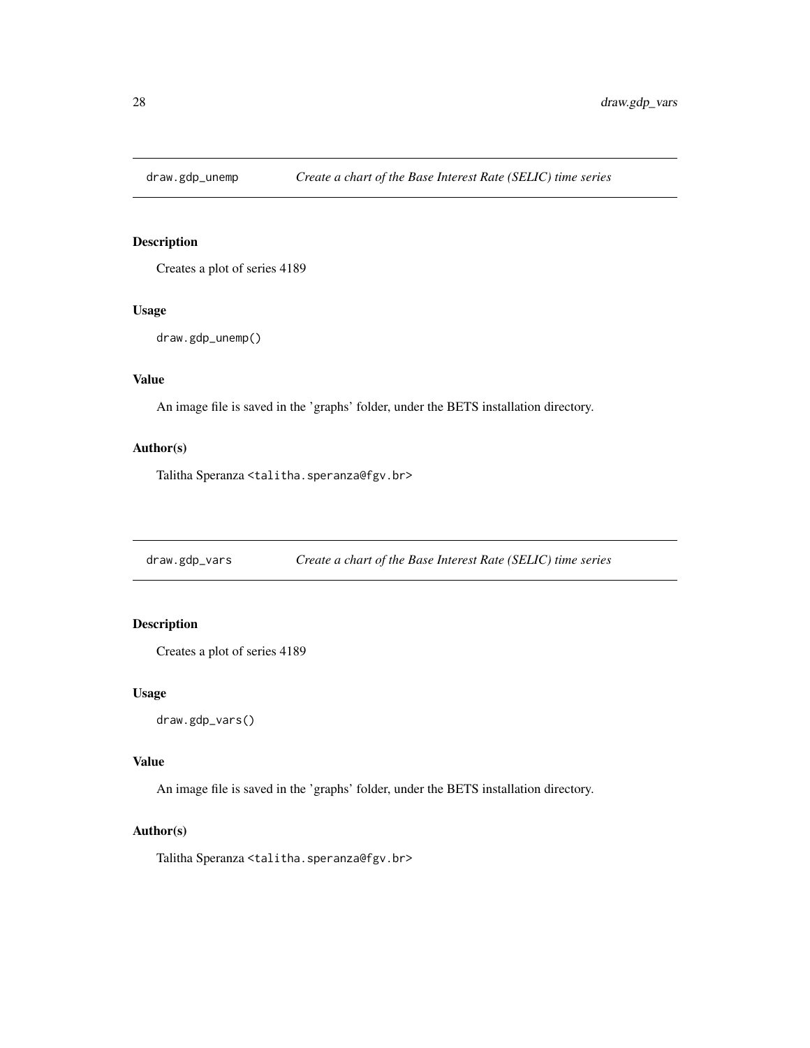## draw.gdp_unemp *Create a chart of the Base Interest Rate (SELIC) time series*

### Description

Creates a plot of series 4189

### Usage

```
draw.gdp_unemp()
```

### Value

An image file is saved in the 'graphs' folder, under the BETS installation directory.

### Author(s)

Talitha Speranza <talitha.speranza@fgv.br>

## draw.gdp_vars *Create a chart of the Base Interest Rate (SELIC) time series*

### Description

Creates a plot of series 4189

### Usage

```
draw.gdp_vars()
```

### Value

An image file is saved in the 'graphs' folder, under the BETS installation directory.

### Author(s)

Talitha Speranza <talitha.speranza@fgv.br>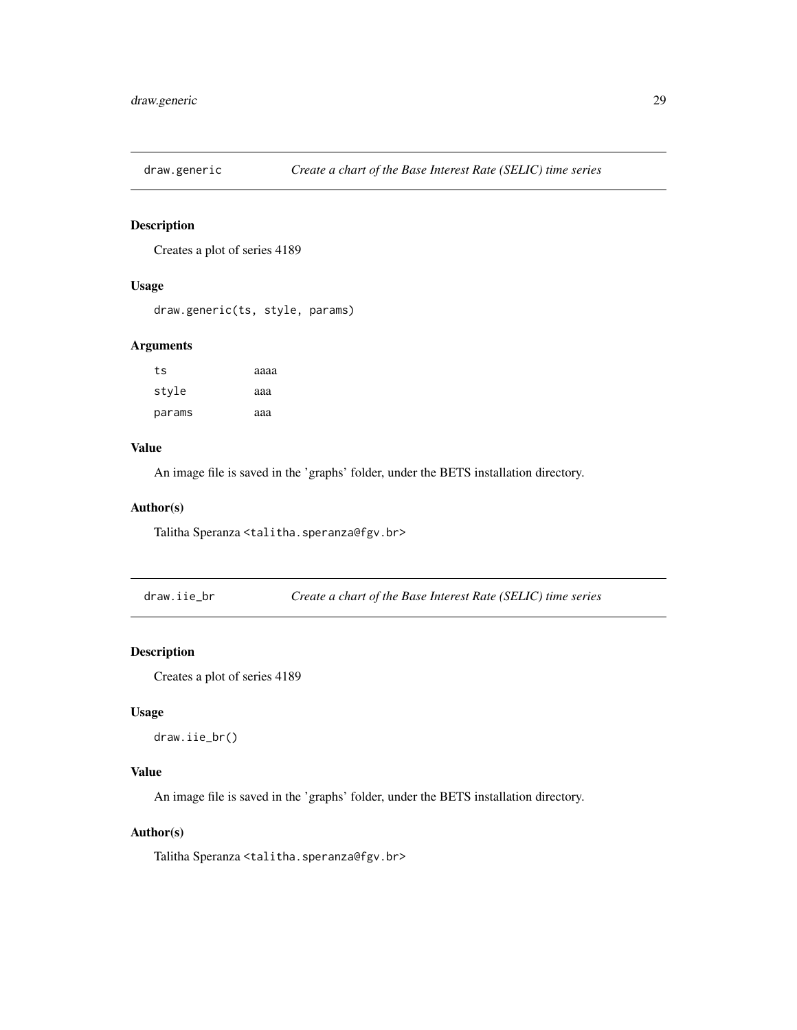## draw.generic — *Create a chart of the Base Interest Rate (SELIC) time series*

### Description

Creates a plot of series 4189

### Usage

```
draw.generic(ts, style, params)
```

### Arguments

| | |
|---|---|
| ts | aaaa |
| style | aaa |
| params | aaa |

### Value

An image file is saved in the 'graphs' folder, under the BETS installation directory.

### Author(s)

Talitha Speranza <talitha.speranza@fgv.br>

## draw.iie_br — *Create a chart of the Base Interest Rate (SELIC) time series*

### Description

Creates a plot of series 4189

### Usage

```
draw.iie_br()
```

### Value

An image file is saved in the 'graphs' folder, under the BETS installation directory.

### Author(s)

Talitha Speranza <talitha.speranza@fgv.br>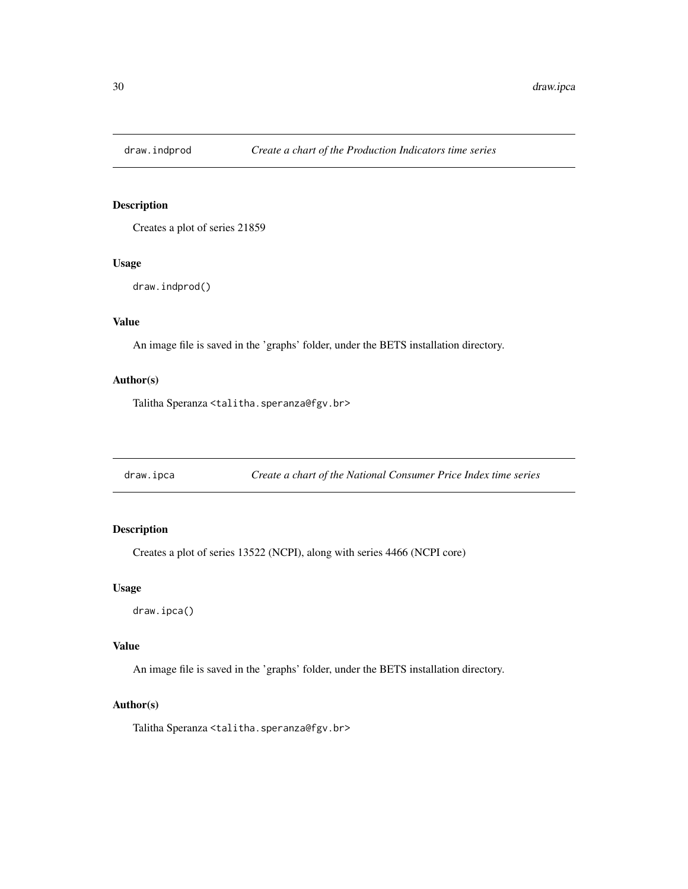## draw.indprod — *Create a chart of the Production Indicators time series*

### Description

Creates a plot of series 21859

### Usage

```
draw.indprod()
```

### Value

An image file is saved in the 'graphs' folder, under the BETS installation directory.

### Author(s)

Talitha Speranza <talitha.speranza@fgv.br>

## draw.ipca — *Create a chart of the National Consumer Price Index time series*

### Description

Creates a plot of series 13522 (NCPI), along with series 4466 (NCPI core)

### Usage

```
draw.ipca()
```

### Value

An image file is saved in the 'graphs' folder, under the BETS installation directory.

### Author(s)

Talitha Speranza <talitha.speranza@fgv.br>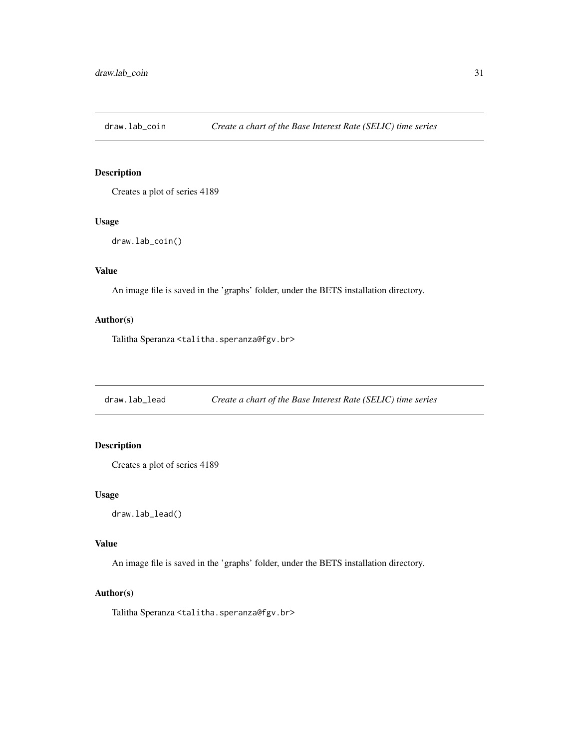## draw.lab_coin *Create a chart of the Base Interest Rate (SELIC) time series*

### Description

Creates a plot of series 4189

### Usage

```
draw.lab_coin()
```

### Value

An image file is saved in the 'graphs' folder, under the BETS installation directory.

### Author(s)

Talitha Speranza <talitha.speranza@fgv.br>

## draw.lab_lead *Create a chart of the Base Interest Rate (SELIC) time series*

### Description

Creates a plot of series 4189

### Usage

```
draw.lab_lead()
```

### Value

An image file is saved in the 'graphs' folder, under the BETS installation directory.

### Author(s)

Talitha Speranza <talitha.speranza@fgv.br>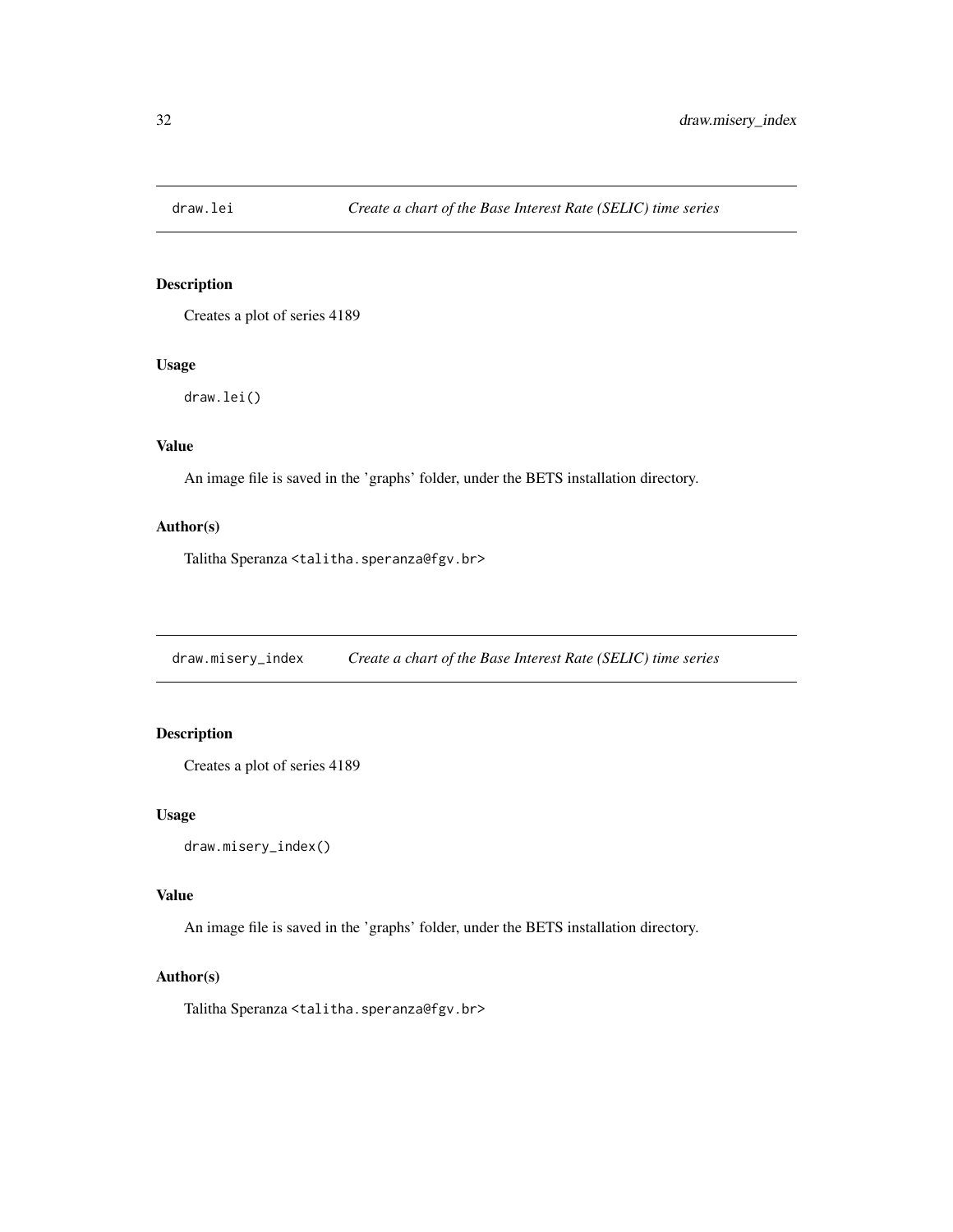## draw.lei — *Create a chart of the Base Interest Rate (SELIC) time series*

### Description

Creates a plot of series 4189

### Usage

```
draw.lei()
```

### Value

An image file is saved in the 'graphs' folder, under the BETS installation directory.

### Author(s)

Talitha Speranza <talitha.speranza@fgv.br>

## draw.misery_index — *Create a chart of the Base Interest Rate (SELIC) time series*

### Description

Creates a plot of series 4189

### Usage

```
draw.misery_index()
```

### Value

An image file is saved in the 'graphs' folder, under the BETS installation directory.

### Author(s)

Talitha Speranza <talitha.speranza@fgv.br>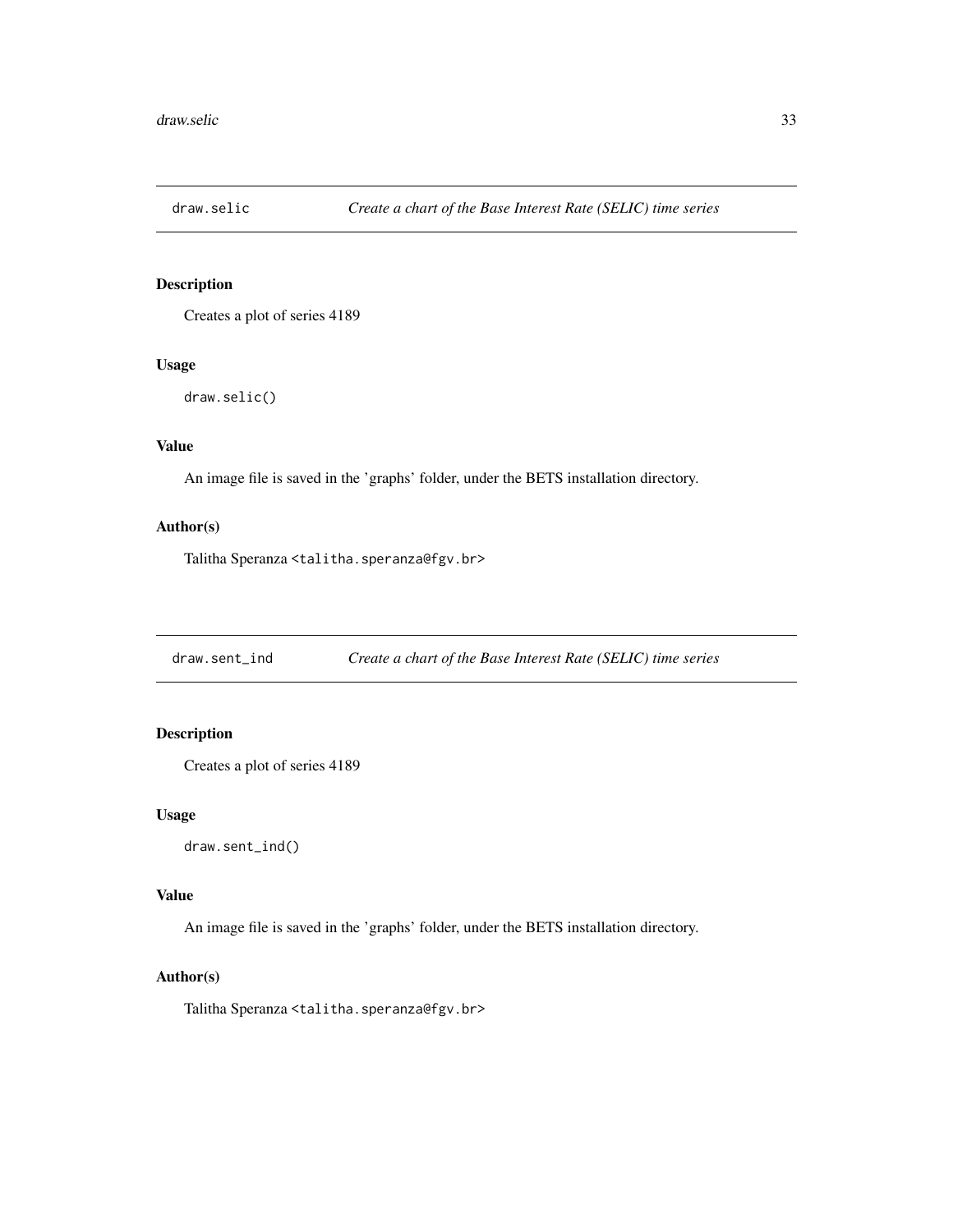## draw.selic — *Create a chart of the Base Interest Rate (SELIC) time series*

### Description

Creates a plot of series 4189

### Usage

```
draw.selic()
```

### Value

An image file is saved in the 'graphs' folder, under the BETS installation directory.

### Author(s)

Talitha Speranza <talitha.speranza@fgv.br>

## draw.sent_ind — *Create a chart of the Base Interest Rate (SELIC) time series*

### Description

Creates a plot of series 4189

### Usage

```
draw.sent_ind()
```

### Value

An image file is saved in the 'graphs' folder, under the BETS installation directory.

### Author(s)

Talitha Speranza <talitha.speranza@fgv.br>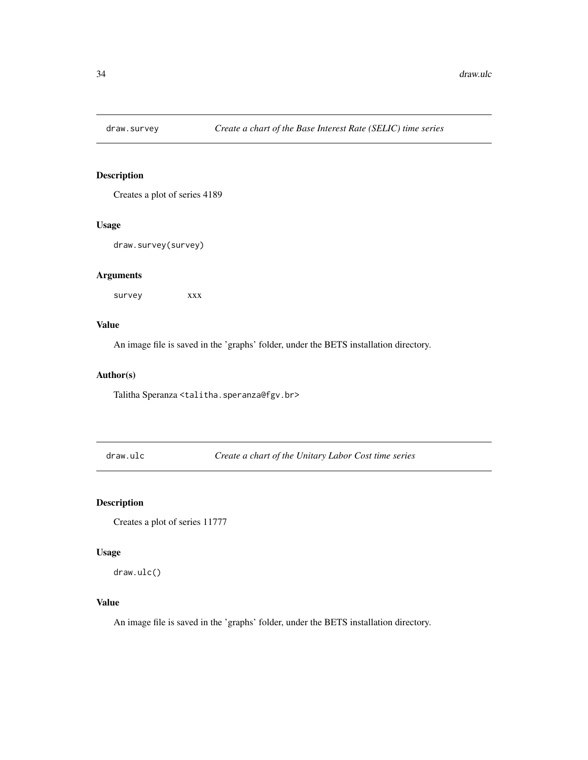## draw.survey — *Create a chart of the Base Interest Rate (SELIC) time series*

### Description

Creates a plot of series 4189

### Usage

```
draw.survey(survey)
```

### Arguments

| | |
|---|---|
| survey | xxx |

### Value

An image file is saved in the 'graphs' folder, under the BETS installation directory.

### Author(s)

Talitha Speranza <talitha.speranza@fgv.br>

## draw.ulc — *Create a chart of the Unitary Labor Cost time series*

### Description

Creates a plot of series 11777

### Usage

```
draw.ulc()
```

### Value

An image file is saved in the 'graphs' folder, under the BETS installation directory.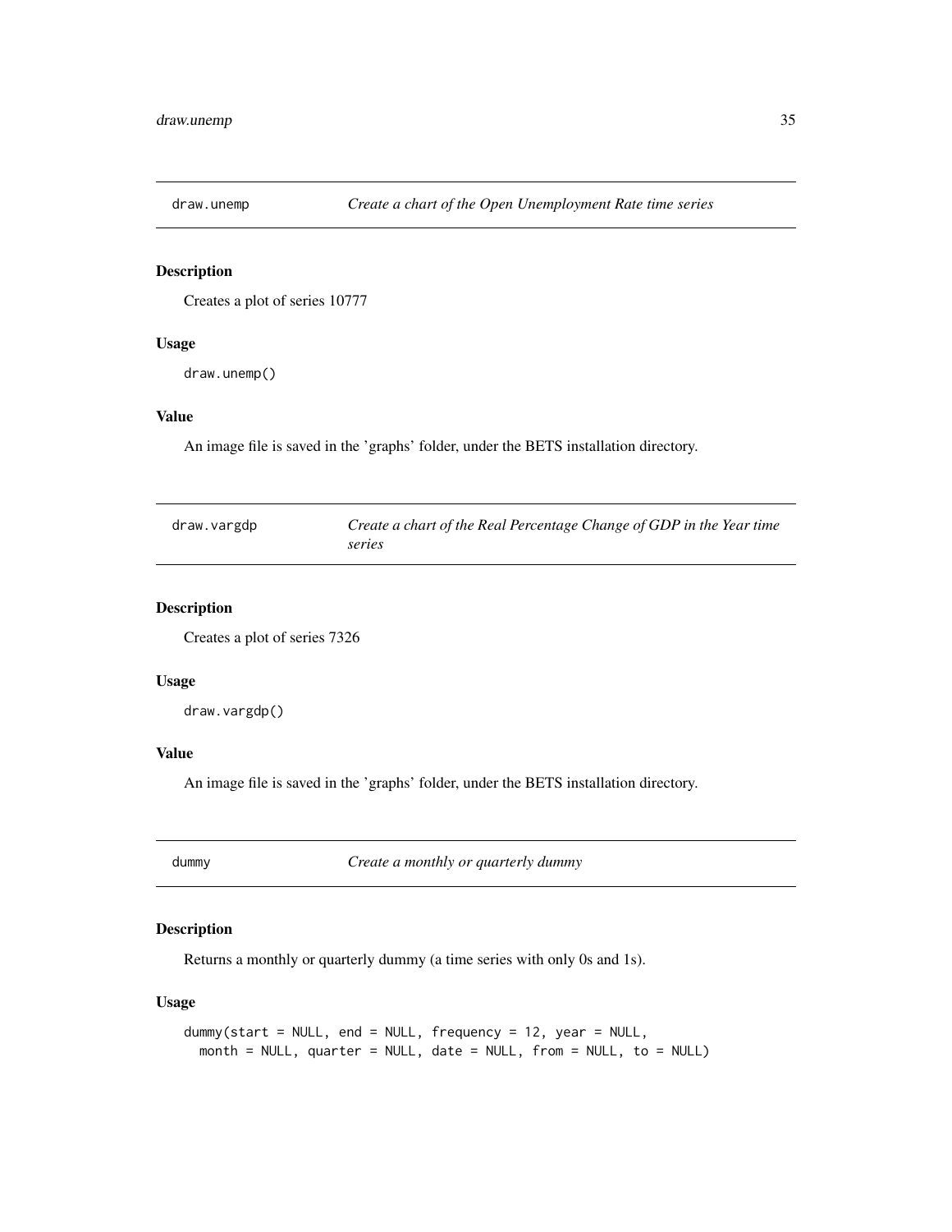## draw.unemp — *Create a chart of the Open Unemployment Rate time series*

### Description

Creates a plot of series 10777

### Usage

```
draw.unemp()
```

### Value

An image file is saved in the 'graphs' folder, under the BETS installation directory.

## draw.vargdp — *Create a chart of the Real Percentage Change of GDP in the Year time series*

### Description

Creates a plot of series 7326

### Usage

```
draw.vargdp()
```

### Value

An image file is saved in the 'graphs' folder, under the BETS installation directory.

## dummy — *Create a monthly or quarterly dummy*

### Description

Returns a monthly or quarterly dummy (a time series with only 0s and 1s).

### Usage

```
dummy(start = NULL, end = NULL, frequency = 12, year = NULL,
  month = NULL, quarter = NULL, date = NULL, from = NULL, to = NULL)
```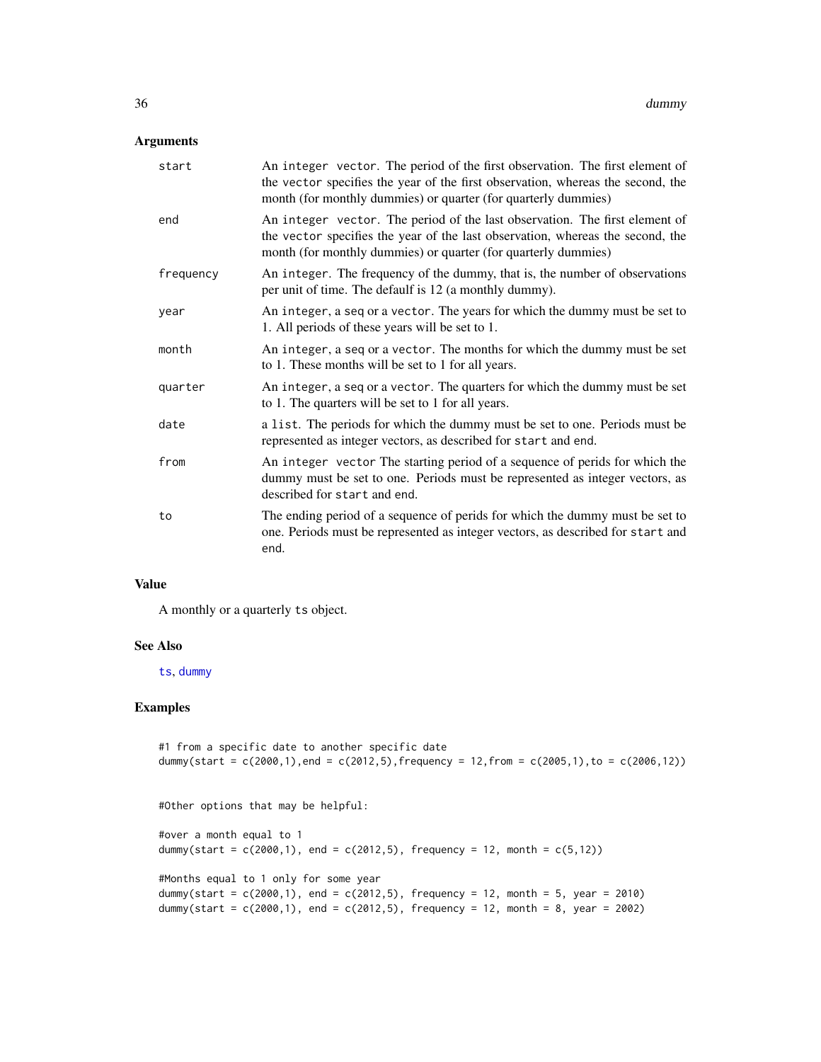## Arguments

| | |
|---|---|
| start | An `integer vector`. The period of the first observation. The first element of the `vector` specifies the year of the first observation, whereas the second, the month (for monthly dummies) or quarter (for quarterly dummies) |
| end | An `integer vector`. The period of the last observation. The first element of the `vector` specifies the year of the last observation, whereas the second, the month (for monthly dummies) or quarter (for quarterly dummies) |
| frequency | An `integer`. The frequency of the dummy, that is, the number of observations per unit of time. The default is 12 (a monthly dummy). |
| year | An `integer`, a `seq` or a `vector`. The years for which the dummy must be set to 1. All periods of these years will be set to 1. |
| month | An `integer`, a `seq` or a `vector`. The months for which the dummy must be set to 1. These months will be set to 1 for all years. |
| quarter | An `integer`, a `seq` or a `vector`. The quarters for which the dummy must be set to 1. The quarters will be set to 1 for all years. |
| date | a `list`. The periods for which the dummy must be set to one. Periods must be represented as integer vectors, as described for `start` and `end`. |
| from | An `integer vector` The starting period of a sequence of perids for which the dummy must be set to one. Periods must be represented as integer vectors, as described for `start` and `end`. |
| to | The ending period of a sequence of perids for which the dummy must be set to one. Periods must be represented as integer vectors, as described for `start` and `end`. |

## Value

A monthly or a quarterly `ts` object.

## See Also

`ts`, `dummy`

## Examples

```
#1 from a specific date to another specific date
dummy(start = c(2000,1),end = c(2012,5),frequency = 12,from = c(2005,1),to = c(2006,12))


#Other options that may be helpful:

#over a month equal to 1
dummy(start = c(2000,1), end = c(2012,5), frequency = 12, month = c(5,12))

#Months equal to 1 only for some year
dummy(start = c(2000,1), end = c(2012,5), frequency = 12, month = 5, year = 2010)
dummy(start = c(2000,1), end = c(2012,5), frequency = 12, month = 8, year = 2002)
```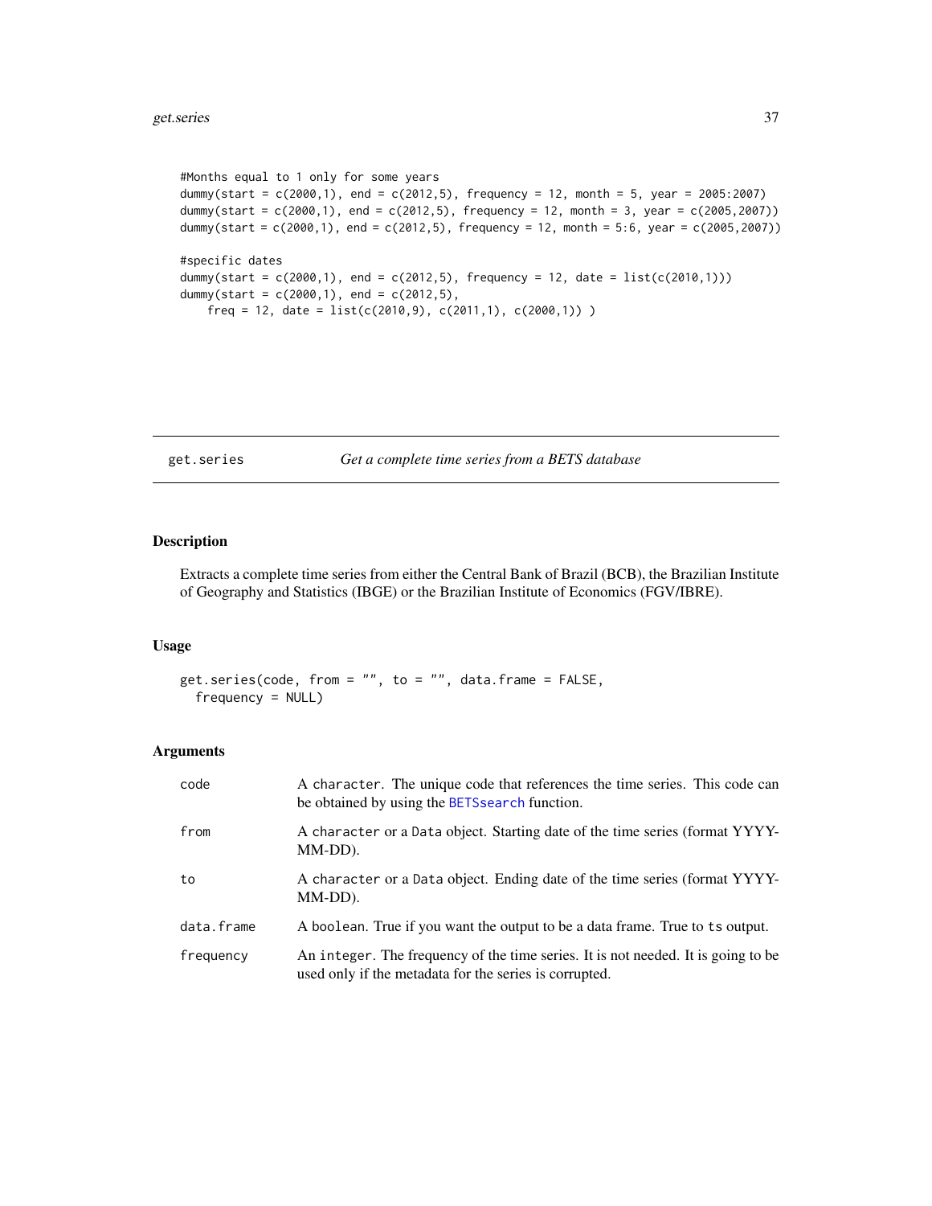```
#Months equal to 1 only for some years
dummy(start = c(2000,1), end = c(2012,5), frequency = 12, month = 5, year = 2005:2007)
dummy(start = c(2000,1), end = c(2012,5), frequency = 12, month = 3, year = c(2005,2007))
dummy(start = c(2000,1), end = c(2012,5), frequency = 12, month = 5:6, year = c(2005,2007))

#specific dates
dummy(start = c(2000,1), end = c(2012,5), frequency = 12, date = list(c(2010,1)))
dummy(start = c(2000,1), end = c(2012,5),
    freq = 12, date = list(c(2010,9), c(2011,1), c(2000,1)) )
```

## get.series — *Get a complete time series from a BETS database*

### Description

Extracts a complete time series from either the Central Bank of Brazil (BCB), the Brazilian Institute of Geography and Statistics (IBGE) or the Brazilian Institute of Economics (FGV/IBRE).

### Usage

```
get.series(code, from = "", to = "", data.frame = FALSE,
  frequency = NULL)
```

### Arguments

| | |
|---|---|
| code | A character. The unique code that references the time series. This code can be obtained by using the BETSsearch function. |
| from | A character or a Data object. Starting date of the time series (format YYYY-MM-DD). |
| to | A character or a Data object. Ending date of the time series (format YYYY-MM-DD). |
| data.frame | A boolean. True if you want the output to be a data frame. True to ts output. |
| frequency | An integer. The frequency of the time series. It is not needed. It is going to be used only if the metadata for the series is corrupted. |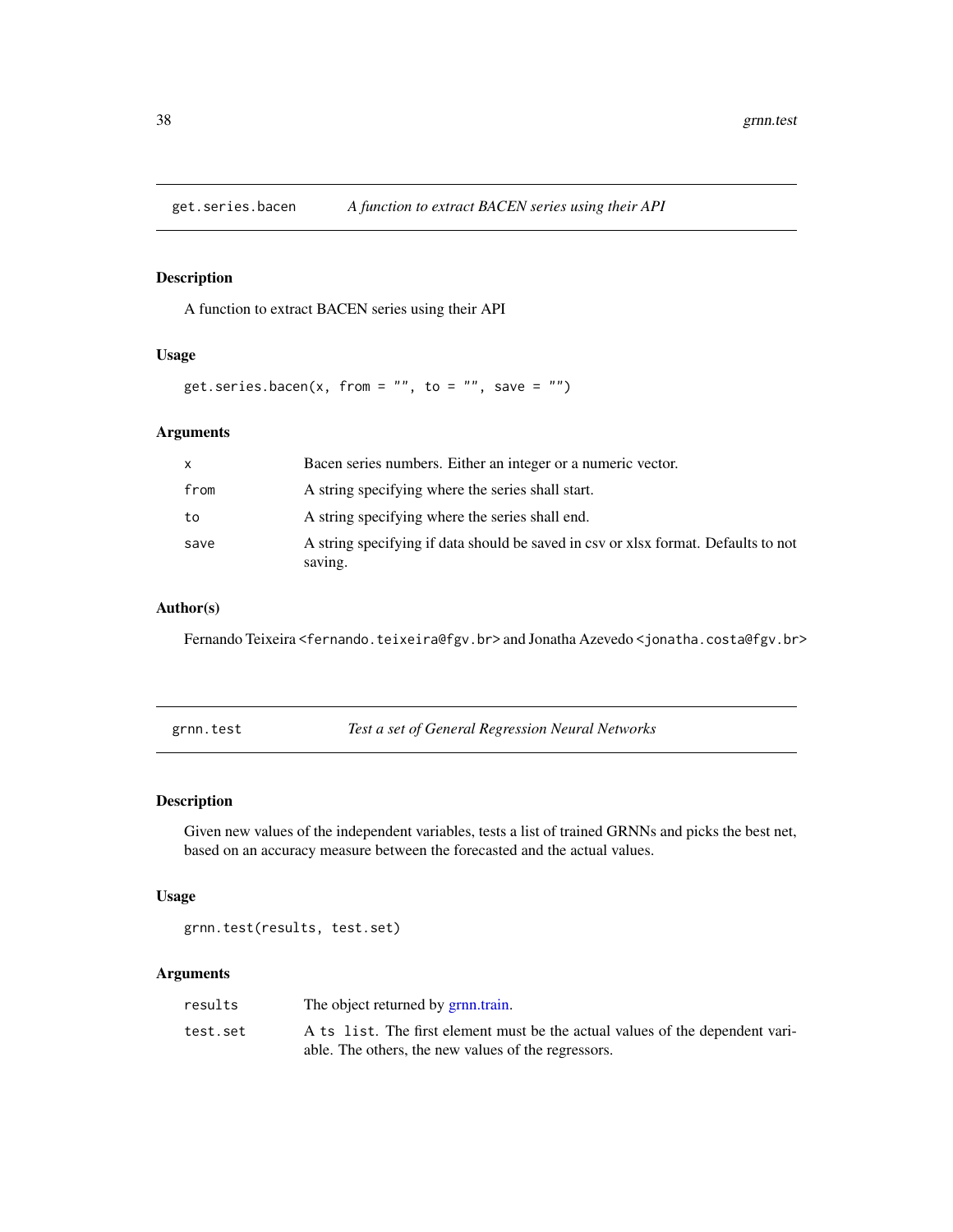## get.series.bacen — *A function to extract BACEN series using their API*

### Description

A function to extract BACEN series using their API

### Usage

```
get.series.bacen(x, from = "", to = "", save = "")
```

### Arguments

| | |
|---|---|
| x | Bacen series numbers. Either an integer or a numeric vector. |
| from | A string specifying where the series shall start. |
| to | A string specifying where the series shall end. |
| save | A string specifying if data should be saved in csv or xlsx format. Defaults to not saving. |

### Author(s)

Fernando Teixeira <fernando.teixeira@fgv.br> and Jonatha Azevedo <jonatha.costa@fgv.br>

## grnn.test — *Test a set of General Regression Neural Networks*

### Description

Given new values of the independent variables, tests a list of trained GRNNs and picks the best net, based on an accuracy measure between the forecasted and the actual values.

### Usage

```
grnn.test(results, test.set)
```

### Arguments

| | |
|---|---|
| results | The object returned by grnn.train. |
| test.set | A `ts list`. The first element must be the actual values of the dependent variable. The others, the new values of the regressors. |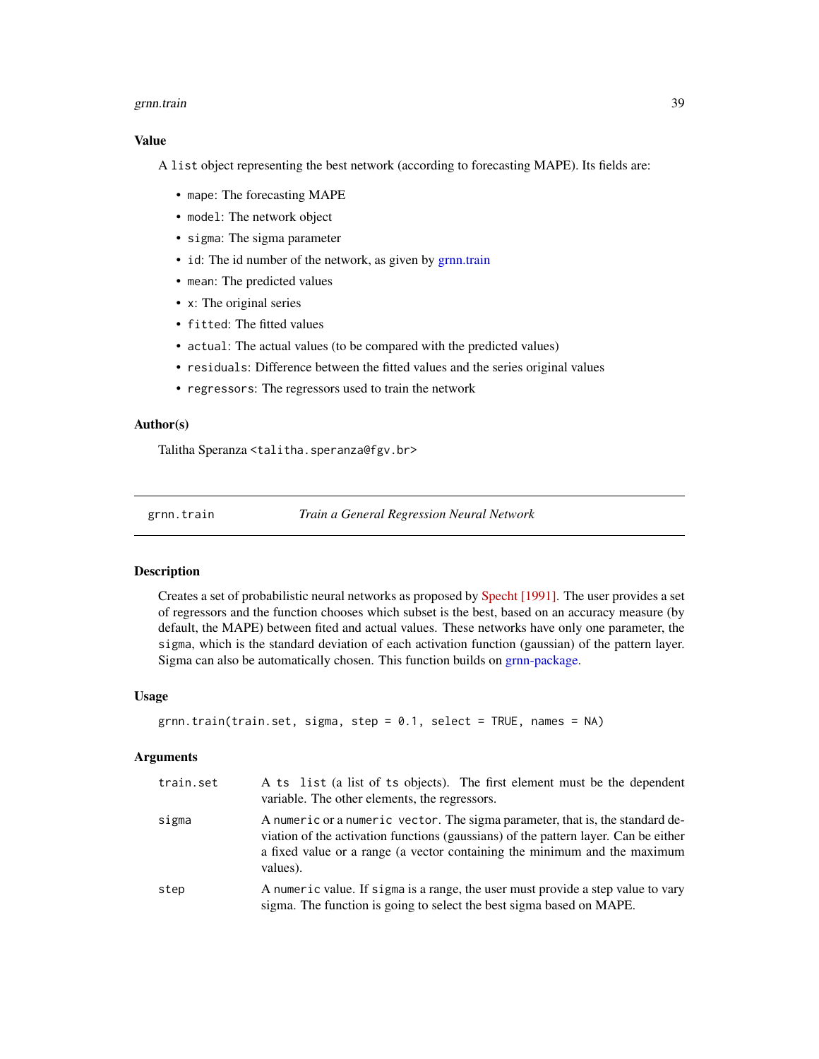### Value

A `list` object representing the best network (according to forecasting MAPE). Its fields are:

- `mape`: The forecasting MAPE
- `model`: The network object
- `sigma`: The sigma parameter
- `id`: The id number of the network, as given by grnn.train
- `mean`: The predicted values
- `x`: The original series
- `fitted`: The fitted values
- `actual`: The actual values (to be compared with the predicted values)
- `residuals`: Difference between the fitted values and the series original values
- `regressors`: The regressors used to train the network

### Author(s)

Talitha Speranza <talitha.speranza@fgv.br>

---

## grnn.train — *Train a General Regression Neural Network*

---

### Description

Creates a set of probabilistic neural networks as proposed by Specht [1991]. The user provides a set of regressors and the function chooses which subset is the best, based on an accuracy measure (by default, the MAPE) between fited and actual values. These networks have only one parameter, the `sigma`, which is the standard deviation of each activation function (gaussian) of the pattern layer. Sigma can also be automatically chosen. This function builds on grnn-package.

### Usage

```
grnn.train(train.set, sigma, step = 0.1, select = TRUE, names = NA)
```

### Arguments

| | |
|---|---|
| `train.set` | A `ts list` (a list of `ts` objects). The first element must be the dependent variable. The other elements, the regressors. |
| `sigma` | A `numeric` or a `numeric vector`. The sigma parameter, that is, the standard deviation of the activation functions (gaussians) of the pattern layer. Can be either a fixed value or a range (a vector containing the minimum and the maximum values). |
| `step` | A `numeric` value. If `sigma` is a range, the user must provide a step value to vary sigma. The function is going to select the best sigma based on MAPE. |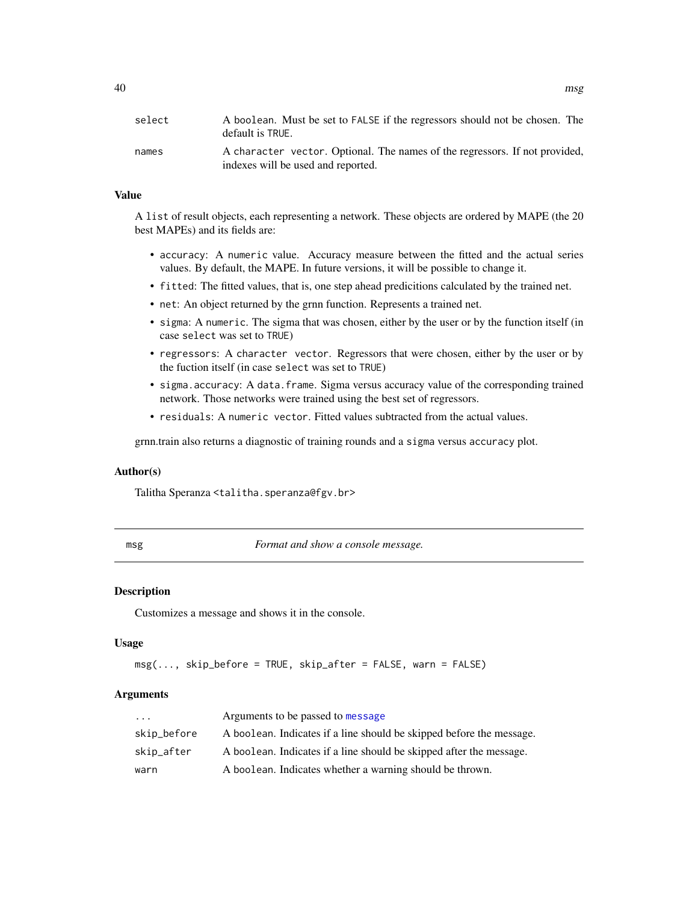| | |
|---|---|
| `select` | A `boolean`. Must be set to `FALSE` if the regressors should not be chosen. The default is `TRUE`. |
| `names` | A `character vector`. Optional. The names of the regressors. If not provided, indexes will be used and reported. |

### Value

A `list` of result objects, each representing a network. These objects are ordered by MAPE (the 20 best MAPEs) and its fields are:

- `accuracy`: A `numeric` value. Accuracy measure between the fitted and the actual series values. By default, the MAPE. In future versions, it will be possible to change it.
- `fitted`: The fitted values, that is, one step ahead predicitions calculated by the trained net.
- `net`: An object returned by the grnn function. Represents a trained net.
- `sigma`: A `numeric`. The sigma that was chosen, either by the user or by the function itself (in case `select` was set to `TRUE`)
- `regressors`: A `character vector`. Regressors that were chosen, either by the user or by the fuction itself (in case `select` was set to `TRUE`)
- `sigma.accuracy`: A `data.frame`. Sigma versus accuracy value of the corresponding trained network. Those networks were trained using the best set of regressors.
- `residuals`: A `numeric vector`. Fitted values subtracted from the actual values.

grnn.train also returns a diagnostic of training rounds and a `sigma` versus `accuracy` plot.

### Author(s)

Talitha Speranza <talitha.speranza@fgv.br>

---

## msg — *Format and show a console message.*

---

### Description

Customizes a message and shows it in the console.

### Usage

```
msg(..., skip_before = TRUE, skip_after = FALSE, warn = FALSE)
```

### Arguments

| | |
|---|---|
| `...` | Arguments to be passed to `message` |
| `skip_before` | A `boolean`. Indicates if a line should be skipped before the message. |
| `skip_after` | A `boolean`. Indicates if a line should be skipped after the message. |
| `warn` | A `boolean`. Indicates whether a warning should be thrown. |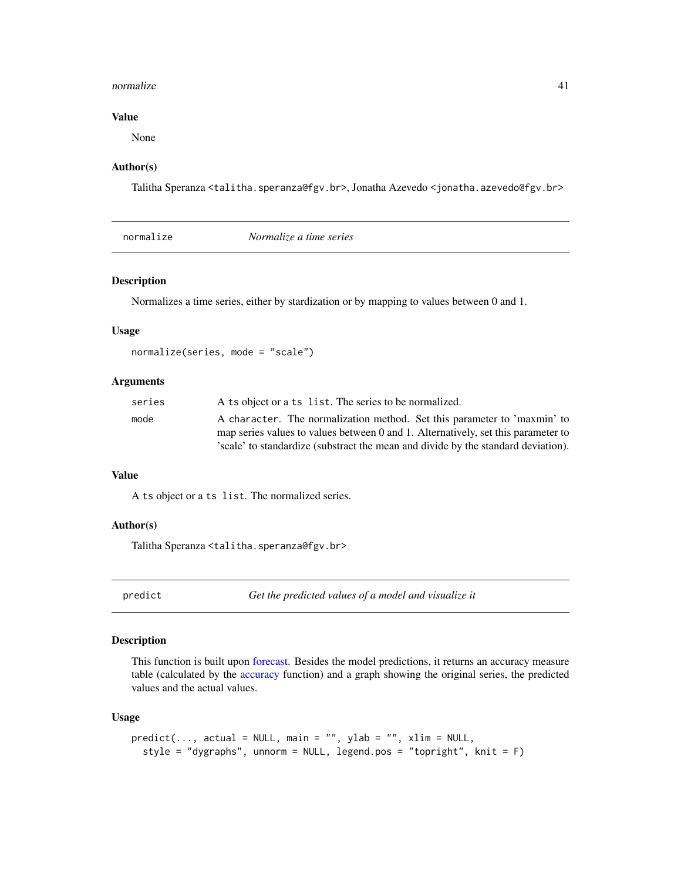### Value

None

### Author(s)

Talitha Speranza <talitha.speranza@fgv.br>, Jonatha Azevedo <jonatha.azevedo@fgv.br>

---

## normalize — *Normalize a time series*

### Description

Normalizes a time series, either by stardization or by mapping to values between 0 and 1.

### Usage

```
normalize(series, mode = "scale")
```

### Arguments

| | |
|---|---|
| series | A ts object or a ts list. The series to be normalized. |
| mode | A character. The normalization method. Set this parameter to 'maxmin' to map series values to values between 0 and 1. Alternatively, set this parameter to 'scale' to standardize (substract the mean and divide by the standard deviation). |

### Value

A ts object or a ts list. The normalized series.

### Author(s)

Talitha Speranza <talitha.speranza@fgv.br>

---

## predict — *Get the predicted values of a model and visualize it*

### Description

This function is built upon forecast. Besides the model predictions, it returns an accuracy measure table (calculated by the accuracy function) and a graph showing the original series, the predicted values and the actual values.

### Usage

```
predict(..., actual = NULL, main = "", ylab = "", xlim = NULL,
  style = "dygraphs", unnorm = NULL, legend.pos = "topright", knit = F)
```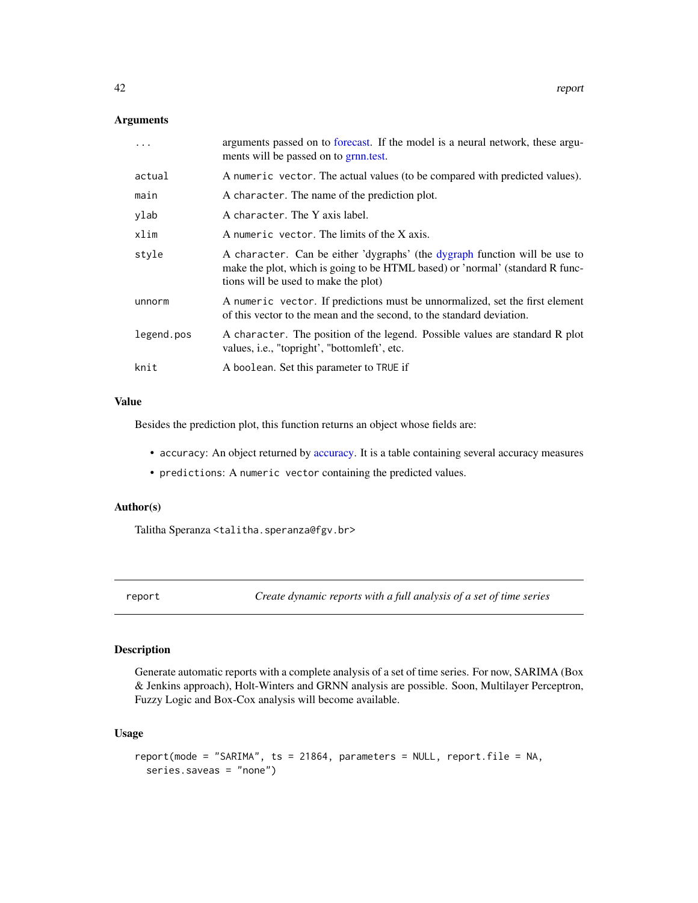### Arguments

| | |
|---|---|
| ... | arguments passed on to forecast. If the model is a neural network, these arguments will be passed on to grnn.test. |
| actual | A `numeric vector`. The actual values (to be compared with predicted values). |
| main | A `character`. The name of the prediction plot. |
| ylab | A `character`. The Y axis label. |
| xlim | A `numeric vector`. The limits of the X axis. |
| style | A `character`. Can be either 'dygraphs' (the dygraph function will be use to make the plot, which is going to be HTML based) or 'normal' (standard R functions will be used to make the plot) |
| unnorm | A `numeric vector`. If predictions must be unnormalized, set the first element of this vector to the mean and the second, to the standard deviation. |
| legend.pos | A `character`. The position of the legend. Possible values are standard R plot values, i.e., "topright", "bottomleft", etc. |
| knit | A `boolean`. Set this parameter to `TRUE` if |

### Value

Besides the prediction plot, this function returns an object whose fields are:

- `accuracy`: An object returned by accuracy. It is a table containing several accuracy measures
- `predictions`: A `numeric vector` containing the predicted values.

### Author(s)

Talitha Speranza `<talitha.speranza@fgv.br>`

---

## report — *Create dynamic reports with a full analysis of a set of time series*

### Description

Generate automatic reports with a complete analysis of a set of time series. For now, SARIMA (Box & Jenkins approach), Holt-Winters and GRNN analysis are possible. Soon, Multilayer Perceptron, Fuzzy Logic and Box-Cox analysis will become available.

### Usage

```
report(mode = "SARIMA", ts = 21864, parameters = NULL, report.file = NA,
  series.saveas = "none")
```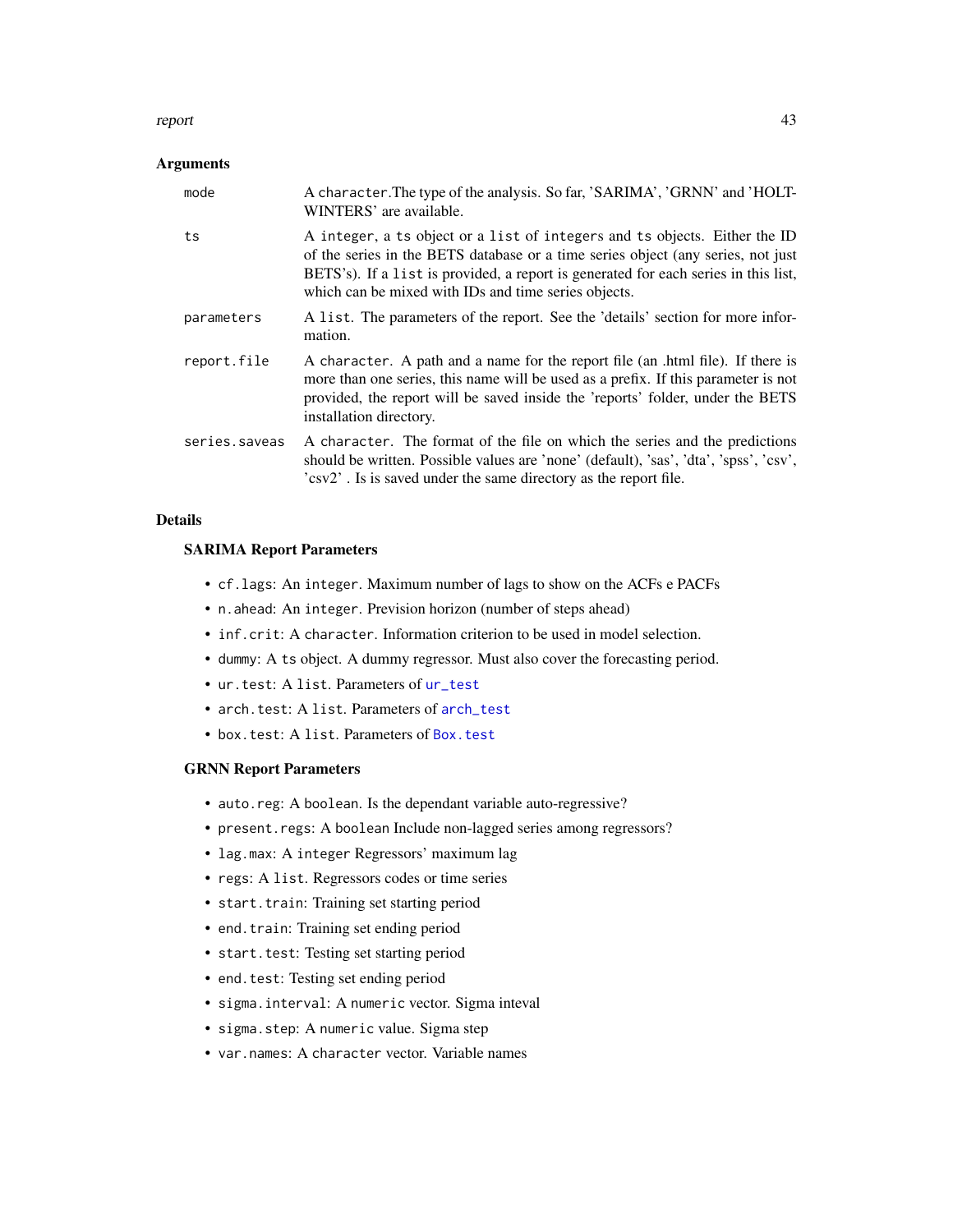## Arguments

| | |
|---|---|
| `mode` | A `character`.The type of the analysis. So far, 'SARIMA', 'GRNN' and 'HOLT-WINTERS' are available. |
| `ts` | A `integer`, a `ts` object or a `list` of `integers` and `ts` objects. Either the ID of the series in the BETS database or a time series object (any series, not just BETS's). If a `list` is provided, a report is generated for each series in this list, which can be mixed with IDs and time series objects. |
| `parameters` | A `list`. The parameters of the report. See the 'details' section for more information. |
| `report.file` | A `character`. A path and a name for the report file (an .html file). If there is more than one series, this name will be used as a prefix. If this parameter is not provided, the report will be saved inside the 'reports' folder, under the BETS installation directory. |
| `series.saveas` | A `character`. The format of the file on which the series and the predictions should be written. Possible values are 'none' (default), 'sas', 'dta', 'spss', 'csv', 'csv2' . Is is saved under the same directory as the report file. |

## Details

### SARIMA Report Parameters

- `cf.lags`: An `integer`. Maximum number of lags to show on the ACFs e PACFs
- `n.ahead`: An `integer`. Prevision horizon (number of steps ahead)
- `inf.crit`: A `character`. Information criterion to be used in model selection.
- `dummy`: A `ts` object. A dummy regressor. Must also cover the forecasting period.
- `ur.test`: A `list`. Parameters of `ur_test`
- `arch.test`: A `list`. Parameters of `arch_test`
- `box.test`: A `list`. Parameters of `Box.test`

### GRNN Report Parameters

- `auto.reg`: A `boolean`. Is the dependant variable auto-regressive?
- `present.regs`: A `boolean` Include non-lagged series among regressors?
- `lag.max`: A `integer` Regressors' maximum lag
- `regs`: A `list`. Regressors codes or time series
- `start.train`: Training set starting period
- `end.train`: Training set ending period
- `start.test`: Testing set starting period
- `end.test`: Testing set ending period
- `sigma.interval`: A `numeric` vector. Sigma inteval
- `sigma.step`: A `numeric` value. Sigma step
- `var.names`: A `character` vector. Variable names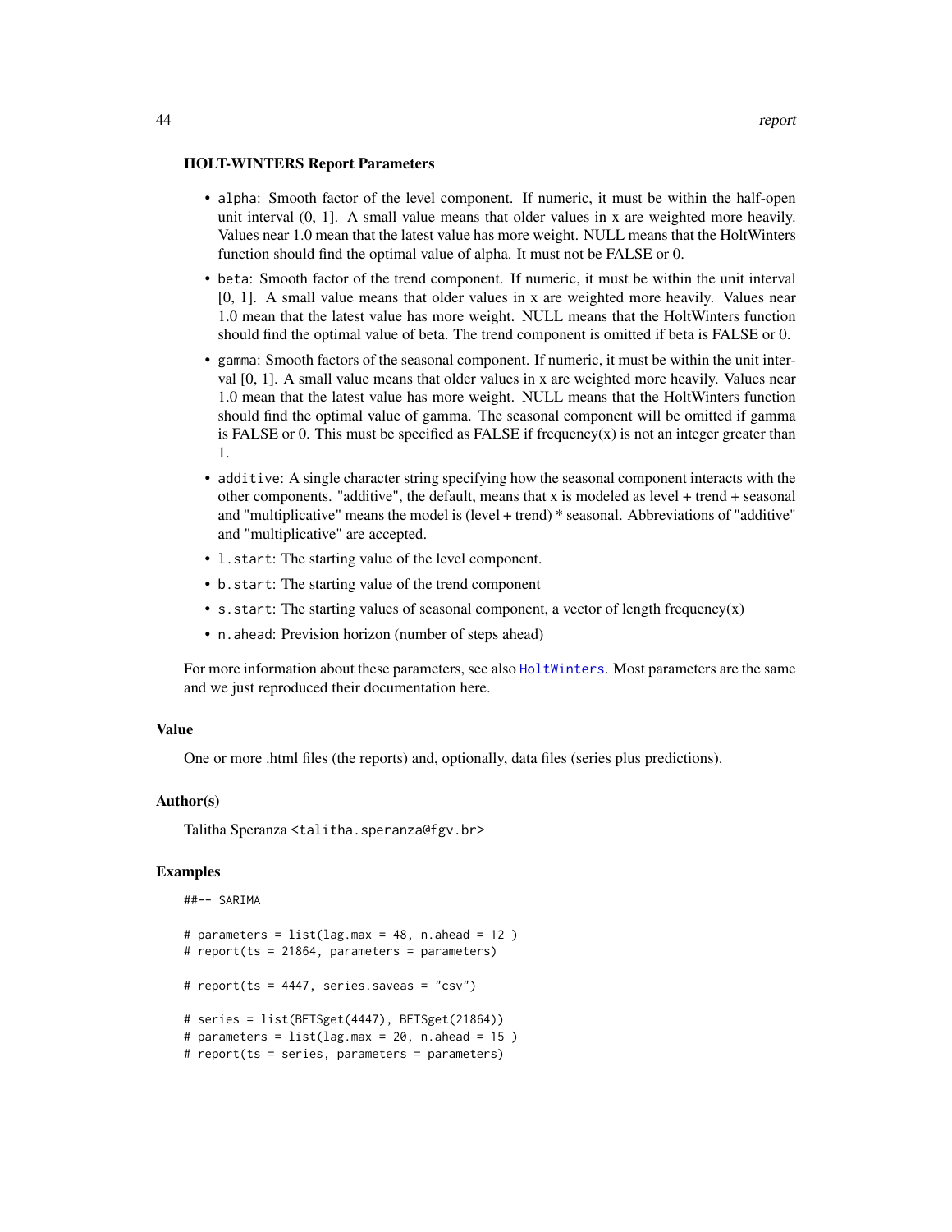### HOLT-WINTERS Report Parameters

- `alpha`: Smooth factor of the level component. If numeric, it must be within the half-open unit interval (0, 1]. A small value means that older values in x are weighted more heavily. Values near 1.0 mean that the latest value has more weight. NULL means that the HoltWinters function should find the optimal value of alpha. It must not be FALSE or 0.
- `beta`: Smooth factor of the trend component. If numeric, it must be within the unit interval [0, 1]. A small value means that older values in x are weighted more heavily. Values near 1.0 mean that the latest value has more weight. NULL means that the HoltWinters function should find the optimal value of beta. The trend component is omitted if beta is FALSE or 0.
- `gamma`: Smooth factors of the seasonal component. If numeric, it must be within the unit interval [0, 1]. A small value means that older values in x are weighted more heavily. Values near 1.0 mean that the latest value has more weight. NULL means that the HoltWinters function should find the optimal value of gamma. The seasonal component will be omitted if gamma is FALSE or 0. This must be specified as FALSE if frequency(x) is not an integer greater than 1.
- `additive`: A single character string specifying how the seasonal component interacts with the other components. "additive", the default, means that x is modeled as level + trend + seasonal and "multiplicative" means the model is (level + trend) * seasonal. Abbreviations of "additive" and "multiplicative" are accepted.
- `l.start`: The starting value of the level component.
- `b.start`: The starting value of the trend component
- `s.start`: The starting values of seasonal component, a vector of length frequency(x)
- `n.ahead`: Prevision horizon (number of steps ahead)

For more information about these parameters, see also `HoltWinters`. Most parameters are the same and we just reproduced their documentation here.

## Value

One or more .html files (the reports) and, optionally, data files (series plus predictions).

## Author(s)

Talitha Speranza <talitha.speranza@fgv.br>

## Examples

```
##-- SARIMA

# parameters = list(lag.max = 48, n.ahead = 12 )
# report(ts = 21864, parameters = parameters)

# report(ts = 4447, series.saveas = "csv")

# series = list(BETSget(4447), BETSget(21864))
# parameters = list(lag.max = 20, n.ahead = 15 )
# report(ts = series, parameters = parameters)
```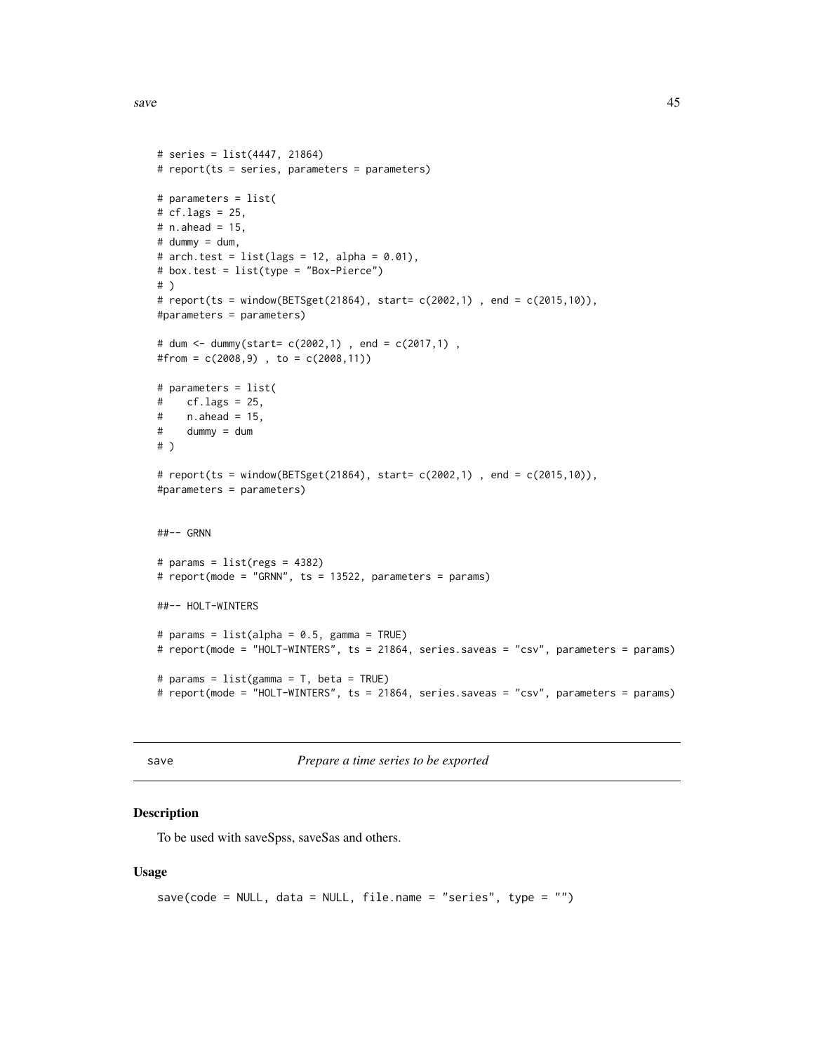```
# series = list(4447, 21864)
# report(ts = series, parameters = parameters)

# parameters = list(
# cf.lags = 25,
# n.ahead = 15,
# dummy = dum,
# arch.test = list(lags = 12, alpha = 0.01),
# box.test = list(type = "Box-Pierce")
# )
# report(ts = window(BETSget(21864), start= c(2002,1) , end = c(2015,10)),
#parameters = parameters)

# dum <- dummy(start= c(2002,1) , end = c(2017,1) ,
#from = c(2008,9) , to = c(2008,11))

# parameters = list(
#    cf.lags = 25,
#    n.ahead = 15,
#    dummy = dum
# )

# report(ts = window(BETSget(21864), start= c(2002,1) , end = c(2015,10)),
#parameters = parameters)


##-- GRNN

# params = list(regs = 4382)
# report(mode = "GRNN", ts = 13522, parameters = params)

##-- HOLT-WINTERS

# params = list(alpha = 0.5, gamma = TRUE)
# report(mode = "HOLT-WINTERS", ts = 21864, series.saveas = "csv", parameters = params)

# params = list(gamma = T, beta = TRUE)
# report(mode = "HOLT-WINTERS", ts = 21864, series.saveas = "csv", parameters = params)
```

---

save *Prepare a time series to be exported*

---

### Description

To be used with saveSpss, saveSas and others.

### Usage

```
save(code = NULL, data = NULL, file.name = "series", type = "")
```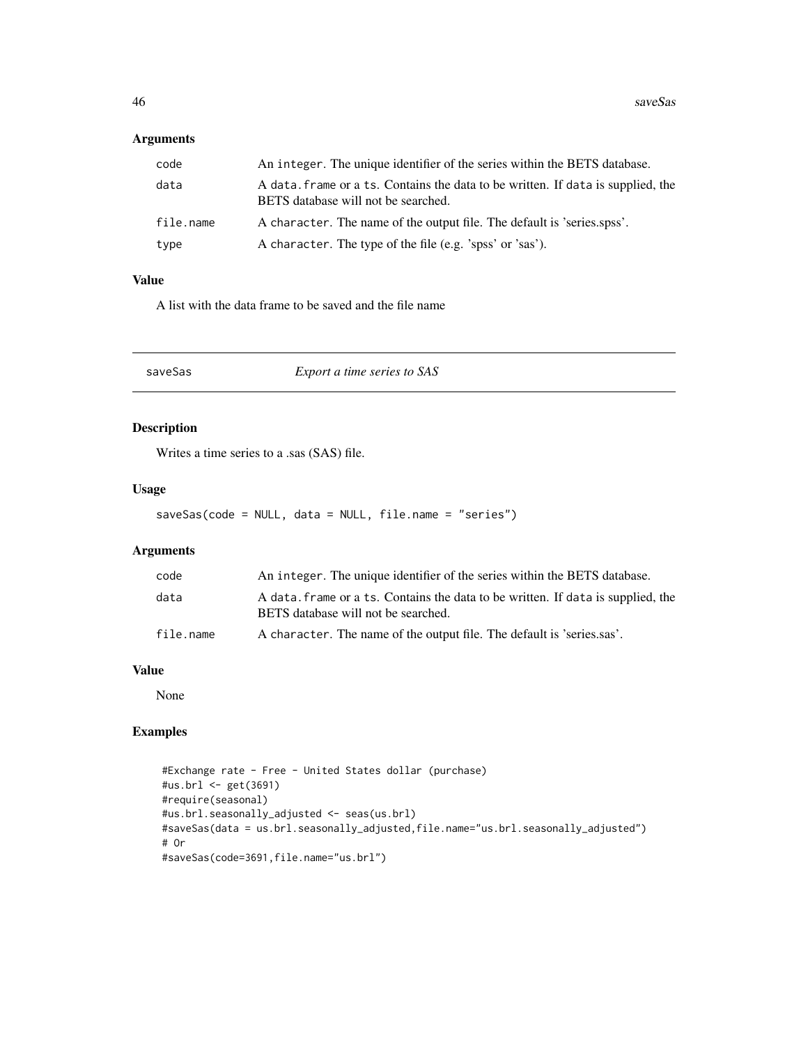### Arguments

| | |
|---|---|
| code | An `integer`. The unique identifier of the series within the BETS database. |
| data | A `data.frame` or a `ts`. Contains the data to be written. If `data` is supplied, the BETS database will not be searched. |
| file.name | A `character`. The name of the output file. The default is 'series.spss'. |
| type | A `character`. The type of the file (e.g. 'spss' or 'sas'). |

### Value

A list with the data frame to be saved and the file name

---

## saveSas — *Export a time series to SAS*

---

### Description

Writes a time series to a .sas (SAS) file.

### Usage

```
saveSas(code = NULL, data = NULL, file.name = "series")
```

### Arguments

| | |
|---|---|
| code | An `integer`. The unique identifier of the series within the BETS database. |
| data | A `data.frame` or a `ts`. Contains the data to be written. If `data` is supplied, the BETS database will not be searched. |
| file.name | A `character`. The name of the output file. The default is 'series.sas'. |

### Value

None

### Examples

```
#Exchange rate - Free - United States dollar (purchase)
#us.brl <- get(3691)
#require(seasonal)
#us.brl.seasonally_adjusted <- seas(us.brl)
#saveSas(data = us.brl.seasonally_adjusted,file.name="us.brl.seasonally_adjusted")
# Or
#saveSas(code=3691,file.name="us.brl")
```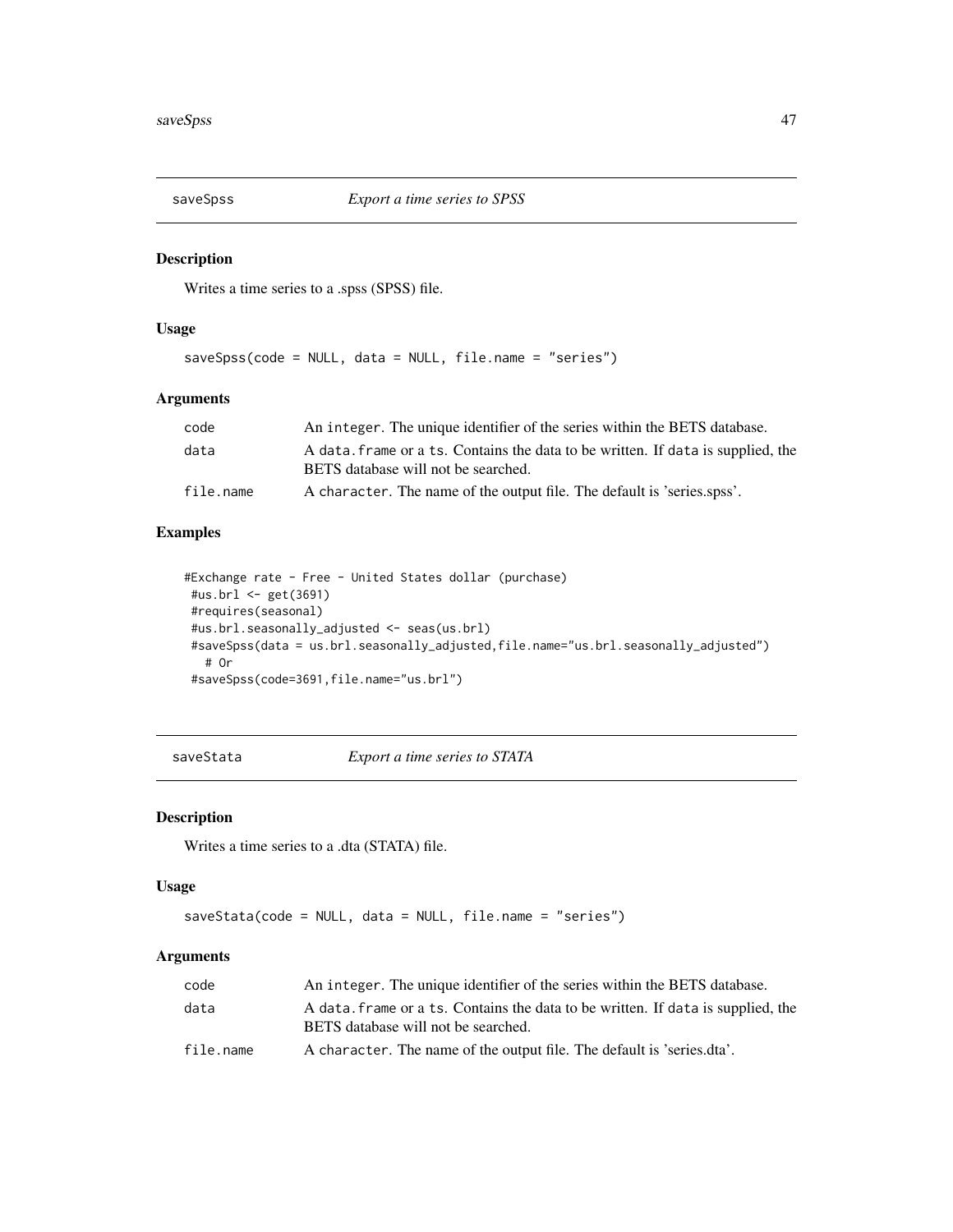## saveSpss *Export a time series to SPSS*

### Description

Writes a time series to a .spss (SPSS) file.

### Usage

```
saveSpss(code = NULL, data = NULL, file.name = "series")
```

### Arguments

| | |
|---|---|
| code | An integer. The unique identifier of the series within the BETS database. |
| data | A data.frame or a ts. Contains the data to be written. If data is supplied, the BETS database will not be searched. |
| file.name | A character. The name of the output file. The default is 'series.spss'. |

### Examples

```
#Exchange rate - Free - United States dollar (purchase)
 #us.brl <- get(3691)
 #requires(seasonal)
 #us.brl.seasonally_adjusted <- seas(us.brl)
 #saveSpss(data = us.brl.seasonally_adjusted,file.name="us.brl.seasonally_adjusted")
   # Or
 #saveSpss(code=3691,file.name="us.brl")
```

## saveStata *Export a time series to STATA*

### Description

Writes a time series to a .dta (STATA) file.

### Usage

```
saveStata(code = NULL, data = NULL, file.name = "series")
```

### Arguments

| | |
|---|---|
| code | An integer. The unique identifier of the series within the BETS database. |
| data | A data.frame or a ts. Contains the data to be written. If data is supplied, the BETS database will not be searched. |
| file.name | A character. The name of the output file. The default is 'series.dta'. |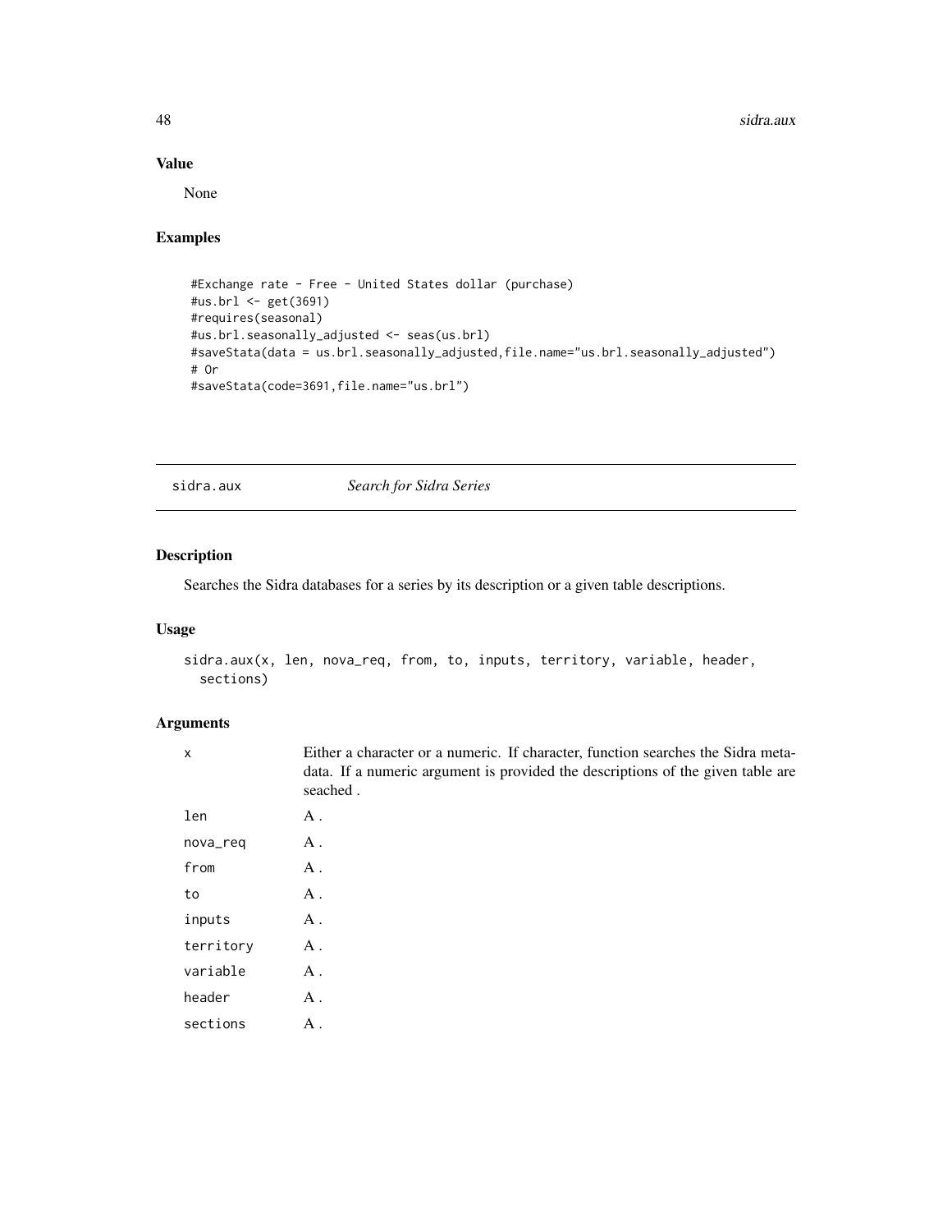## Value

None

## Examples

```
#Exchange rate - Free - United States dollar (purchase)
#us.brl <- get(3691)
#requires(seasonal)
#us.brl.seasonally_adjusted <- seas(us.brl)
#saveStata(data = us.brl.seasonally_adjusted,file.name="us.brl.seasonally_adjusted")
# Or
#saveStata(code=3691,file.name="us.brl")
```

---

# sidra.aux *Search for Sidra Series*

---

## Description

Searches the Sidra databases for a series by its description or a given table descriptions.

## Usage

```
sidra.aux(x, len, nova_req, from, to, inputs, territory, variable, header,
  sections)
```

## Arguments

| | |
|---|---|
| x | Either a character or a numeric. If character, function searches the Sidra metadata. If a numeric argument is provided the descriptions of the given table are seached . |
| len | A . |
| nova_req | A . |
| from | A . |
| to | A . |
| inputs | A . |
| territory | A . |
| variable | A . |
| header | A . |
| sections | A . |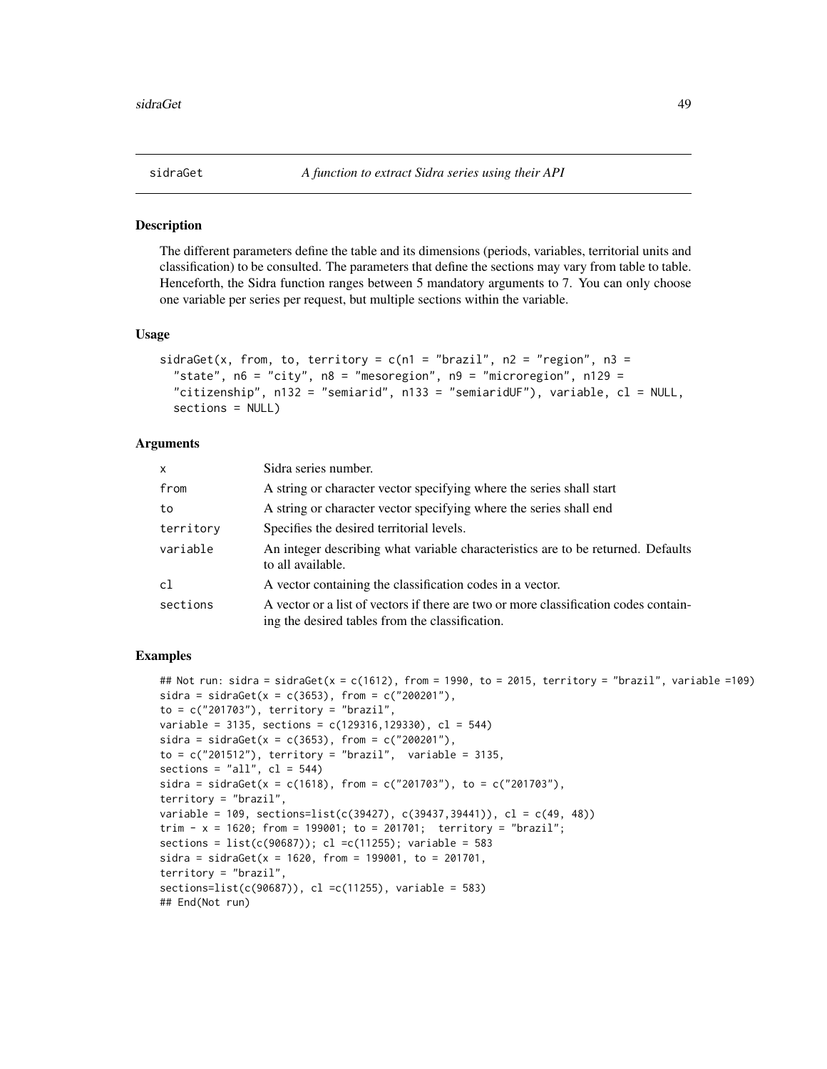# sidraGet — *A function to extract Sidra series using their API*

## Description

The different parameters define the table and its dimensions (periods, variables, territorial units and classification) to be consulted. The parameters that define the sections may vary from table to table. Henceforth, the Sidra function ranges between 5 mandatory arguments to 7. You can only choose one variable per series per request, but multiple sections within the variable.

## Usage

```
sidraGet(x, from, to, territory = c(n1 = "brazil", n2 = "region", n3 =
  "state", n6 = "city", n8 = "mesoregion", n9 = "microregion", n129 =
  "citizenship", n132 = "semiarid", n133 = "semiaridUF"), variable, cl = NULL,
  sections = NULL)
```

## Arguments

| | |
|---|---|
| x | Sidra series number. |
| from | A string or character vector specifying where the series shall start |
| to | A string or character vector specifying where the series shall end |
| territory | Specifies the desired territorial levels. |
| variable | An integer describing what variable characteristics are to be returned. Defaults to all available. |
| cl | A vector containing the classification codes in a vector. |
| sections | A vector or a list of vectors if there are two or more classification codes containing the desired tables from the classification. |

## Examples

```
## Not run: sidra = sidraGet(x = c(1612), from = 1990, to = 2015, territory = "brazil", variable =109)
sidra = sidraGet(x = c(3653), from = c("200201"),
to = c("201703"), territory = "brazil",
variable = 3135, sections = c(129316,129330), cl = 544)
sidra = sidraGet(x = c(3653), from = c("200201"),
to = c("201512"), territory = "brazil",  variable = 3135,
sections = "all", cl = 544)
sidra = sidraGet(x = c(1618), from = c("201703"), to = c("201703"),
territory = "brazil",
variable = 109, sections=list(c(39427), c(39437,39441)), cl = c(49, 48))
trim - x = 1620; from = 199001; to = 201701;  territory = "brazil";
sections = list(c(90687)); cl =c(11255); variable = 583
sidra = sidraGet(x = 1620, from = 199001, to = 201701,
territory = "brazil",
sections=list(c(90687)), cl =c(11255), variable = 583)
## End(Not run)
```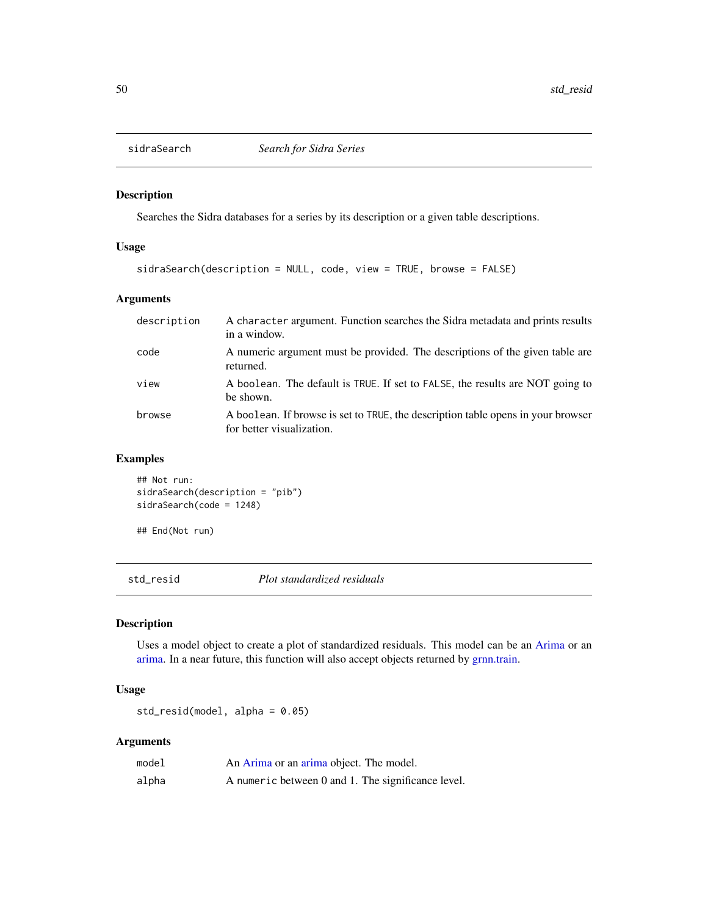## sidraSearch — *Search for Sidra Series*

### Description

Searches the Sidra databases for a series by its description or a given table descriptions.

### Usage

```
sidraSearch(description = NULL, code, view = TRUE, browse = FALSE)
```

### Arguments

| | |
|---|---|
| description | A character argument. Function searches the Sidra metadata and prints results in a window. |
| code | A numeric argument must be provided. The descriptions of the given table are returned. |
| view | A boolean. The default is TRUE. If set to FALSE, the results are NOT going to be shown. |
| browse | A boolean. If browse is set to TRUE, the description table opens in your browser for better visualization. |

### Examples

```
## Not run:
sidraSearch(description = "pib")
sidraSearch(code = 1248)

## End(Not run)
```

## std_resid — *Plot standardized residuals*

### Description

Uses a model object to create a plot of standardized residuals. This model can be an Arima or an arima. In a near future, this function will also accept objects returned by grnn.train.

### Usage

```
std_resid(model, alpha = 0.05)
```

### Arguments

| | |
|---|---|
| model | An Arima or an arima object. The model. |
| alpha | A numeric between 0 and 1. The significance level. |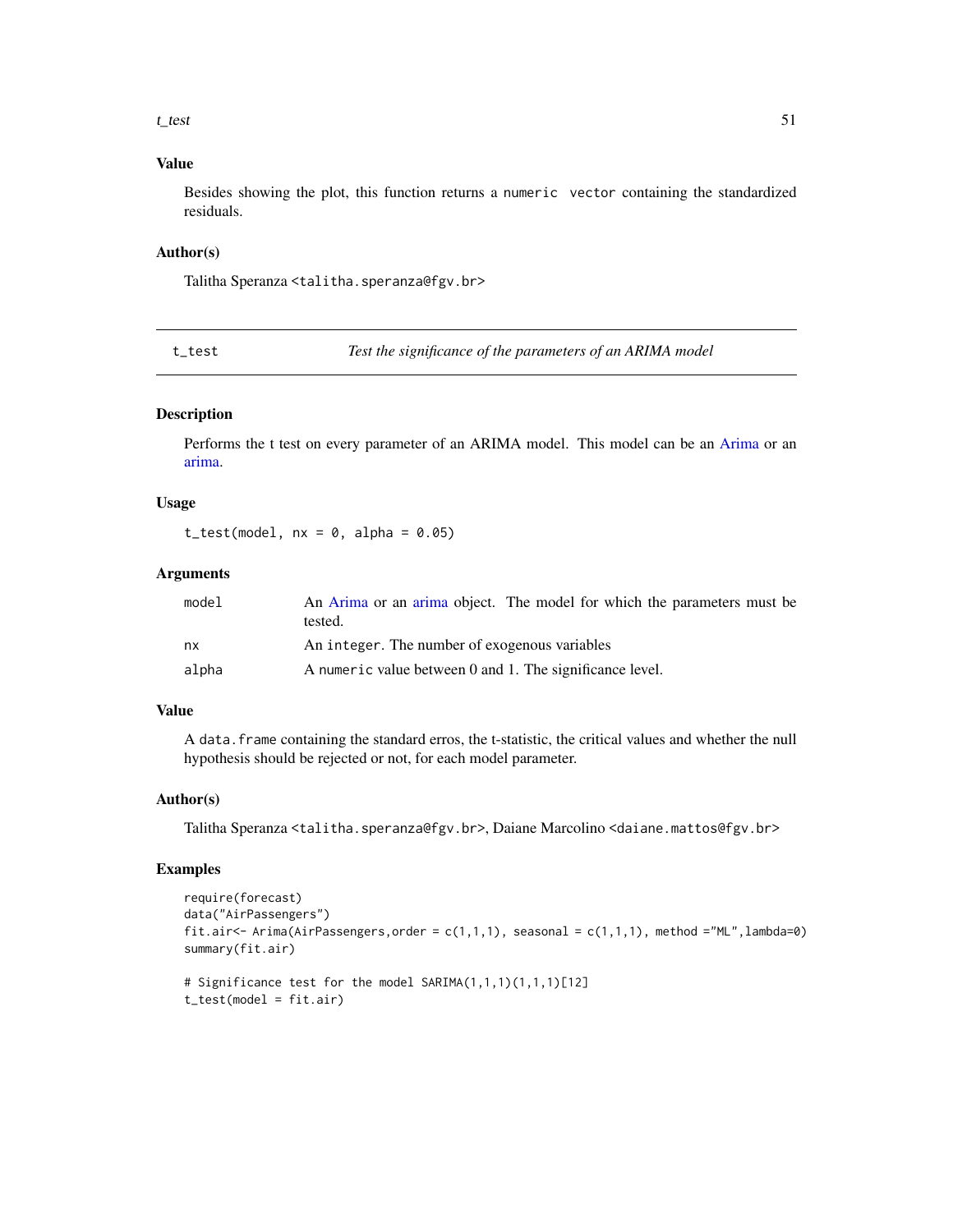### Value

Besides showing the plot, this function returns a `numeric vector` containing the standardized residuals.

### Author(s)

Talitha Speranza <talitha.speranza@fgv.br>

---

## t_test — *Test the significance of the parameters of an ARIMA model*

---

### Description

Performs the t test on every parameter of an ARIMA model. This model can be an Arima or an arima.

### Usage

```
t_test(model, nx = 0, alpha = 0.05)
```

### Arguments

| | |
|---|---|
| model | An Arima or an arima object. The model for which the parameters must be tested. |
| nx | An `integer`. The number of exogenous variables |
| alpha | A `numeric` value between 0 and 1. The significance level. |

### Value

A `data.frame` containing the standard erros, the t-statistic, the critical values and whether the null hypothesis should be rejected or not, for each model parameter.

### Author(s)

Talitha Speranza <talitha.speranza@fgv.br>, Daiane Marcolino <daiane.mattos@fgv.br>

### Examples

```
require(forecast)
data("AirPassengers")
fit.air<- Arima(AirPassengers,order = c(1,1,1), seasonal = c(1,1,1), method ="ML",lambda=0)
summary(fit.air)

# Significance test for the model SARIMA(1,1,1)(1,1,1)[12]
t_test(model = fit.air)
```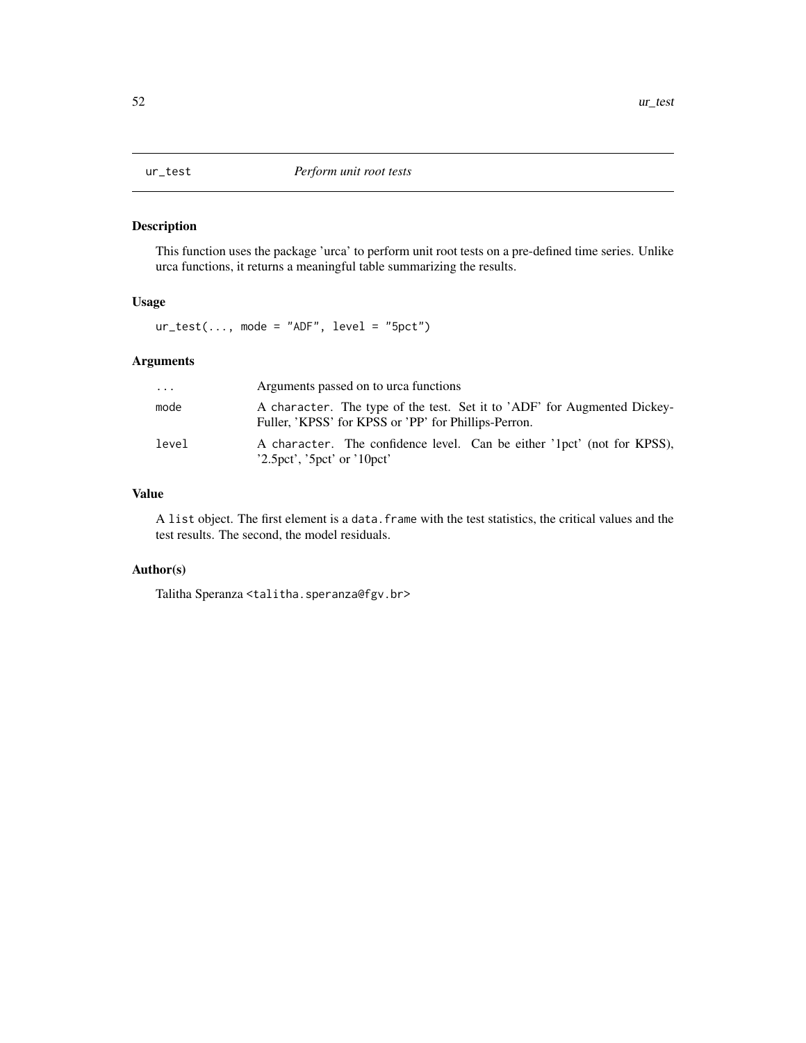`ur_test` *Perform unit root tests*

## Description

This function uses the package 'urca' to perform unit root tests on a pre-defined time series. Unlike urca functions, it returns a meaningful table summarizing the results.

## Usage

```
ur_test(..., mode = "ADF", level = "5pct")
```

## Arguments

| | |
|---|---|
| `...` | Arguments passed on to urca functions |
| `mode` | A `character`. The type of the test. Set it to 'ADF' for Augmented Dickey-Fuller, 'KPSS' for KPSS or 'PP' for Phillips-Perron. |
| `level` | A `character`. The confidence level. Can be either '1pct' (not for KPSS), '2.5pct', '5pct' or '10pct' |

## Value

A `list` object. The first element is a `data.frame` with the test statistics, the critical values and the test results. The second, the model residuals.

## Author(s)

Talitha Speranza <talitha.speranza@fgv.br>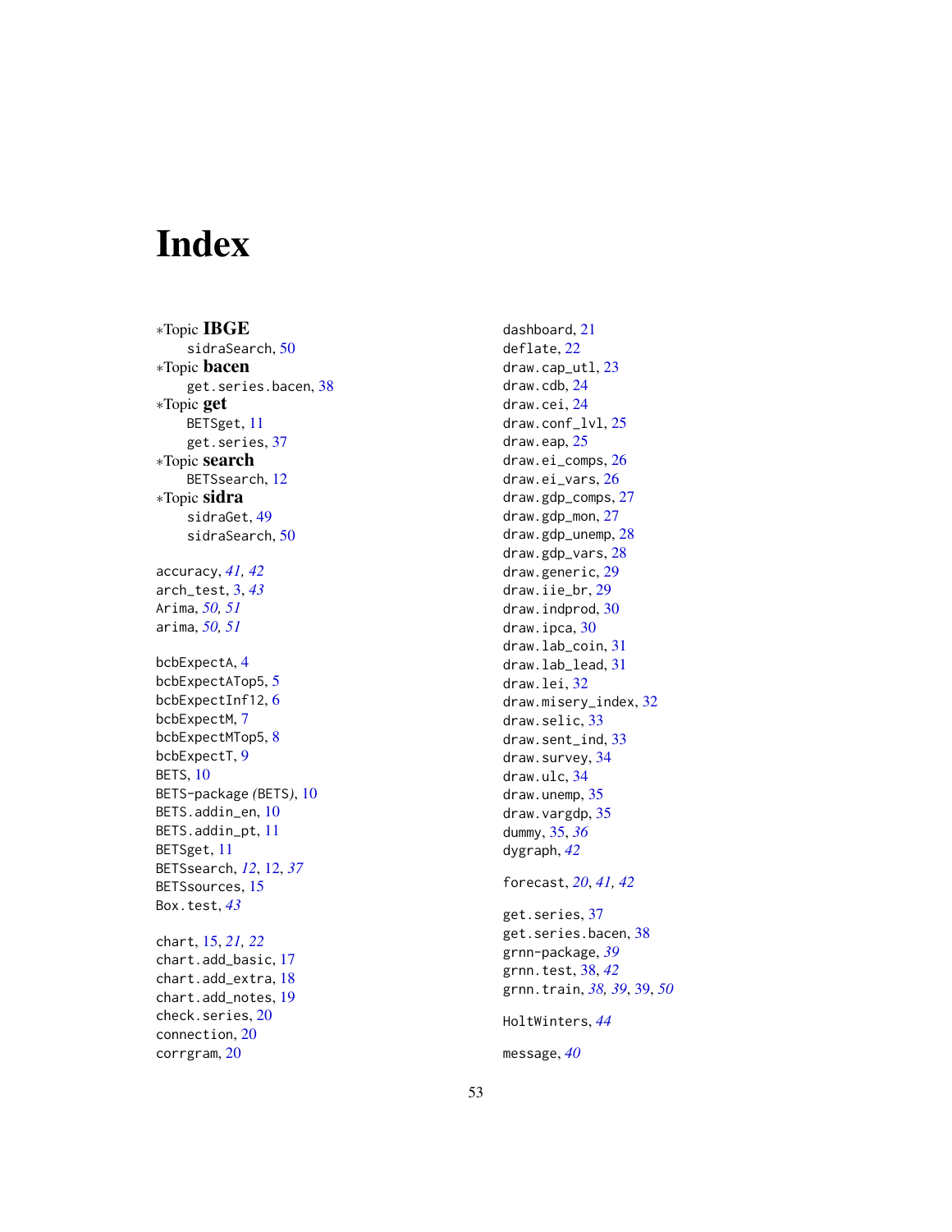# Index

∗Topic **IBGE**
  sidraSearch, 50
∗Topic **bacen**
  get.series.bacen, 38
∗Topic **get**
  BETSget, 11
  get.series, 37
∗Topic **search**
  BETSsearch, 12
∗Topic **sidra**
  sidraGet, 49
  sidraSearch, 50

accuracy, *41, 42*
arch_test, 3, *43*
Arima, *50, 51*
arima, *50, 51*

bcbExpectA, 4
bcbExpectATop5, 5
bcbExpectInf12, 6
bcbExpectM, 7
bcbExpectMTop5, 8
bcbExpectT, 9
BETS, 10
BETS-package *(*BETS*)*, 10
BETS.addin_en, 10
BETS.addin_pt, 11
BETSget, 11
BETSsearch, *12*, 12, *37*
BETSsources, 15
Box.test, *43*

chart, 15, *21, 22*
chart.add_basic, 17
chart.add_extra, 18
chart.add_notes, 19
check.series, 20
connection, 20
corrgram, 20

dashboard, 21
deflate, 22
draw.cap_utl, 23
draw.cdb, 24
draw.cei, 24
draw.conf_lvl, 25
draw.eap, 25
draw.ei_comps, 26
draw.ei_vars, 26
draw.gdp_comps, 27
draw.gdp_mon, 27
draw.gdp_unemp, 28
draw.gdp_vars, 28
draw.generic, 29
draw.iie_br, 29
draw.indprod, 30
draw.ipca, 30
draw.lab_coin, 31
draw.lab_lead, 31
draw.lei, 32
draw.misery_index, 32
draw.selic, 33
draw.sent_ind, 33
draw.survey, 34
draw.ulc, 34
draw.unemp, 35
draw.vargdp, 35
dummy, 35, *36*
dygraph, *42*

forecast, *20*, *41, 42*

get.series, 37
get.series.bacen, 38
grnn-package, *39*
grnn.test, 38, *42*
grnn.train, *38, 39*, 39, *50*

HoltWinters, *44*

message, *40*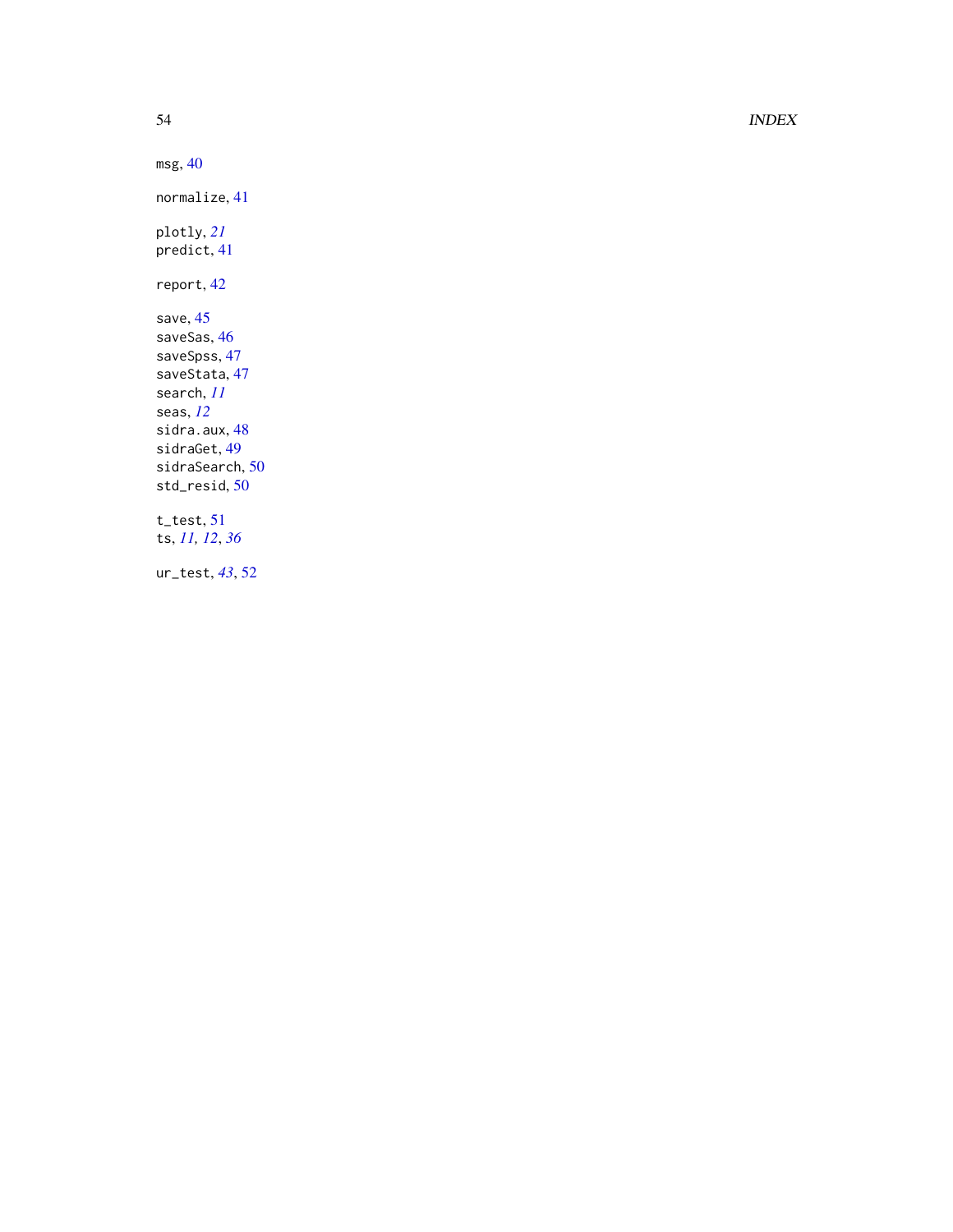msg, 40

normalize, 41

plotly, *21*
predict, 41

report, 42

save, 45
saveSas, 46
saveSpss, 47
saveStata, 47
search, *11*
seas, *12*
sidra.aux, 48
sidraGet, 49
sidraSearch, 50
std_resid, 50

t_test, 51
ts, *11, 12*, *36*

ur_test, *43*, 52